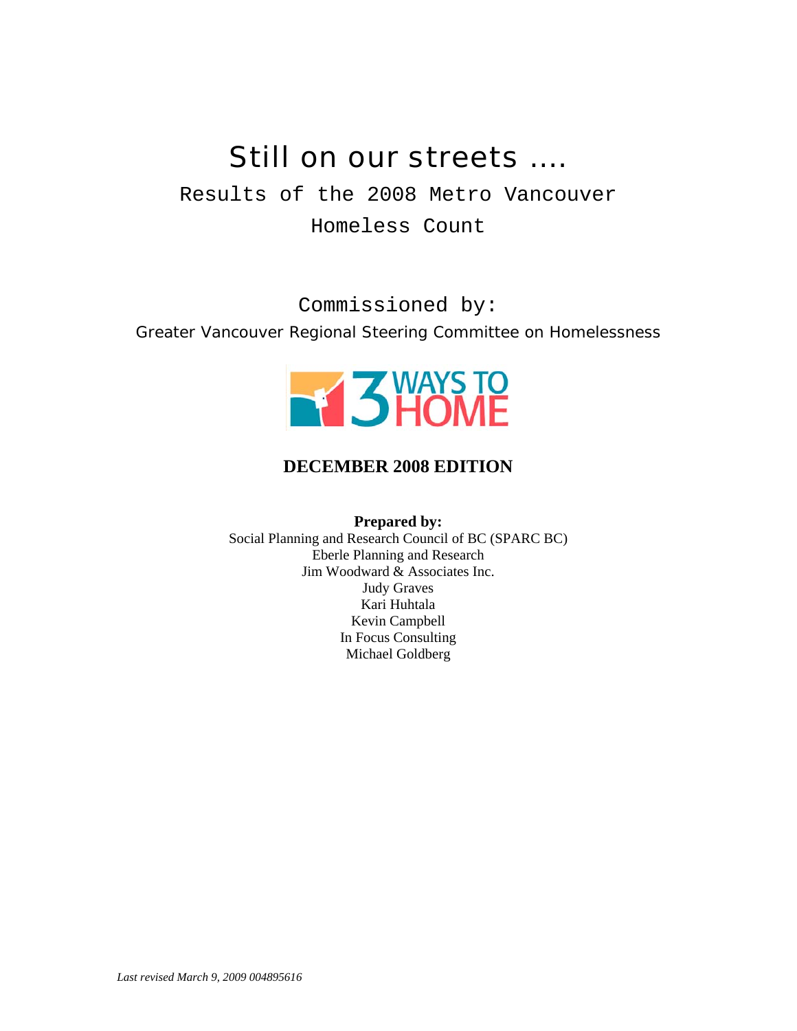# Still on our streets ....

## Results of the 2008 Metro Vancouver Homeless Count

Commissioned by:

Greater Vancouver Regional Steering Committee on Homelessness

3 WAYS TO HOME

**DECEMBER 2008 EDITION**

**Prepared by:**

Social Planning and Research Council of BC (SPARC BC)
Eberle Planning and Research
Jim Woodward & Associates Inc.
Judy Graves
Kari Huhtala
Kevin Campbell
In Focus Consulting
Michael Goldberg

*Last revised March 9, 2009 004895616*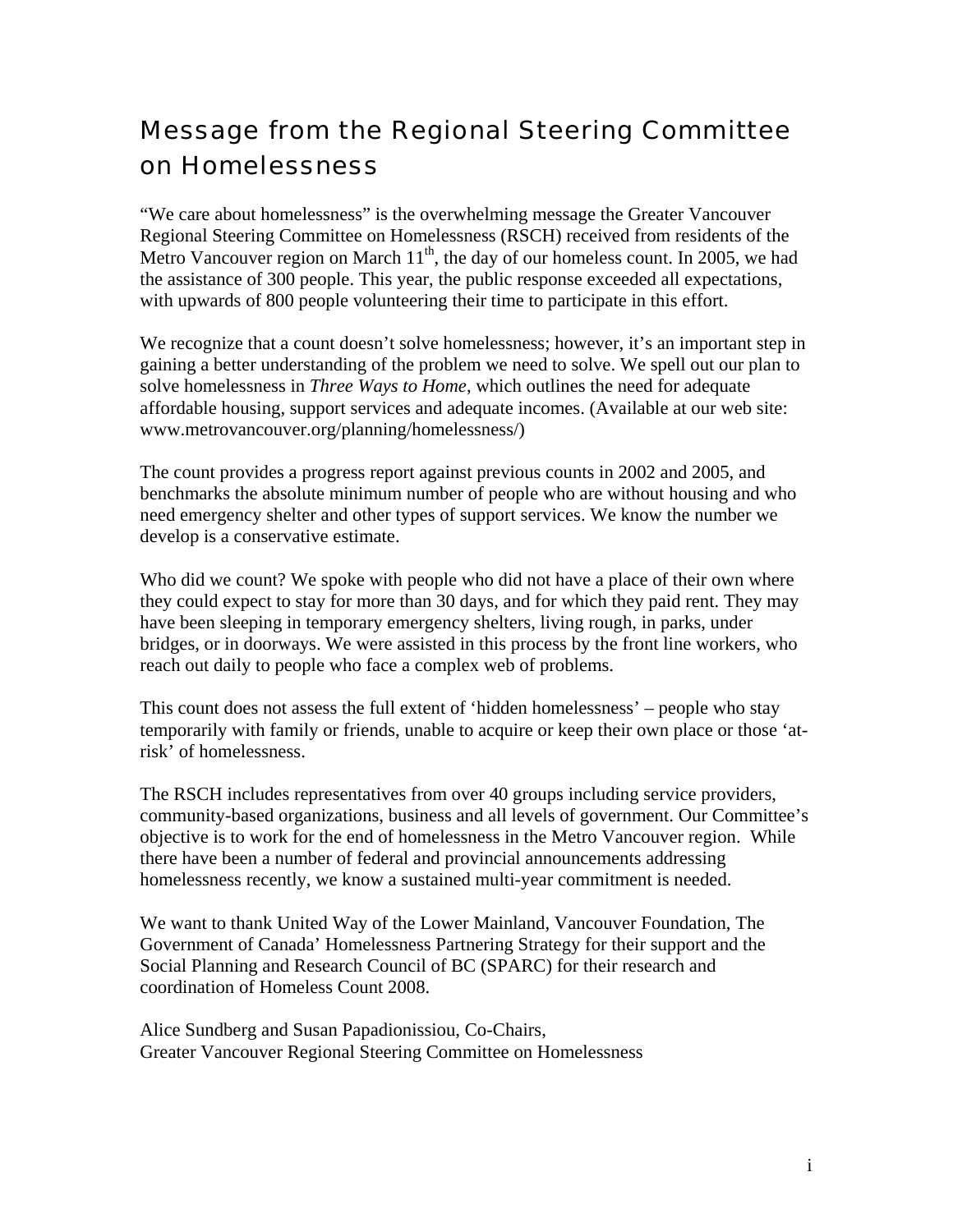# Message from the Regional Steering Committee on Homelessness

"We care about homelessness" is the overwhelming message the Greater Vancouver Regional Steering Committee on Homelessness (RSCH) received from residents of the Metro Vancouver region on March 11$^{th}$, the day of our homeless count. In 2005, we had the assistance of 300 people. This year, the public response exceeded all expectations, with upwards of 800 people volunteering their time to participate in this effort.

We recognize that a count doesn't solve homelessness; however, it's an important step in gaining a better understanding of the problem we need to solve. We spell out our plan to solve homelessness in *Three Ways to Home*, which outlines the need for adequate affordable housing, support services and adequate incomes. (Available at our web site: www.metrovancouver.org/planning/homelessness/)

The count provides a progress report against previous counts in 2002 and 2005, and benchmarks the absolute minimum number of people who are without housing and who need emergency shelter and other types of support services. We know the number we develop is a conservative estimate.

Who did we count? We spoke with people who did not have a place of their own where they could expect to stay for more than 30 days, and for which they paid rent. They may have been sleeping in temporary emergency shelters, living rough, in parks, under bridges, or in doorways. We were assisted in this process by the front line workers, who reach out daily to people who face a complex web of problems.

This count does not assess the full extent of 'hidden homelessness' – people who stay temporarily with family or friends, unable to acquire or keep their own place or those 'at-risk' of homelessness.

The RSCH includes representatives from over 40 groups including service providers, community-based organizations, business and all levels of government. Our Committee's objective is to work for the end of homelessness in the Metro Vancouver region. While there have been a number of federal and provincial announcements addressing homelessness recently, we know a sustained multi-year commitment is needed.

We want to thank United Way of the Lower Mainland, Vancouver Foundation, The Government of Canada' Homelessness Partnering Strategy for their support and the Social Planning and Research Council of BC (SPARC) for their research and coordination of Homeless Count 2008.

Alice Sundberg and Susan Papadionissiou, Co-Chairs,
Greater Vancouver Regional Steering Committee on Homelessness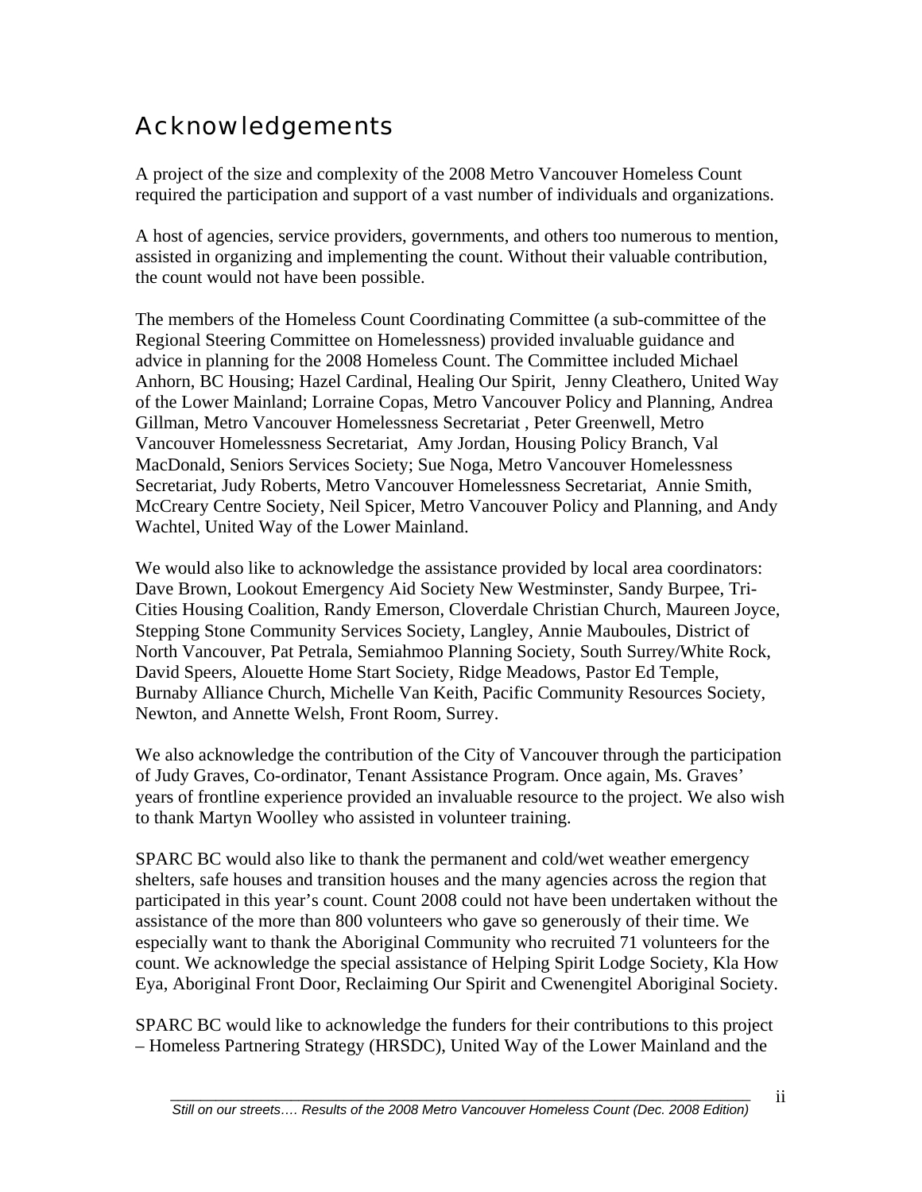# Acknowledgements

A project of the size and complexity of the 2008 Metro Vancouver Homeless Count required the participation and support of a vast number of individuals and organizations.

A host of agencies, service providers, governments, and others too numerous to mention, assisted in organizing and implementing the count. Without their valuable contribution, the count would not have been possible.

The members of the Homeless Count Coordinating Committee (a sub-committee of the Regional Steering Committee on Homelessness) provided invaluable guidance and advice in planning for the 2008 Homeless Count. The Committee included Michael Anhorn, BC Housing; Hazel Cardinal, Healing Our Spirit, Jenny Cleathero, United Way of the Lower Mainland; Lorraine Copas, Metro Vancouver Policy and Planning, Andrea Gillman, Metro Vancouver Homelessness Secretariat , Peter Greenwell, Metro Vancouver Homelessness Secretariat, Amy Jordan, Housing Policy Branch, Val MacDonald, Seniors Services Society; Sue Noga, Metro Vancouver Homelessness Secretariat, Judy Roberts, Metro Vancouver Homelessness Secretariat, Annie Smith, McCreary Centre Society, Neil Spicer, Metro Vancouver Policy and Planning, and Andy Wachtel, United Way of the Lower Mainland.

We would also like to acknowledge the assistance provided by local area coordinators: Dave Brown, Lookout Emergency Aid Society New Westminster, Sandy Burpee, Tri-Cities Housing Coalition, Randy Emerson, Cloverdale Christian Church, Maureen Joyce, Stepping Stone Community Services Society, Langley, Annie Mauboules, District of North Vancouver, Pat Petrala, Semiahmoo Planning Society, South Surrey/White Rock, David Speers, Alouette Home Start Society, Ridge Meadows, Pastor Ed Temple, Burnaby Alliance Church, Michelle Van Keith, Pacific Community Resources Society, Newton, and Annette Welsh, Front Room, Surrey.

We also acknowledge the contribution of the City of Vancouver through the participation of Judy Graves, Co-ordinator, Tenant Assistance Program. Once again, Ms. Graves' years of frontline experience provided an invaluable resource to the project. We also wish to thank Martyn Woolley who assisted in volunteer training.

SPARC BC would also like to thank the permanent and cold/wet weather emergency shelters, safe houses and transition houses and the many agencies across the region that participated in this year's count. Count 2008 could not have been undertaken without the assistance of the more than 800 volunteers who gave so generously of their time. We especially want to thank the Aboriginal Community who recruited 71 volunteers for the count. We acknowledge the special assistance of Helping Spirit Lodge Society, Kla How Eya, Aboriginal Front Door, Reclaiming Our Spirit and Cwenengitel Aboriginal Society.

SPARC BC would like to acknowledge the funders for their contributions to this project – Homeless Partnering Strategy (HRSDC), United Way of the Lower Mainland and the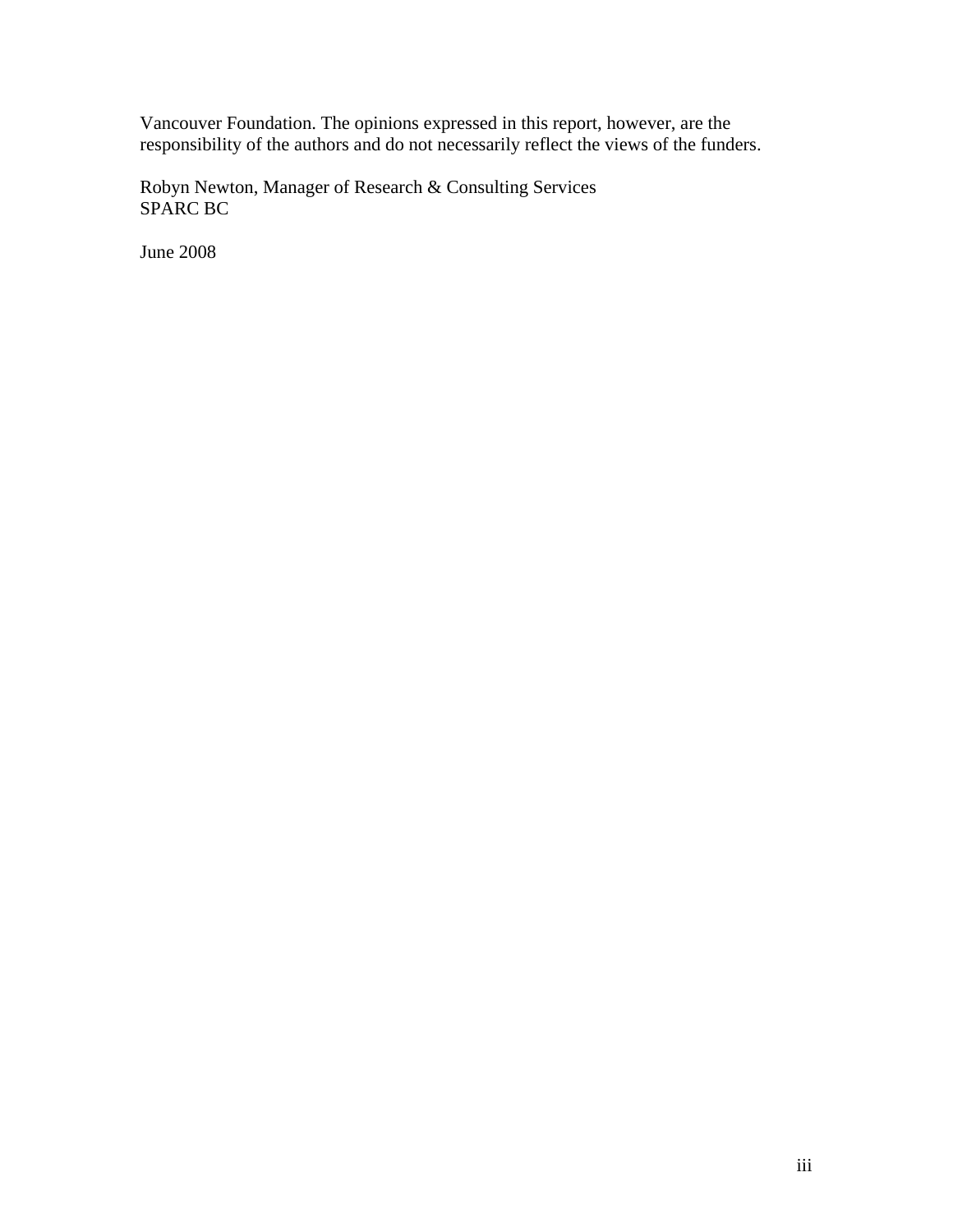Vancouver Foundation. The opinions expressed in this report, however, are the responsibility of the authors and do not necessarily reflect the views of the funders.

Robyn Newton, Manager of Research & Consulting Services
SPARC BC

June 2008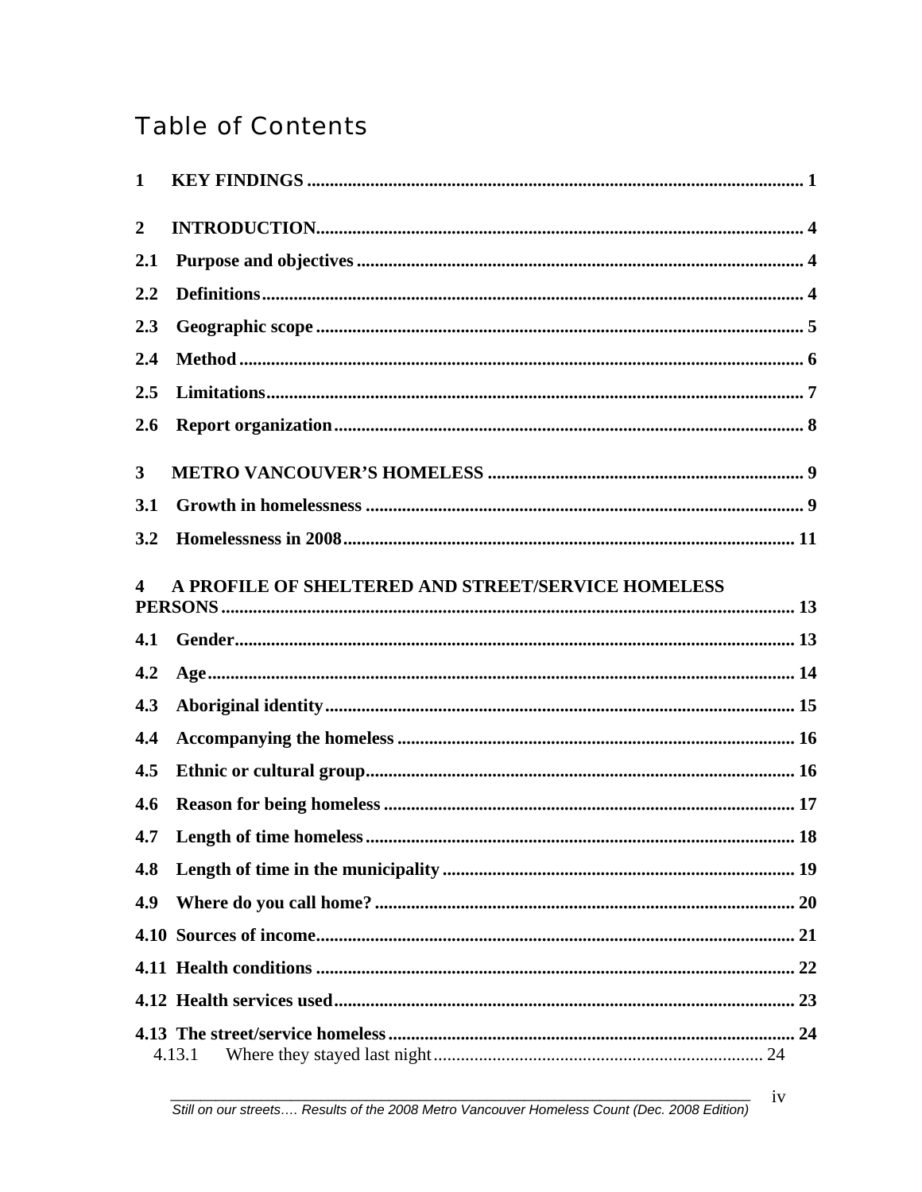# Table of Contents

**1 KEY FINDINGS** ........................................................................................................... 1

**2 INTRODUCTION** ........................................................................................................ 4

**2.1 Purpose and objectives** ........................................................................................ 4

**2.2 Definitions** ............................................................................................................ 4

**2.3 Geographic scope** ................................................................................................. 5

**2.4 Method** .................................................................................................................. 6

**2.5 Limitations** ........................................................................................................... 7

**2.6 Report organization** ............................................................................................. 8

**3 METRO VANCOUVER'S HOMELESS** ..................................................................... 9

**3.1 Growth in homelessness** ...................................................................................... 9

**3.2 Homelessness in 2008** ......................................................................................... 11

**4 A PROFILE OF SHELTERED AND STREET/SERVICE HOMELESS PERSONS** ............................................................................................................................. 13

**4.1 Gender** ................................................................................................................. 13

**4.2 Age** ...................................................................................................................... 14

**4.3 Aboriginal identity** .............................................................................................. 15

**4.4 Accompanying the homeless** .............................................................................. 16

**4.5 Ethnic or cultural group** ..................................................................................... 16

**4.6 Reason for being homeless** ................................................................................. 17

**4.7 Length of time homeless** .................................................................................... 18

**4.8 Length of time in the municipality** .................................................................... 19

**4.9 Where do you call home?** ................................................................................... 20

**4.10 Sources of income** ............................................................................................. 21

**4.11 Health conditions** .............................................................................................. 22

**4.12 Health services used** .......................................................................................... 23

**4.13 The street/service homeless** .............................................................................. 24

4.13.1 Where they stayed last night ........................................................................ 24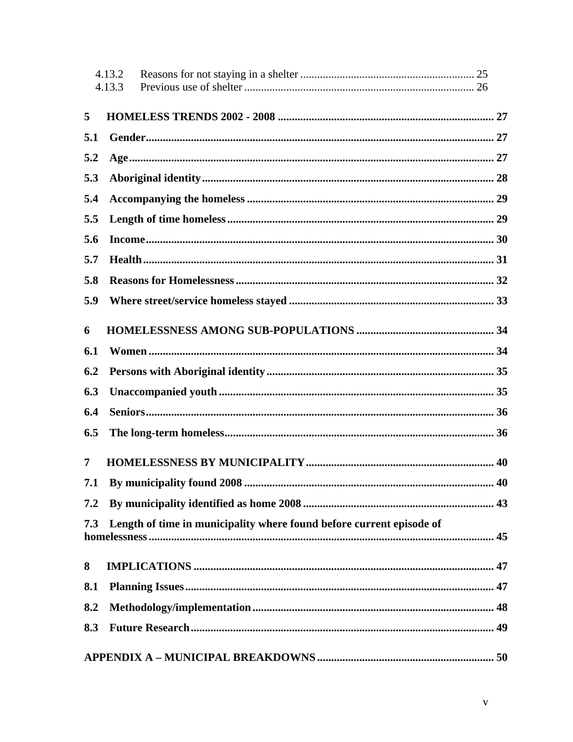4.13.2 Reasons for not staying in a shelter ............................................................. 25
4.13.3 Previous use of shelter ................................................................................ 26

**5 HOMELESS TRENDS 2002 - 2008 ............................................................................ 27**

**5.1 Gender........................................................................................................................ 27**

**5.2 Age.............................................................................................................................. 27**

**5.3 Aboriginal identity..................................................................................................... 28**

**5.4 Accompanying the homeless ..................................................................................... 29**

**5.5 Length of time homeless ............................................................................................ 29**

**5.6 Income......................................................................................................................... 30**

**5.7 Health.......................................................................................................................... 31**

**5.8 Reasons for Homelessness ......................................................................................... 32**

**5.9 Where street/service homeless stayed ....................................................................... 33**

**6 HOMELESSNESS AMONG SUB-POPULATIONS ................................................. 34**

**6.1 Women ........................................................................................................................ 34**

**6.2 Persons with Aboriginal identity ............................................................................... 35**

**6.3 Unaccompanied youth ............................................................................................... 35**

**6.4 Seniors......................................................................................................................... 36**

**6.5 The long-term homeless.............................................................................................. 36**

**7 HOMELESSNESS BY MUNICIPALITY .................................................................. 40**

**7.1 By municipality found 2008 ....................................................................................... 40**

**7.2 By municipality identified as home 2008 .................................................................. 43**

**7.3 Length of time in municipality where found before current episode of homelessness .......................................................................................................................... 45**

**8 IMPLICATIONS ......................................................................................................... 47**

**8.1 Planning Issues........................................................................................................... 47**

**8.2 Methodology/implementation.................................................................................... 48**

**8.3 Future Research.......................................................................................................... 49**

**APPENDIX A – MUNICIPAL BREAKDOWNS ............................................................. 50**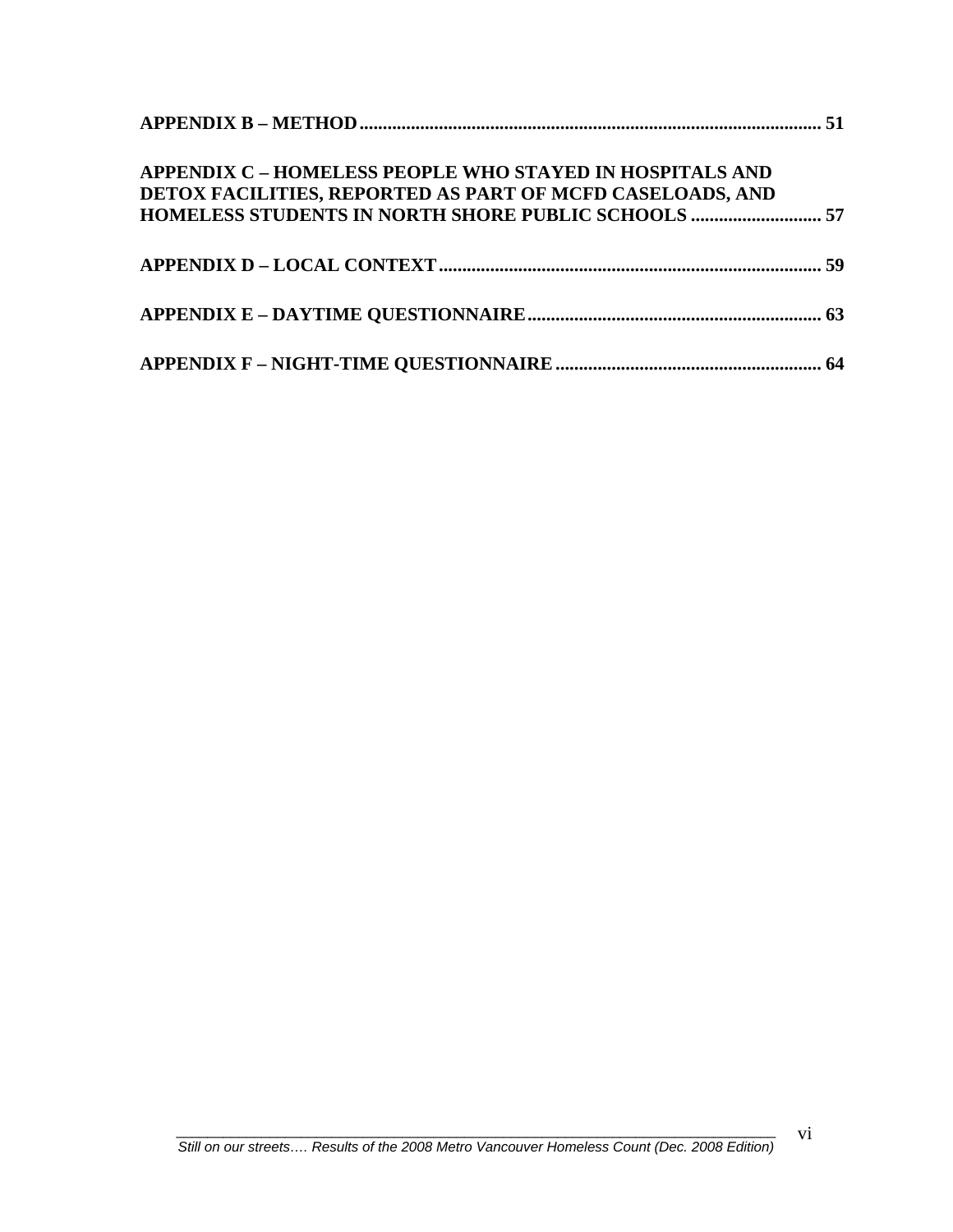**APPENDIX B – METHOD** .......... 51

**APPENDIX C – HOMELESS PEOPLE WHO STAYED IN HOSPITALS AND DETOX FACILITIES, REPORTED AS PART OF MCFD CASELOADS, AND HOMELESS STUDENTS IN NORTH SHORE PUBLIC SCHOOLS** .......... 57

**APPENDIX D – LOCAL CONTEXT** .......... 59

**APPENDIX E – DAYTIME QUESTIONNAIRE** .......... 63

**APPENDIX F – NIGHT-TIME QUESTIONNAIRE** .......... 64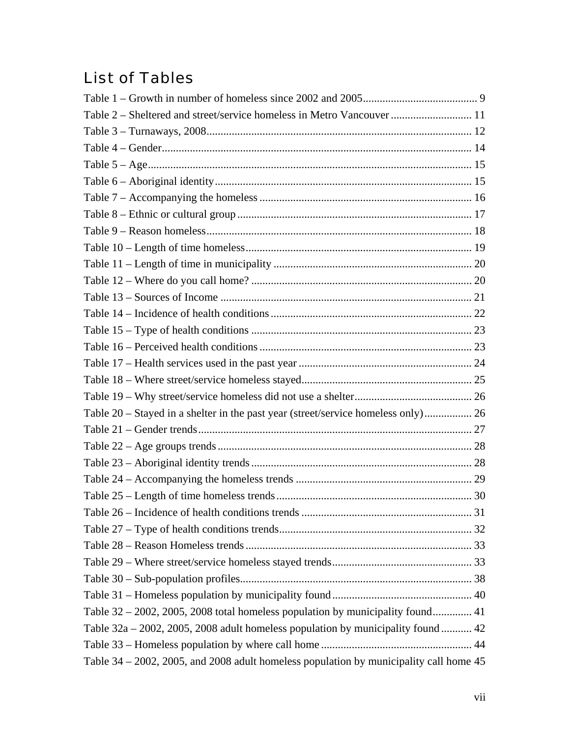## List of Tables

Table 1 – Growth in number of homeless since 2002 and 2005 ......................................... 9
Table 2 – Sheltered and street/service homeless in Metro Vancouver ............................ 11
Table 3 – Turnaways, 2008 .............................................................................................. 12
Table 4 – Gender .............................................................................................................. 14
Table 5 – Age ................................................................................................................... 15
Table 6 – Aboriginal identity ........................................................................................... 15
Table 7 – Accompanying the homeless ........................................................................... 16
Table 8 – Ethnic or cultural group ................................................................................... 17
Table 9 – Reason homeless .............................................................................................. 18
Table 10 – Length of time homeless ................................................................................ 19
Table 11 – Length of time in municipality ...................................................................... 20
Table 12 – Where do you call home? .............................................................................. 20
Table 13 – Sources of Income ......................................................................................... 21
Table 14 – Incidence of health conditions ....................................................................... 22
Table 15 – Type of health conditions .............................................................................. 23
Table 16 – Perceived health conditions ........................................................................... 23
Table 17 – Health services used in the past year ............................................................. 24
Table 18 – Where street/service homeless stayed ............................................................ 25
Table 19 – Why street/service homeless did not use a shelter ......................................... 26
Table 20 – Stayed in a shelter in the past year (street/service homeless only) ................. 26
Table 21 – Gender trends ................................................................................................. 27
Table 22 – Age groups trends .......................................................................................... 28
Table 23 – Aboriginal identity trends .............................................................................. 28
Table 24 – Accompanying the homeless trends .............................................................. 29
Table 25 – Length of time homeless trends ..................................................................... 30
Table 26 – Incidence of health conditions trends ............................................................ 31
Table 27 – Type of health conditions trends .................................................................... 32
Table 28 – Reason Homeless trends ................................................................................ 33
Table 29 – Where street/service homeless stayed trends ................................................. 33
Table 30 – Sub-population profiles .................................................................................. 38
Table 31 – Homeless population by municipality found ................................................. 40
Table 32 – 2002, 2005, 2008 total homeless population by municipality found .............. 41
Table 32a – 2002, 2005, 2008 adult homeless population by municipality found ........... 42
Table 33 – Homeless population by where call home ..................................................... 44
Table 34 – 2002, 2005, and 2008 adult homeless population by municipality call home 45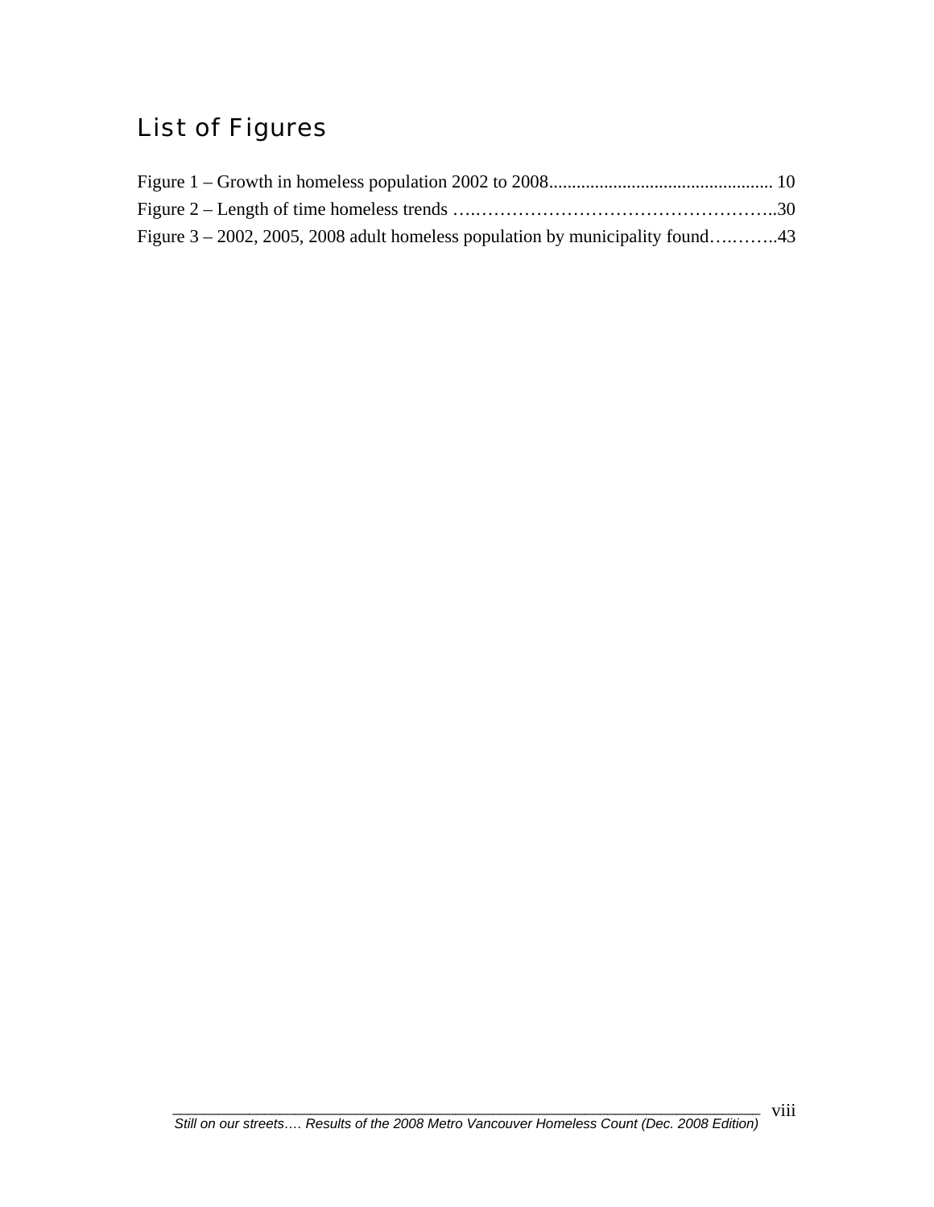## List of Figures

Figure 1 – Growth in homeless population 2002 to 2008................................................ 10
Figure 2 – Length of time homeless trends …..…………………………………………..30
Figure 3 – 2002, 2005, 2008 adult homeless population by municipality found….……..43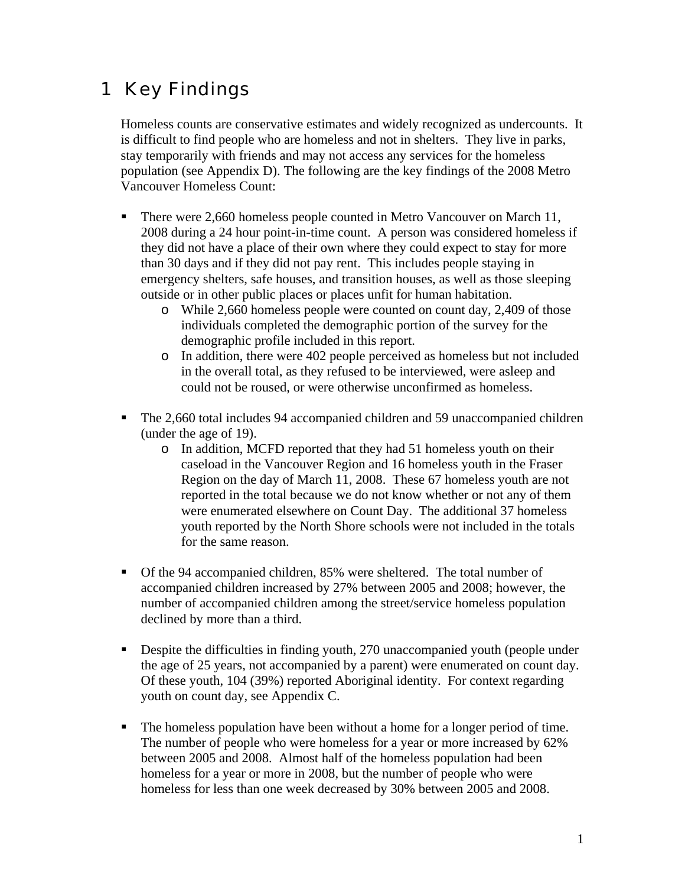# 1 Key Findings

Homeless counts are conservative estimates and widely recognized as undercounts. It is difficult to find people who are homeless and not in shelters. They live in parks, stay temporarily with friends and may not access any services for the homeless population (see Appendix D). The following are the key findings of the 2008 Metro Vancouver Homeless Count:

- There were 2,660 homeless people counted in Metro Vancouver on March 11, 2008 during a 24 hour point-in-time count. A person was considered homeless if they did not have a place of their own where they could expect to stay for more than 30 days and if they did not pay rent. This includes people staying in emergency shelters, safe houses, and transition houses, as well as those sleeping outside or in other public places or places unfit for human habitation.
  - While 2,660 homeless people were counted on count day, 2,409 of those individuals completed the demographic portion of the survey for the demographic profile included in this report.
  - In addition, there were 402 people perceived as homeless but not included in the overall total, as they refused to be interviewed, were asleep and could not be roused, or were otherwise unconfirmed as homeless.

- The 2,660 total includes 94 accompanied children and 59 unaccompanied children (under the age of 19).
  - In addition, MCFD reported that they had 51 homeless youth on their caseload in the Vancouver Region and 16 homeless youth in the Fraser Region on the day of March 11, 2008. These 67 homeless youth are not reported in the total because we do not know whether or not any of them were enumerated elsewhere on Count Day. The additional 37 homeless youth reported by the North Shore schools were not included in the totals for the same reason.

- Of the 94 accompanied children, 85% were sheltered. The total number of accompanied children increased by 27% between 2005 and 2008; however, the number of accompanied children among the street/service homeless population declined by more than a third.

- Despite the difficulties in finding youth, 270 unaccompanied youth (people under the age of 25 years, not accompanied by a parent) were enumerated on count day. Of these youth, 104 (39%) reported Aboriginal identity. For context regarding youth on count day, see Appendix C.

- The homeless population have been without a home for a longer period of time. The number of people who were homeless for a year or more increased by 62% between 2005 and 2008. Almost half of the homeless population had been homeless for a year or more in 2008, but the number of people who were homeless for less than one week decreased by 30% between 2005 and 2008.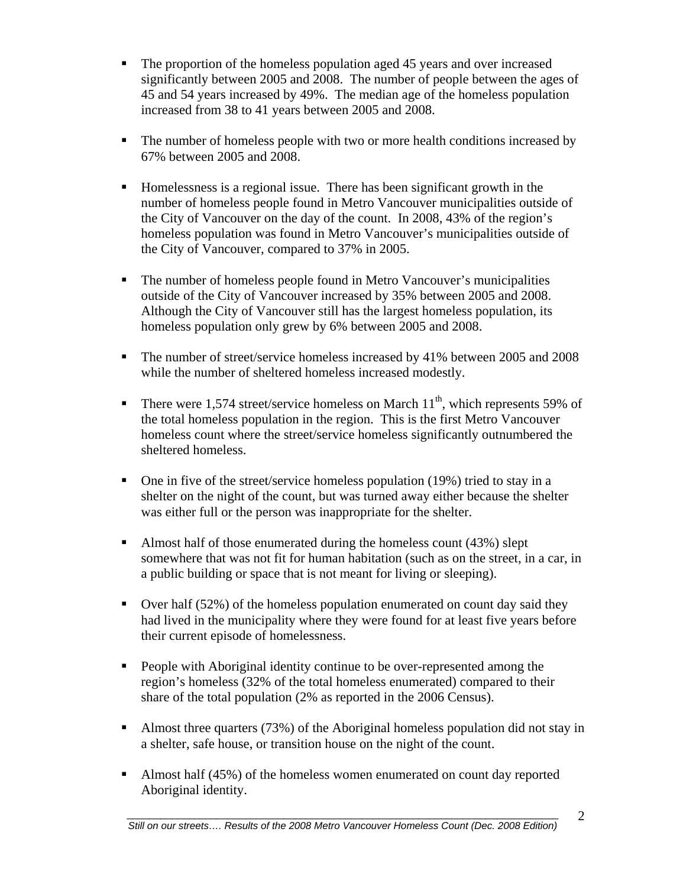- The proportion of the homeless population aged 45 years and over increased significantly between 2005 and 2008. The number of people between the ages of 45 and 54 years increased by 49%. The median age of the homeless population increased from 38 to 41 years between 2005 and 2008.

- The number of homeless people with two or more health conditions increased by 67% between 2005 and 2008.

- Homelessness is a regional issue. There has been significant growth in the number of homeless people found in Metro Vancouver municipalities outside of the City of Vancouver on the day of the count. In 2008, 43% of the region's homeless population was found in Metro Vancouver's municipalities outside of the City of Vancouver, compared to 37% in 2005.

- The number of homeless people found in Metro Vancouver's municipalities outside of the City of Vancouver increased by 35% between 2005 and 2008. Although the City of Vancouver still has the largest homeless population, its homeless population only grew by 6% between 2005 and 2008.

- The number of street/service homeless increased by 41% between 2005 and 2008 while the number of sheltered homeless increased modestly.

- There were 1,574 street/service homeless on March 11th, which represents 59% of the total homeless population in the region. This is the first Metro Vancouver homeless count where the street/service homeless significantly outnumbered the sheltered homeless.

- One in five of the street/service homeless population (19%) tried to stay in a shelter on the night of the count, but was turned away either because the shelter was either full or the person was inappropriate for the shelter.

- Almost half of those enumerated during the homeless count (43%) slept somewhere that was not fit for human habitation (such as on the street, in a car, in a public building or space that is not meant for living or sleeping).

- Over half (52%) of the homeless population enumerated on count day said they had lived in the municipality where they were found for at least five years before their current episode of homelessness.

- People with Aboriginal identity continue to be over-represented among the region's homeless (32% of the total homeless enumerated) compared to their share of the total population (2% as reported in the 2006 Census).

- Almost three quarters (73%) of the Aboriginal homeless population did not stay in a shelter, safe house, or transition house on the night of the count.

- Almost half (45%) of the homeless women enumerated on count day reported Aboriginal identity.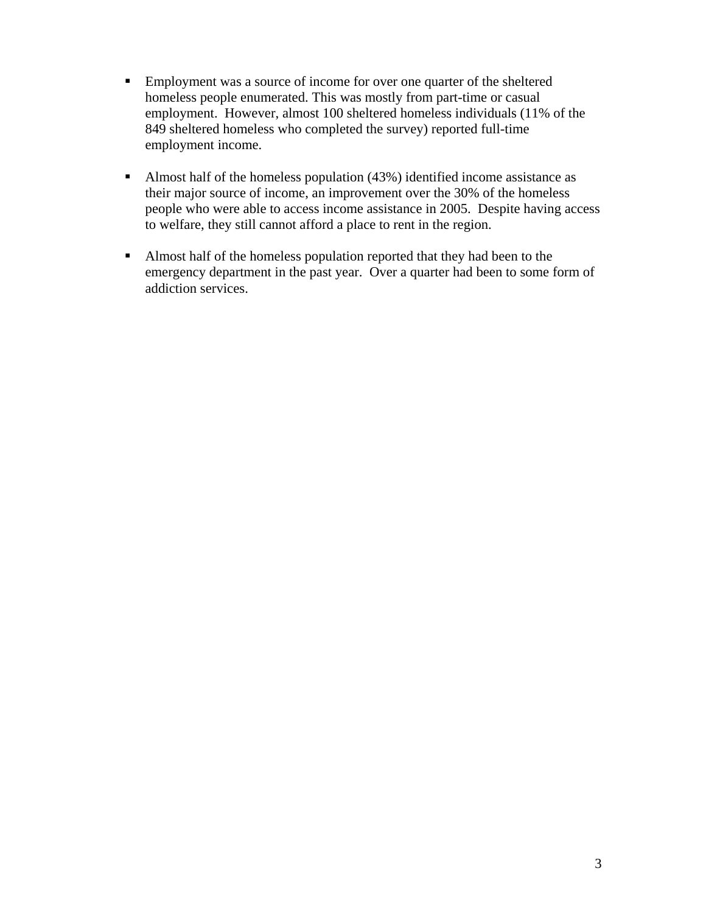- Employment was a source of income for over one quarter of the sheltered homeless people enumerated. This was mostly from part-time or casual employment. However, almost 100 sheltered homeless individuals (11% of the 849 sheltered homeless who completed the survey) reported full-time employment income.

- Almost half of the homeless population (43%) identified income assistance as their major source of income, an improvement over the 30% of the homeless people who were able to access income assistance in 2005. Despite having access to welfare, they still cannot afford a place to rent in the region.

- Almost half of the homeless population reported that they had been to the emergency department in the past year. Over a quarter had been to some form of addiction services.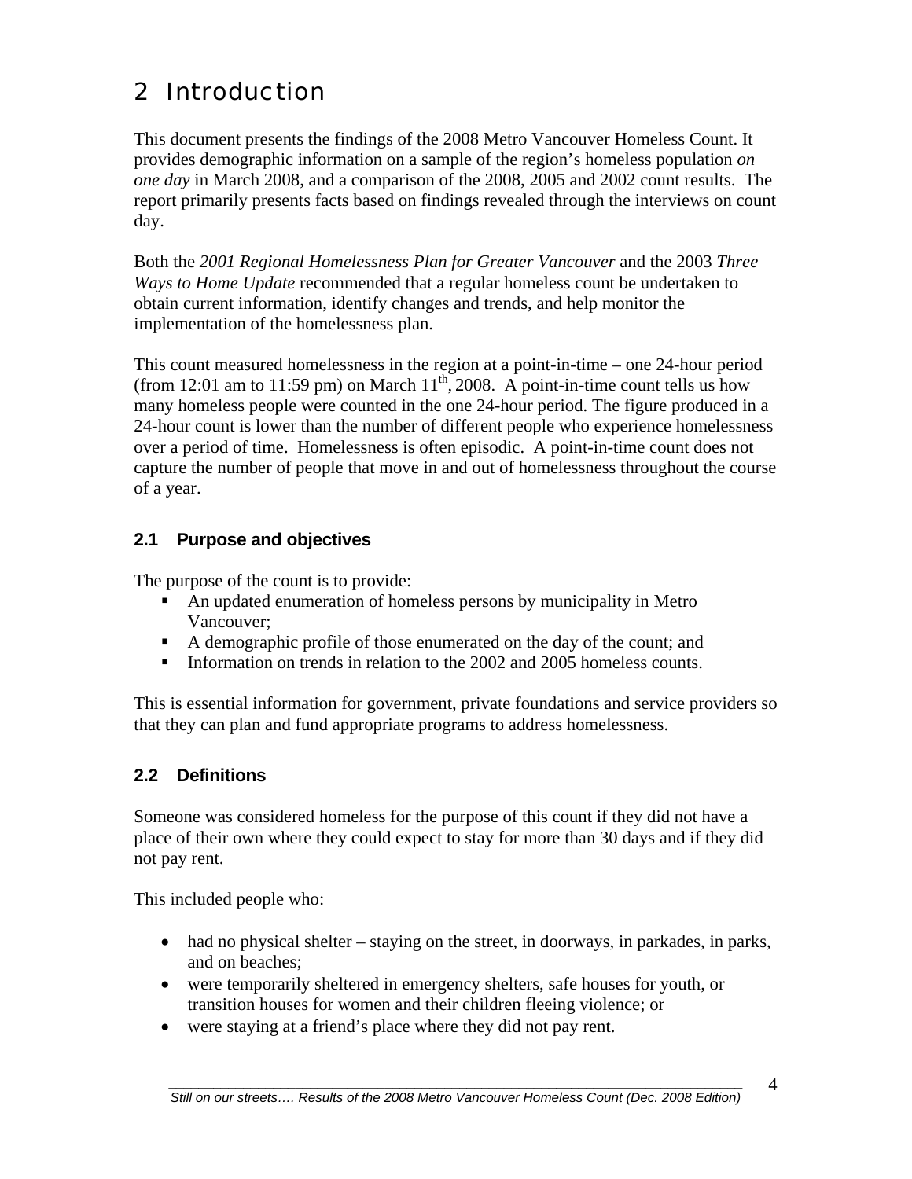# 2 Introduction

This document presents the findings of the 2008 Metro Vancouver Homeless Count. It provides demographic information on a sample of the region's homeless population *on one day* in March 2008, and a comparison of the 2008, 2005 and 2002 count results. The report primarily presents facts based on findings revealed through the interviews on count day.

Both the *2001 Regional Homelessness Plan for Greater Vancouver* and the 2003 *Three Ways to Home Update* recommended that a regular homeless count be undertaken to obtain current information, identify changes and trends, and help monitor the implementation of the homelessness plan.

This count measured homelessness in the region at a point-in-time – one 24-hour period (from 12:01 am to 11:59 pm) on March 11th, 2008. A point-in-time count tells us how many homeless people were counted in the one 24-hour period. The figure produced in a 24-hour count is lower than the number of different people who experience homelessness over a period of time. Homelessness is often episodic. A point-in-time count does not capture the number of people that move in and out of homelessness throughout the course of a year.

## 2.1 Purpose and objectives

The purpose of the count is to provide:

- An updated enumeration of homeless persons by municipality in Metro Vancouver;
- A demographic profile of those enumerated on the day of the count; and
- Information on trends in relation to the 2002 and 2005 homeless counts.

This is essential information for government, private foundations and service providers so that they can plan and fund appropriate programs to address homelessness.

## 2.2 Definitions

Someone was considered homeless for the purpose of this count if they did not have a place of their own where they could expect to stay for more than 30 days and if they did not pay rent.

This included people who:

- had no physical shelter – staying on the street, in doorways, in parkades, in parks, and on beaches;
- were temporarily sheltered in emergency shelters, safe houses for youth, or transition houses for women and their children fleeing violence; or
- were staying at a friend's place where they did not pay rent.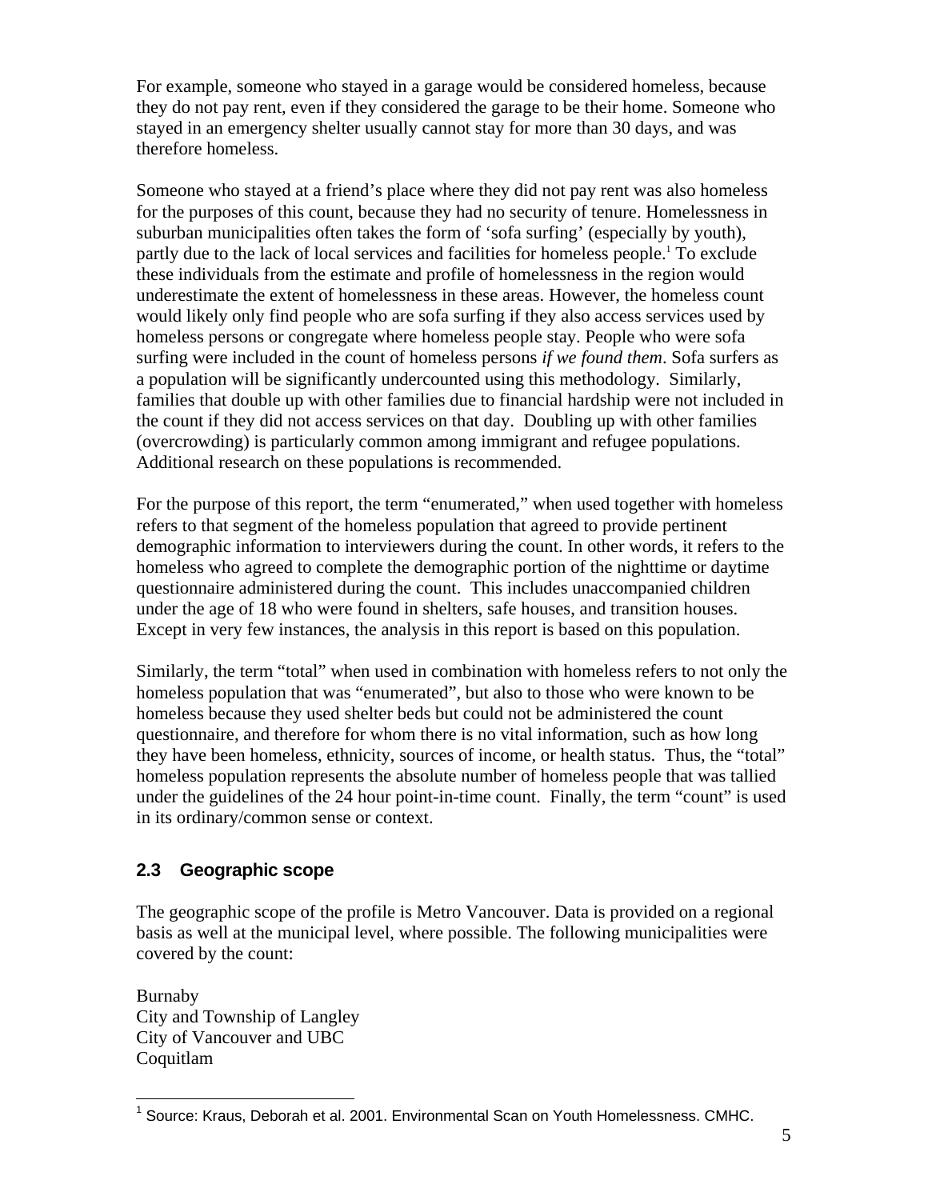For example, someone who stayed in a garage would be considered homeless, because they do not pay rent, even if they considered the garage to be their home. Someone who stayed in an emergency shelter usually cannot stay for more than 30 days, and was therefore homeless.

Someone who stayed at a friend's place where they did not pay rent was also homeless for the purposes of this count, because they had no security of tenure. Homelessness in suburban municipalities often takes the form of 'sofa surfing' (especially by youth), partly due to the lack of local services and facilities for homeless people.[1] To exclude these individuals from the estimate and profile of homelessness in the region would underestimate the extent of homelessness in these areas. However, the homeless count would likely only find people who are sofa surfing if they also access services used by homeless persons or congregate where homeless people stay. People who were sofa surfing were included in the count of homeless persons *if we found them*. Sofa surfers as a population will be significantly undercounted using this methodology. Similarly, families that double up with other families due to financial hardship were not included in the count if they did not access services on that day. Doubling up with other families (overcrowding) is particularly common among immigrant and refugee populations. Additional research on these populations is recommended.

For the purpose of this report, the term "enumerated," when used together with homeless refers to that segment of the homeless population that agreed to provide pertinent demographic information to interviewers during the count. In other words, it refers to the homeless who agreed to complete the demographic portion of the nighttime or daytime questionnaire administered during the count. This includes unaccompanied children under the age of 18 who were found in shelters, safe houses, and transition houses. Except in very few instances, the analysis in this report is based on this population.

Similarly, the term "total" when used in combination with homeless refers to not only the homeless population that was "enumerated", but also to those who were known to be homeless because they used shelter beds but could not be administered the count questionnaire, and therefore for whom there is no vital information, such as how long they have been homeless, ethnicity, sources of income, or health status. Thus, the "total" homeless population represents the absolute number of homeless people that was tallied under the guidelines of the 24 hour point-in-time count. Finally, the term "count" is used in its ordinary/common sense or context.

### 2.3 Geographic scope

The geographic scope of the profile is Metro Vancouver. Data is provided on a regional basis as well at the municipal level, where possible. The following municipalities were covered by the count:

Burnaby
City and Township of Langley
City of Vancouver and UBC
Coquitlam

[1] Source: Kraus, Deborah et al. 2001. Environmental Scan on Youth Homelessness. CMHC.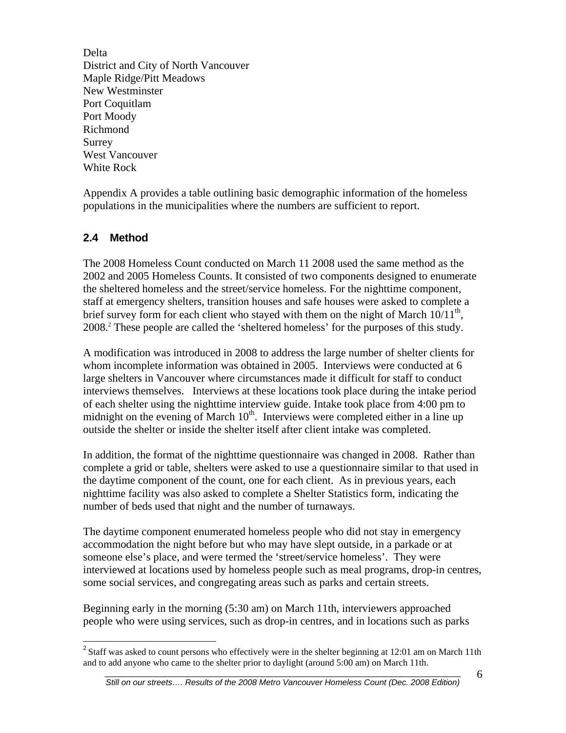Delta
District and City of North Vancouver
Maple Ridge/Pitt Meadows
New Westminster
Port Coquitlam
Port Moody
Richmond
Surrey
West Vancouver
White Rock

Appendix A provides a table outlining basic demographic information of the homeless populations in the municipalities where the numbers are sufficient to report.

## 2.4 Method

The 2008 Homeless Count conducted on March 11 2008 used the same method as the 2002 and 2005 Homeless Counts. It consisted of two components designed to enumerate the sheltered homeless and the street/service homeless. For the nighttime component, staff at emergency shelters, transition houses and safe houses were asked to complete a brief survey form for each client who stayed with them on the night of March 10/11th, 2008.[2] These people are called the 'sheltered homeless' for the purposes of this study.

A modification was introduced in 2008 to address the large number of shelter clients for whom incomplete information was obtained in 2005. Interviews were conducted at 6 large shelters in Vancouver where circumstances made it difficult for staff to conduct interviews themselves. Interviews at these locations took place during the intake period of each shelter using the nighttime interview guide. Intake took place from 4:00 pm to midnight on the evening of March 10th. Interviews were completed either in a line up outside the shelter or inside the shelter itself after client intake was completed.

In addition, the format of the nighttime questionnaire was changed in 2008. Rather than complete a grid or table, shelters were asked to use a questionnaire similar to that used in the daytime component of the count, one for each client. As in previous years, each nighttime facility was also asked to complete a Shelter Statistics form, indicating the number of beds used that night and the number of turnaways.

The daytime component enumerated homeless people who did not stay in emergency accommodation the night before but who may have slept outside, in a parkade or at someone else's place, and were termed the 'street/service homeless'. They were interviewed at locations used by homeless people such as meal programs, drop-in centres, some social services, and congregating areas such as parks and certain streets.

Beginning early in the morning (5:30 am) on March 11th, interviewers approached people who were using services, such as drop-in centres, and in locations such as parks

[2] Staff was asked to count persons who effectively were in the shelter beginning at 12:01 am on March 11th and to add anyone who came to the shelter prior to daylight (around 5:00 am) on March 11th.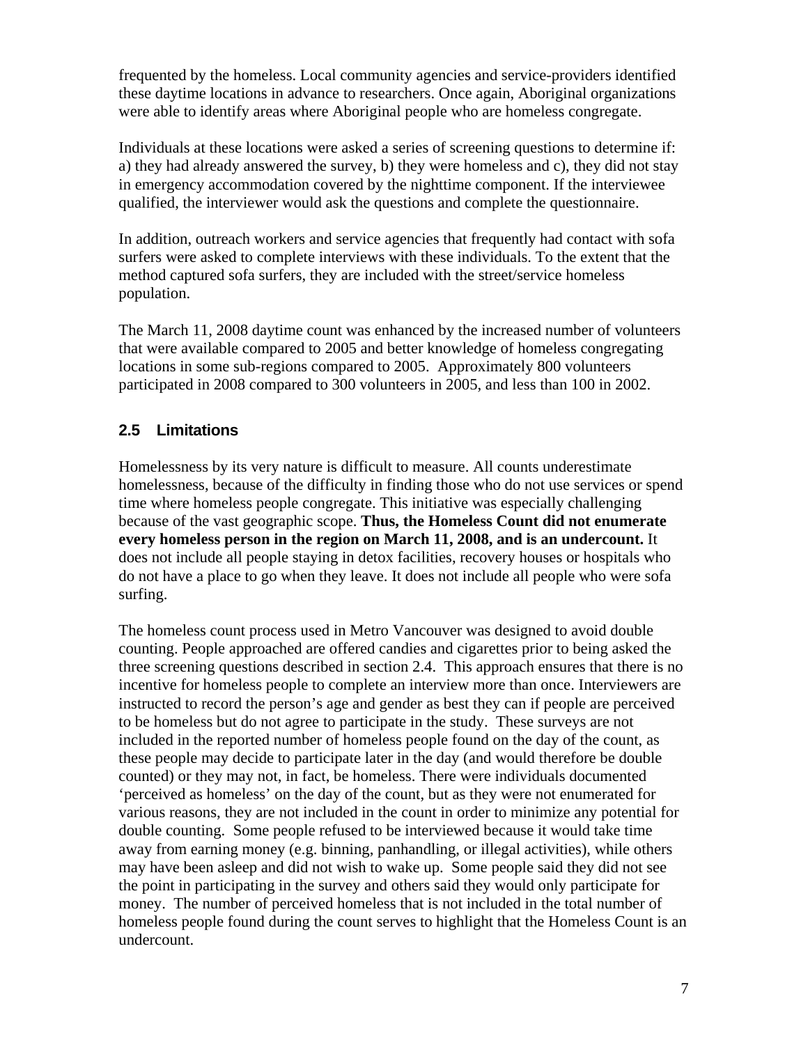frequented by the homeless. Local community agencies and service-providers identified these daytime locations in advance to researchers. Once again, Aboriginal organizations were able to identify areas where Aboriginal people who are homeless congregate.

Individuals at these locations were asked a series of screening questions to determine if: a) they had already answered the survey, b) they were homeless and c), they did not stay in emergency accommodation covered by the nighttime component. If the interviewee qualified, the interviewer would ask the questions and complete the questionnaire.

In addition, outreach workers and service agencies that frequently had contact with sofa surfers were asked to complete interviews with these individuals. To the extent that the method captured sofa surfers, they are included with the street/service homeless population.

The March 11, 2008 daytime count was enhanced by the increased number of volunteers that were available compared to 2005 and better knowledge of homeless congregating locations in some sub-regions compared to 2005. Approximately 800 volunteers participated in 2008 compared to 300 volunteers in 2005, and less than 100 in 2002.

### 2.5 Limitations

Homelessness by its very nature is difficult to measure. All counts underestimate homelessness, because of the difficulty in finding those who do not use services or spend time where homeless people congregate. This initiative was especially challenging because of the vast geographic scope. **Thus, the Homeless Count did not enumerate every homeless person in the region on March 11, 2008, and is an undercount.** It does not include all people staying in detox facilities, recovery houses or hospitals who do not have a place to go when they leave. It does not include all people who were sofa surfing.

The homeless count process used in Metro Vancouver was designed to avoid double counting. People approached are offered candies and cigarettes prior to being asked the three screening questions described in section 2.4. This approach ensures that there is no incentive for homeless people to complete an interview more than once. Interviewers are instructed to record the person's age and gender as best they can if people are perceived to be homeless but do not agree to participate in the study. These surveys are not included in the reported number of homeless people found on the day of the count, as these people may decide to participate later in the day (and would therefore be double counted) or they may not, in fact, be homeless. There were individuals documented 'perceived as homeless' on the day of the count, but as they were not enumerated for various reasons, they are not included in the count in order to minimize any potential for double counting. Some people refused to be interviewed because it would take time away from earning money (e.g. binning, panhandling, or illegal activities), while others may have been asleep and did not wish to wake up. Some people said they did not see the point in participating in the survey and others said they would only participate for money. The number of perceived homeless that is not included in the total number of homeless people found during the count serves to highlight that the Homeless Count is an undercount.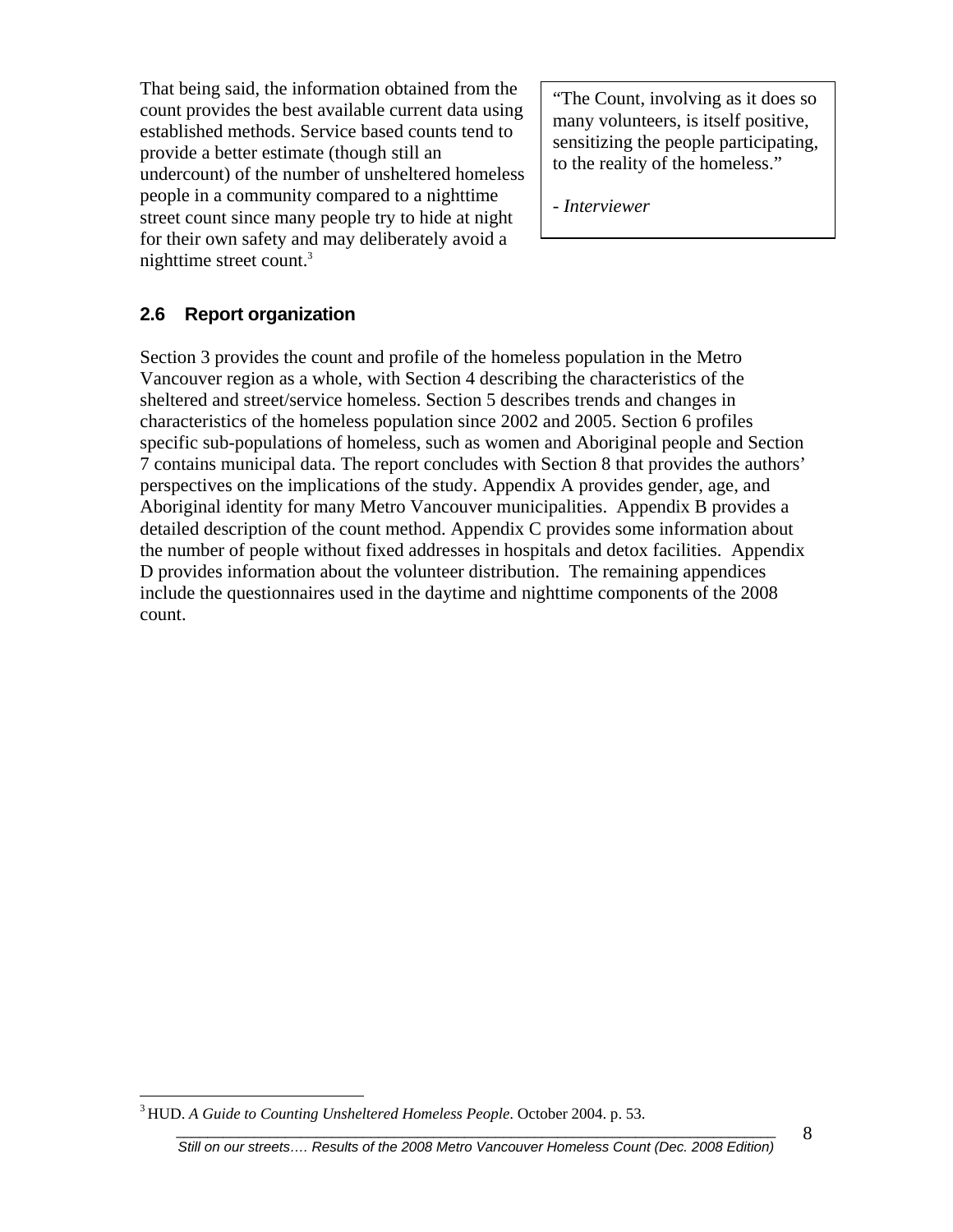That being said, the information obtained from the count provides the best available current data using established methods. Service based counts tend to provide a better estimate (though still an undercount) of the number of unsheltered homeless people in a community compared to a nighttime street count since many people try to hide at night for their own safety and may deliberately avoid a nighttime street count.[3]

> "The Count, involving as it does so many volunteers, is itself positive, sensitizing the people participating, to the reality of the homeless."
>
> *- Interviewer*

## 2.6 Report organization

Section 3 provides the count and profile of the homeless population in the Metro Vancouver region as a whole, with Section 4 describing the characteristics of the sheltered and street/service homeless. Section 5 describes trends and changes in characteristics of the homeless population since 2002 and 2005. Section 6 profiles specific sub-populations of homeless, such as women and Aboriginal people and Section 7 contains municipal data. The report concludes with Section 8 that provides the authors' perspectives on the implications of the study. Appendix A provides gender, age, and Aboriginal identity for many Metro Vancouver municipalities. Appendix B provides a detailed description of the count method. Appendix C provides some information about the number of people without fixed addresses in hospitals and detox facilities. Appendix D provides information about the volunteer distribution. The remaining appendices include the questionnaires used in the daytime and nighttime components of the 2008 count.

[3] HUD. *A Guide to Counting Unsheltered Homeless People*. October 2004. p. 53.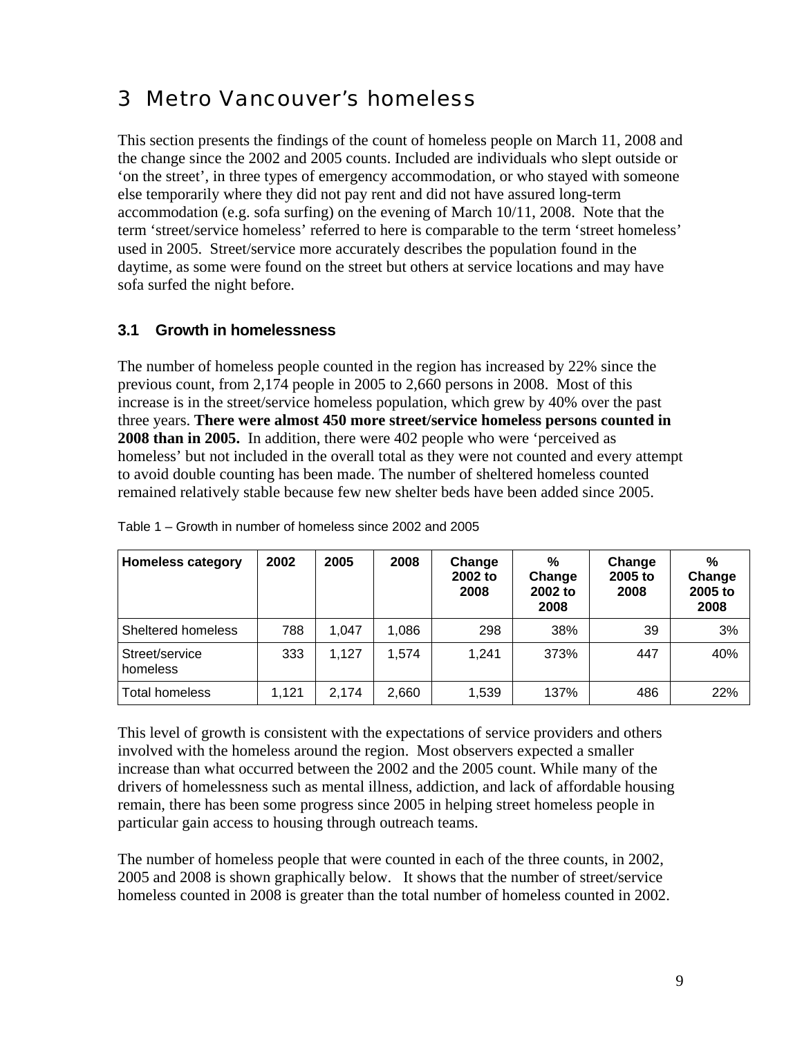# 3 Metro Vancouver's homeless

This section presents the findings of the count of homeless people on March 11, 2008 and the change since the 2002 and 2005 counts. Included are individuals who slept outside or 'on the street', in three types of emergency accommodation, or who stayed with someone else temporarily where they did not pay rent and did not have assured long-term accommodation (e.g. sofa surfing) on the evening of March 10/11, 2008. Note that the term 'street/service homeless' referred to here is comparable to the term 'street homeless' used in 2005. Street/service more accurately describes the population found in the daytime, as some were found on the street but others at service locations and may have sofa surfed the night before.

## 3.1 Growth in homelessness

The number of homeless people counted in the region has increased by 22% since the previous count, from 2,174 people in 2005 to 2,660 persons in 2008. Most of this increase is in the street/service homeless population, which grew by 40% over the past three years. **There were almost 450 more street/service homeless persons counted in 2008 than in 2005.** In addition, there were 402 people who were 'perceived as homeless' but not included in the overall total as they were not counted and every attempt to avoid double counting has been made. The number of sheltered homeless counted remained relatively stable because few new shelter beds have been added since 2005.

Table 1 – Growth in number of homeless since 2002 and 2005

| Homeless category | 2002 | 2005 | 2008 | Change 2002 to 2008 | % Change 2002 to 2008 | Change 2005 to 2008 | % Change 2005 to 2008 |
|---|---|---|---|---|---|---|---|
| Sheltered homeless | 788 | 1,047 | 1,086 | 298 | 38% | 39 | 3% |
| Street/service homeless | 333 | 1,127 | 1,574 | 1,241 | 373% | 447 | 40% |
| Total homeless | 1,121 | 2,174 | 2,660 | 1,539 | 137% | 486 | 22% |

This level of growth is consistent with the expectations of service providers and others involved with the homeless around the region. Most observers expected a smaller increase than what occurred between the 2002 and the 2005 count. While many of the drivers of homelessness such as mental illness, addiction, and lack of affordable housing remain, there has been some progress since 2005 in helping street homeless people in particular gain access to housing through outreach teams.

The number of homeless people that were counted in each of the three counts, in 2002, 2005 and 2008 is shown graphically below. It shows that the number of street/service homeless counted in 2008 is greater than the total number of homeless counted in 2002.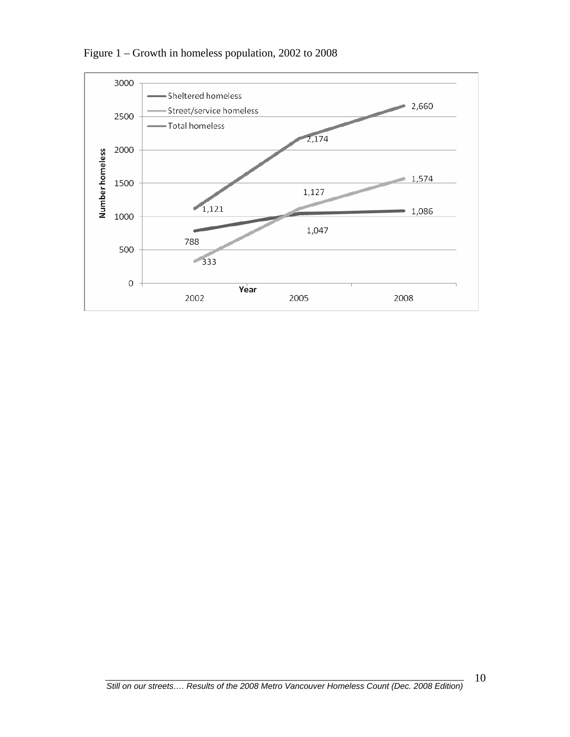Figure 1 – Growth in homeless population, 2002 to 2008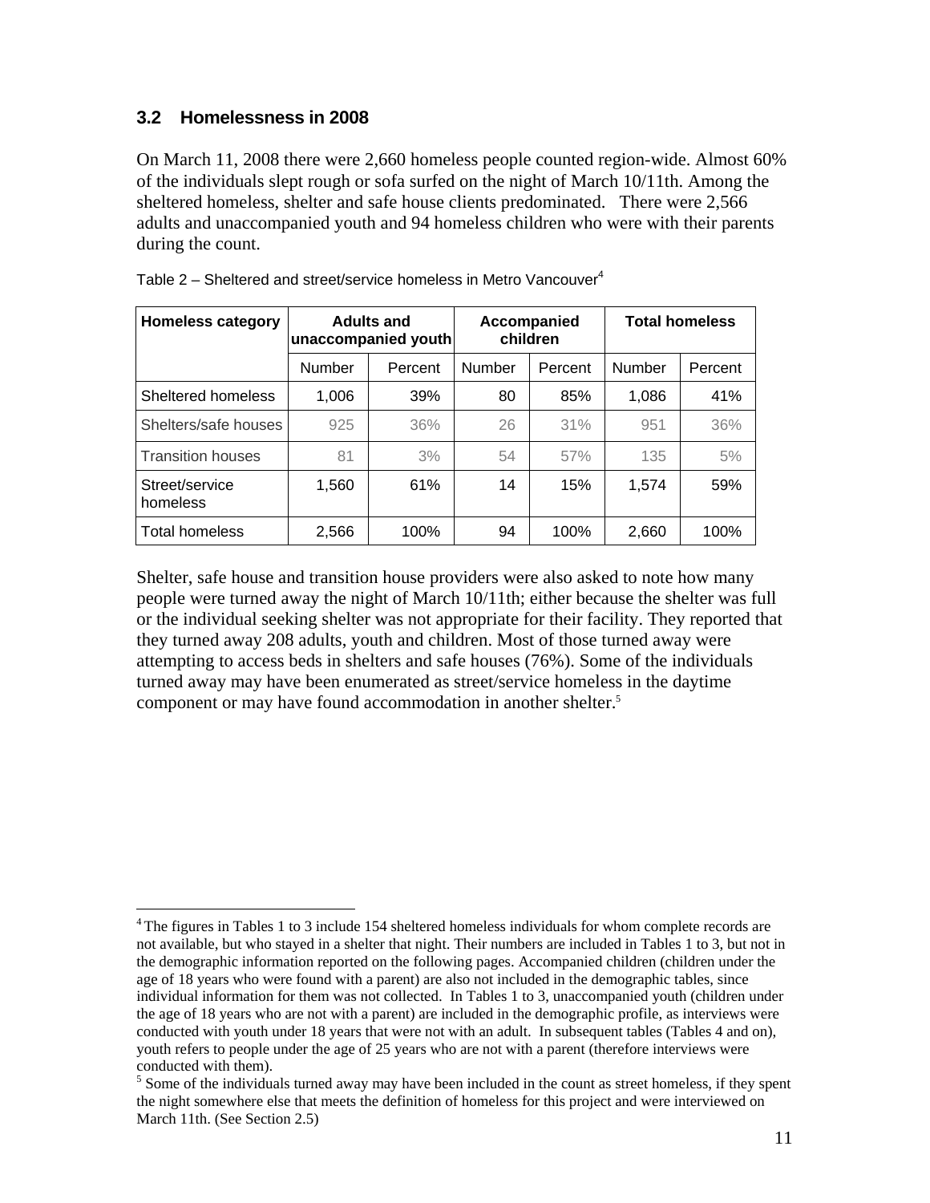### 3.2 Homelessness in 2008

On March 11, 2008 there were 2,660 homeless people counted region-wide. Almost 60% of the individuals slept rough or sofa surfed on the night of March 10/11th. Among the sheltered homeless, shelter and safe house clients predominated. There were 2,566 adults and unaccompanied youth and 94 homeless children who were with their parents during the count.

Table 2 – Sheltered and street/service homeless in Metro Vancouver[4]

| Homeless category | Adults and unaccompanied youth | | Accompanied children | | Total homeless | |
|---|---|---|---|---|---|---|
| | Number | Percent | Number | Percent | Number | Percent |
| Sheltered homeless | 1,006 | 39% | 80 | 85% | 1,086 | 41% |
| Shelters/safe houses | 925 | 36% | 26 | 31% | 951 | 36% |
| Transition houses | 81 | 3% | 54 | 57% | 135 | 5% |
| Street/service homeless | 1,560 | 61% | 14 | 15% | 1,574 | 59% |
| Total homeless | 2,566 | 100% | 94 | 100% | 2,660 | 100% |

Shelter, safe house and transition house providers were also asked to note how many people were turned away the night of March 10/11th; either because the shelter was full or the individual seeking shelter was not appropriate for their facility. They reported that they turned away 208 adults, youth and children. Most of those turned away were attempting to access beds in shelters and safe houses (76%). Some of the individuals turned away may have been enumerated as street/service homeless in the daytime component or may have found accommodation in another shelter.[5]

[4] The figures in Tables 1 to 3 include 154 sheltered homeless individuals for whom complete records are not available, but who stayed in a shelter that night. Their numbers are included in Tables 1 to 3, but not in the demographic information reported on the following pages. Accompanied children (children under the age of 18 years who were found with a parent) are also not included in the demographic tables, since individual information for them was not collected. In Tables 1 to 3, unaccompanied youth (children under the age of 18 years who are not with a parent) are included in the demographic profile, as interviews were conducted with youth under 18 years that were not with an adult. In subsequent tables (Tables 4 and on), youth refers to people under the age of 25 years who are not with a parent (therefore interviews were conducted with them).

[5] Some of the individuals turned away may have been included in the count as street homeless, if they spent the night somewhere else that meets the definition of homeless for this project and were interviewed on March 11th. (See Section 2.5)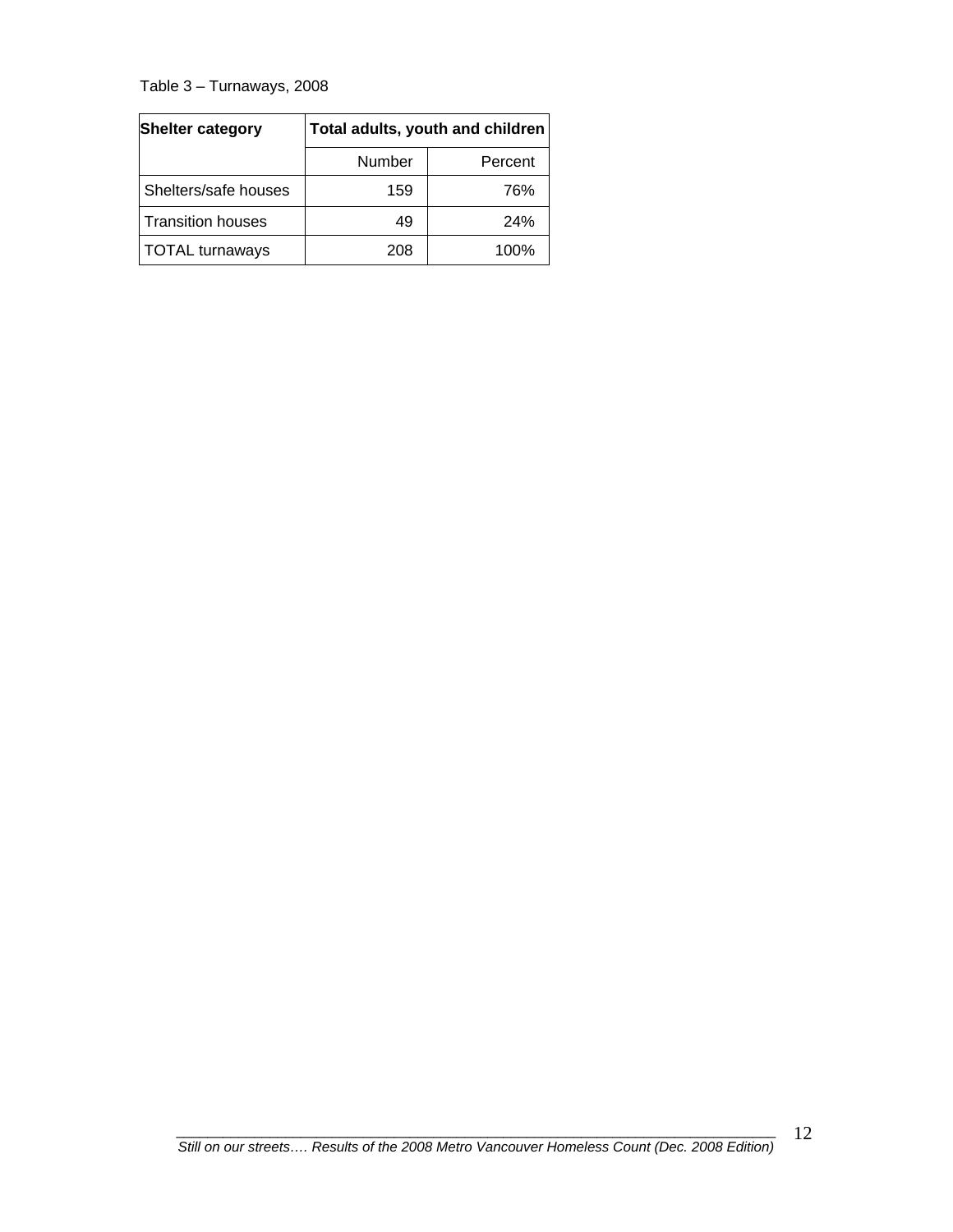Table 3 – Turnaways, 2008

| Shelter category | Total adults, youth and children | |
|---|---|---|
| | Number | Percent |
| Shelters/safe houses | 159 | 76% |
| Transition houses | 49 | 24% |
| TOTAL turnaways | 208 | 100% |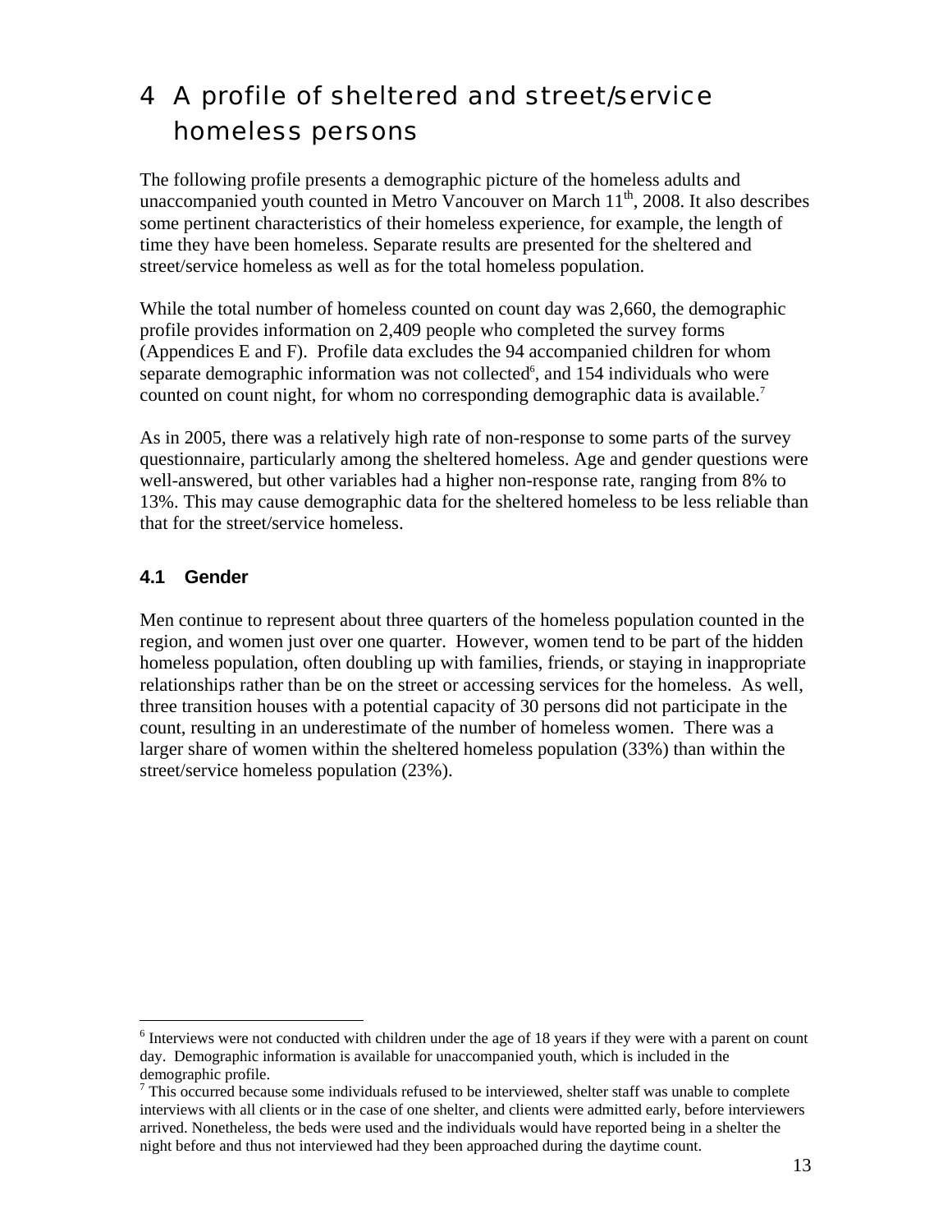# 4 A profile of sheltered and street/service homeless persons

The following profile presents a demographic picture of the homeless adults and unaccompanied youth counted in Metro Vancouver on March 11th, 2008. It also describes some pertinent characteristics of their homeless experience, for example, the length of time they have been homeless. Separate results are presented for the sheltered and street/service homeless as well as for the total homeless population.

While the total number of homeless counted on count day was 2,660, the demographic profile provides information on 2,409 people who completed the survey forms (Appendices E and F). Profile data excludes the 94 accompanied children for whom separate demographic information was not collected[6], and 154 individuals who were counted on count night, for whom no corresponding demographic data is available.[7]

As in 2005, there was a relatively high rate of non-response to some parts of the survey questionnaire, particularly among the sheltered homeless. Age and gender questions were well-answered, but other variables had a higher non-response rate, ranging from 8% to 13%. This may cause demographic data for the sheltered homeless to be less reliable than that for the street/service homeless.

## 4.1 Gender

Men continue to represent about three quarters of the homeless population counted in the region, and women just over one quarter. However, women tend to be part of the hidden homeless population, often doubling up with families, friends, or staying in inappropriate relationships rather than be on the street or accessing services for the homeless. As well, three transition houses with a potential capacity of 30 persons did not participate in the count, resulting in an underestimate of the number of homeless women. There was a larger share of women within the sheltered homeless population (33%) than within the street/service homeless population (23%).

---

[6] Interviews were not conducted with children under the age of 18 years if they were with a parent on count day. Demographic information is available for unaccompanied youth, which is included in the demographic profile.

[7] This occurred because some individuals refused to be interviewed, shelter staff was unable to complete interviews with all clients or in the case of one shelter, and clients were admitted early, before interviewers arrived. Nonetheless, the beds were used and the individuals would have reported being in a shelter the night before and thus not interviewed had they been approached during the daytime count.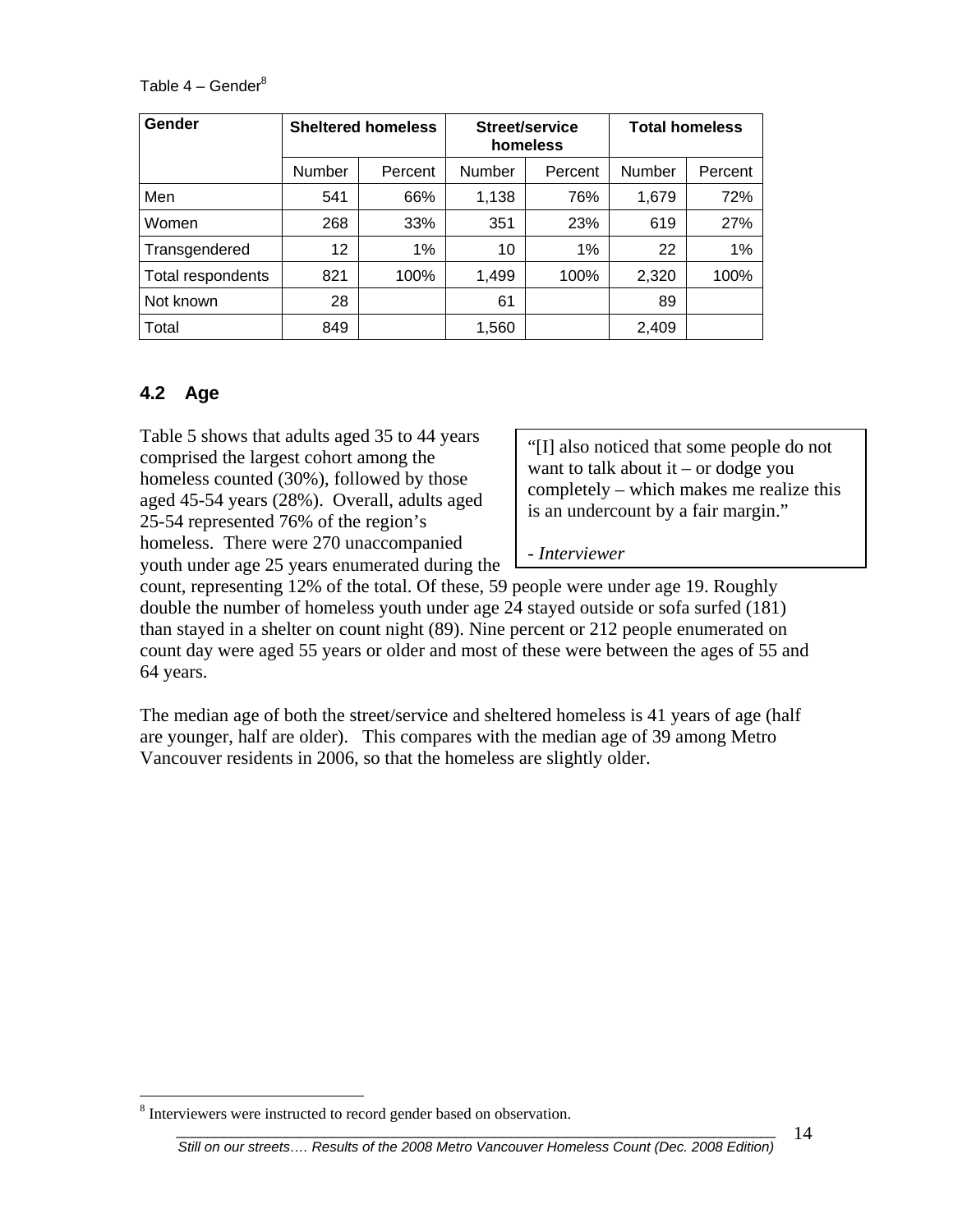Table 4 – Gender[8]

| Gender | Sheltered homeless | | Street/service homeless | | Total homeless | |
|---|---|---|---|---|---|---|
| | Number | Percent | Number | Percent | Number | Percent |
| Men | 541 | 66% | 1,138 | 76% | 1,679 | 72% |
| Women | 268 | 33% | 351 | 23% | 619 | 27% |
| Transgendered | 12 | 1% | 10 | 1% | 22 | 1% |
| Total respondents | 821 | 100% | 1,499 | 100% | 2,320 | 100% |
| Not known | 28 | | 61 | | 89 | |
| Total | 849 | | 1,560 | | 2,409 | |

## 4.2 Age

> "[I] also noticed that some people do not want to talk about it – or dodge you completely – which makes me realize this is an undercount by a fair margin."
>
> *- Interviewer*

Table 5 shows that adults aged 35 to 44 years comprised the largest cohort among the homeless counted (30%), followed by those aged 45-54 years (28%). Overall, adults aged 25-54 represented 76% of the region's homeless. There were 270 unaccompanied youth under age 25 years enumerated during the count, representing 12% of the total. Of these, 59 people were under age 19. Roughly double the number of homeless youth under age 24 stayed outside or sofa surfed (181) than stayed in a shelter on count night (89). Nine percent or 212 people enumerated on count day were aged 55 years or older and most of these were between the ages of 55 and 64 years.

The median age of both the street/service and sheltered homeless is 41 years of age (half are younger, half are older). This compares with the median age of 39 among Metro Vancouver residents in 2006, so that the homeless are slightly older.

[8] Interviewers were instructed to record gender based on observation.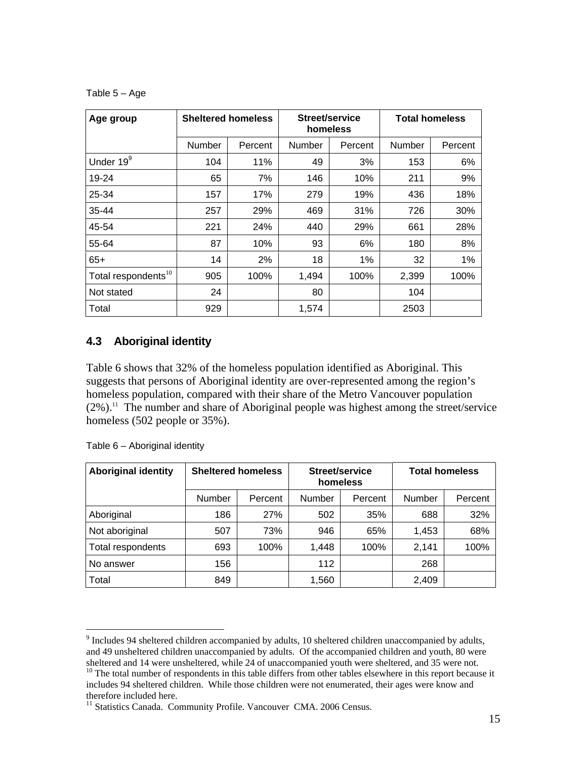Table 5 – Age

| Age group | Sheltered homeless | | Street/service homeless | | Total homeless | |
|---|---|---|---|---|---|---|
| | Number | Percent | Number | Percent | Number | Percent |
| Under 19[9] | 104 | 11% | 49 | 3% | 153 | 6% |
| 19-24 | 65 | 7% | 146 | 10% | 211 | 9% |
| 25-34 | 157 | 17% | 279 | 19% | 436 | 18% |
| 35-44 | 257 | 29% | 469 | 31% | 726 | 30% |
| 45-54 | 221 | 24% | 440 | 29% | 661 | 28% |
| 55-64 | 87 | 10% | 93 | 6% | 180 | 8% |
| 65+ | 14 | 2% | 18 | 1% | 32 | 1% |
| Total respondents[10] | 905 | 100% | 1,494 | 100% | 2,399 | 100% |
| Not stated | 24 | | 80 | | 104 | |
| Total | 929 | | 1,574 | | 2503 | |

## 4.3 Aboriginal identity

Table 6 shows that 32% of the homeless population identified as Aboriginal. This suggests that persons of Aboriginal identity are over-represented among the region's homeless population, compared with their share of the Metro Vancouver population (2%).[11] The number and share of Aboriginal people was highest among the street/service homeless (502 people or 35%).

Table 6 – Aboriginal identity

| Aboriginal identity | Sheltered homeless | | Street/service homeless | | Total homeless | |
|---|---|---|---|---|---|---|
| | Number | Percent | Number | Percent | Number | Percent |
| Aboriginal | 186 | 27% | 502 | 35% | 688 | 32% |
| Not aboriginal | 507 | 73% | 946 | 65% | 1,453 | 68% |
| Total respondents | 693 | 100% | 1,448 | 100% | 2,141 | 100% |
| No answer | 156 | | 112 | | 268 | |
| Total | 849 | | 1,560 | | 2,409 | |

[9] Includes 94 sheltered children accompanied by adults, 10 sheltered children unaccompanied by adults, and 49 unsheltered children unaccompanied by adults. Of the accompanied children and youth, 80 were sheltered and 14 were unsheltered, while 24 of unaccompanied youth were sheltered, and 35 were not.

[10] The total number of respondents in this table differs from other tables elsewhere in this report because it includes 94 sheltered children. While those children were not enumerated, their ages were know and therefore included here.

[11] Statistics Canada. Community Profile. Vancouver CMA. 2006 Census.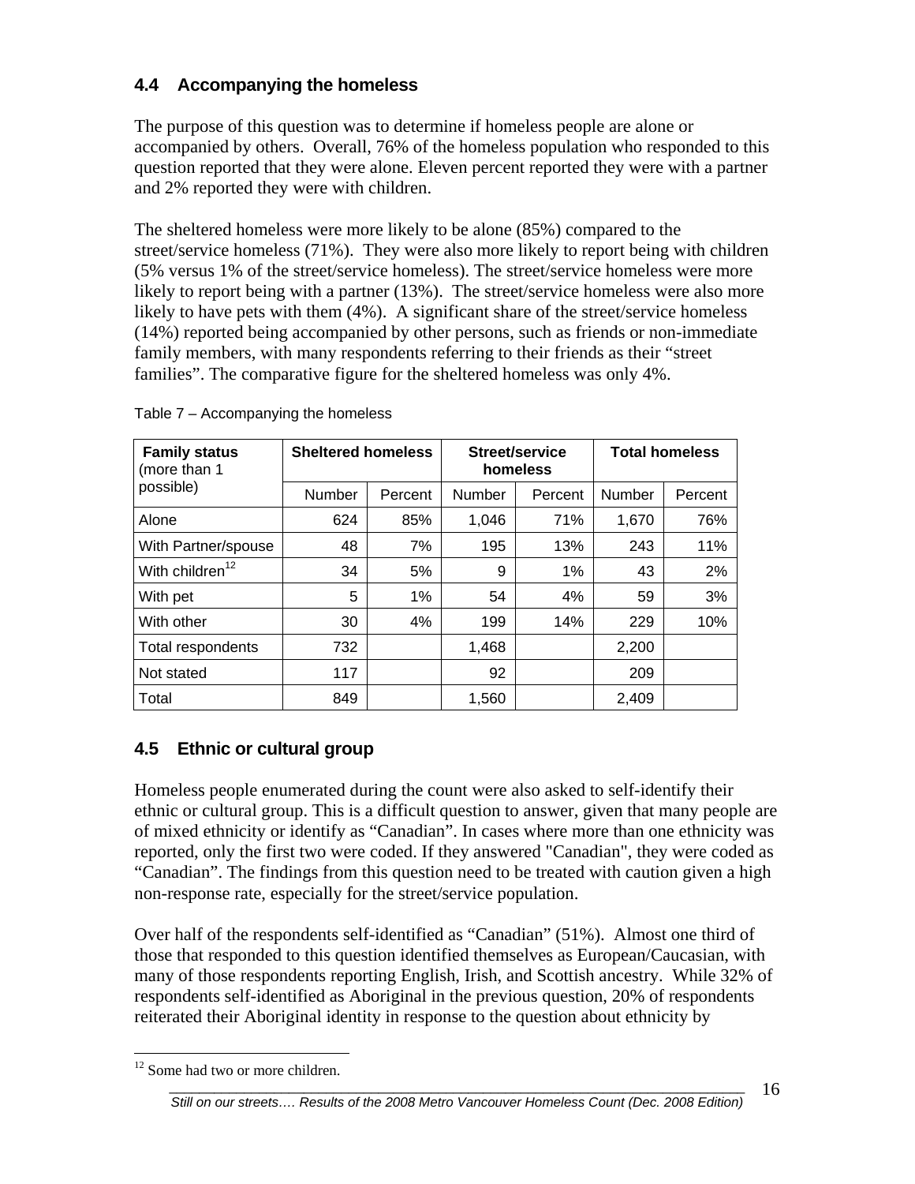## 4.4 Accompanying the homeless

The purpose of this question was to determine if homeless people are alone or accompanied by others. Overall, 76% of the homeless population who responded to this question reported that they were alone. Eleven percent reported they were with a partner and 2% reported they were with children.

The sheltered homeless were more likely to be alone (85%) compared to the street/service homeless (71%). They were also more likely to report being with children (5% versus 1% of the street/service homeless). The street/service homeless were more likely to report being with a partner (13%). The street/service homeless were also more likely to have pets with them (4%). A significant share of the street/service homeless (14%) reported being accompanied by other persons, such as friends or non-immediate family members, with many respondents referring to their friends as their "street families". The comparative figure for the sheltered homeless was only 4%.

Table 7 – Accompanying the homeless

| **Family status** (more than 1 possible) | **Sheltered homeless** | | **Street/service homeless** | | **Total homeless** | |
|---|---|---|---|---|---|---|
| | Number | Percent | Number | Percent | Number | Percent |
| Alone | 624 | 85% | 1,046 | 71% | 1,670 | 76% |
| With Partner/spouse | 48 | 7% | 195 | 13% | 243 | 11% |
| With children[12] | 34 | 5% | 9 | 1% | 43 | 2% |
| With pet | 5 | 1% | 54 | 4% | 59 | 3% |
| With other | 30 | 4% | 199 | 14% | 229 | 10% |
| Total respondents | 732 | | 1,468 | | 2,200 | |
| Not stated | 117 | | 92 | | 209 | |
| Total | 849 | | 1,560 | | 2,409 | |

## 4.5 Ethnic or cultural group

Homeless people enumerated during the count were also asked to self-identify their ethnic or cultural group. This is a difficult question to answer, given that many people are of mixed ethnicity or identify as "Canadian". In cases where more than one ethnicity was reported, only the first two were coded. If they answered "Canadian", they were coded as "Canadian". The findings from this question need to be treated with caution given a high non-response rate, especially for the street/service population.

Over half of the respondents self-identified as "Canadian" (51%). Almost one third of those that responded to this question identified themselves as European/Caucasian, with many of those respondents reporting English, Irish, and Scottish ancestry. While 32% of respondents self-identified as Aboriginal in the previous question, 20% of respondents reiterated their Aboriginal identity in response to the question about ethnicity by

[12] Some had two or more children.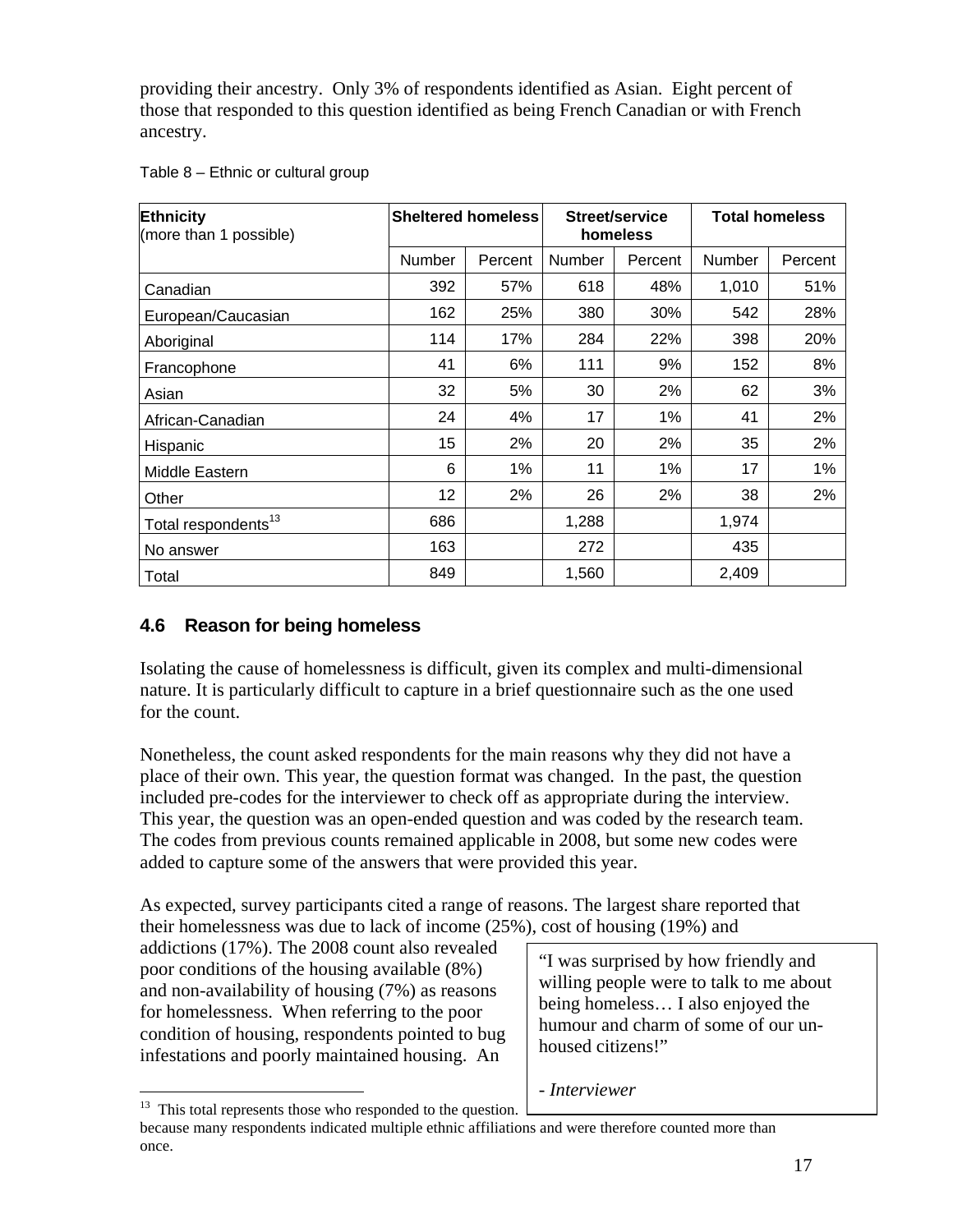providing their ancestry. Only 3% of respondents identified as Asian. Eight percent of those that responded to this question identified as being French Canadian or with French ancestry.

Table 8 – Ethnic or cultural group

| **Ethnicity** (more than 1 possible) | **Sheltered homeless** | | **Street/service homeless** | | **Total homeless** | |
|---|---|---|---|---|---|---|
| | Number | Percent | Number | Percent | Number | Percent |
| Canadian | 392 | 57% | 618 | 48% | 1,010 | 51% |
| European/Caucasian | 162 | 25% | 380 | 30% | 542 | 28% |
| Aboriginal | 114 | 17% | 284 | 22% | 398 | 20% |
| Francophone | 41 | 6% | 111 | 9% | 152 | 8% |
| Asian | 32 | 5% | 30 | 2% | 62 | 3% |
| African-Canadian | 24 | 4% | 17 | 1% | 41 | 2% |
| Hispanic | 15 | 2% | 20 | 2% | 35 | 2% |
| Middle Eastern | 6 | 1% | 11 | 1% | 17 | 1% |
| Other | 12 | 2% | 26 | 2% | 38 | 2% |
| Total respondents[13] | 686 | | 1,288 | | 1,974 | |
| No answer | 163 | | 272 | | 435 | |
| Total | 849 | | 1,560 | | 2,409 | |

## 4.6 Reason for being homeless

Isolating the cause of homelessness is difficult, given its complex and multi-dimensional nature. It is particularly difficult to capture in a brief questionnaire such as the one used for the count.

Nonetheless, the count asked respondents for the main reasons why they did not have a place of their own. This year, the question format was changed. In the past, the question included pre-codes for the interviewer to check off as appropriate during the interview. This year, the question was an open-ended question and was coded by the research team. The codes from previous counts remained applicable in 2008, but some new codes were added to capture some of the answers that were provided this year.

As expected, survey participants cited a range of reasons. The largest share reported that their homelessness was due to lack of income (25%), cost of housing (19%) and addictions (17%). The 2008 count also revealed poor conditions of the housing available (8%) and non-availability of housing (7%) as reasons for homelessness. When referring to the poor condition of housing, respondents pointed to bug infestations and poorly maintained housing. An

> "I was surprised by how friendly and willing people were to talk to me about being homeless… I also enjoyed the humour and charm of some of our un-housed citizens!"
>
> *- Interviewer*

[13] This total represents those who responded to the question. because many respondents indicated multiple ethnic affiliations and were therefore counted more than once.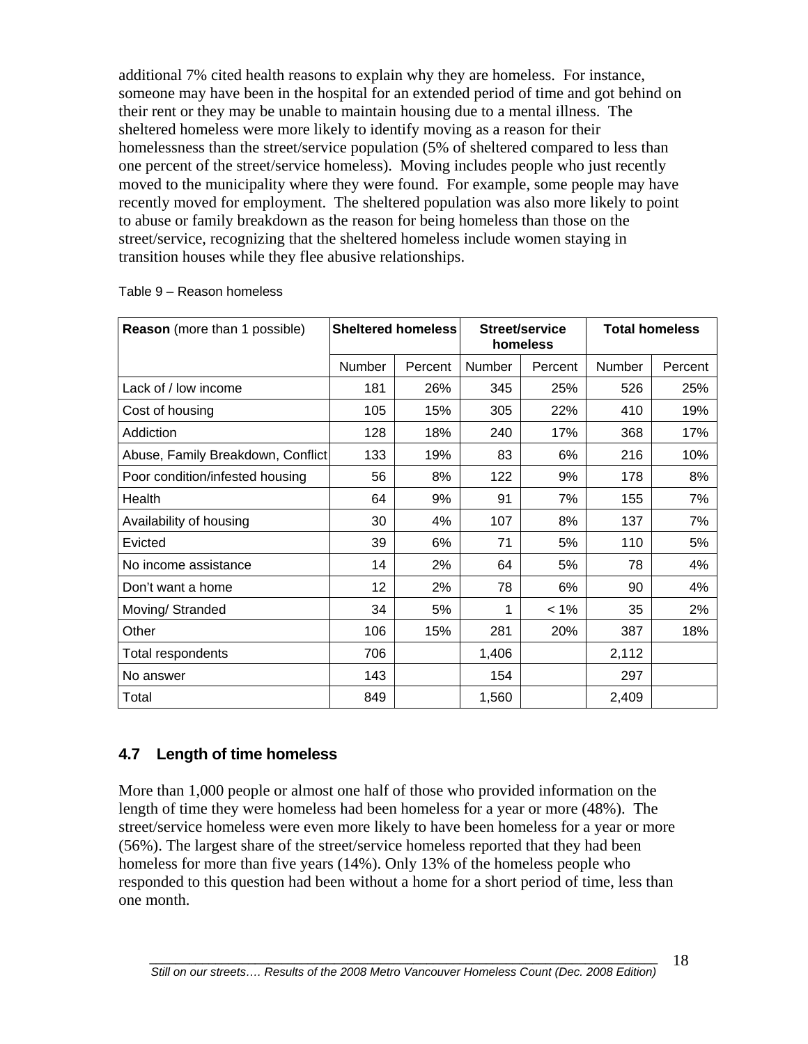additional 7% cited health reasons to explain why they are homeless. For instance, someone may have been in the hospital for an extended period of time and got behind on their rent or they may be unable to maintain housing due to a mental illness. The sheltered homeless were more likely to identify moving as a reason for their homelessness than the street/service population (5% of sheltered compared to less than one percent of the street/service homeless). Moving includes people who just recently moved to the municipality where they were found. For example, some people may have recently moved for employment. The sheltered population was also more likely to point to abuse or family breakdown as the reason for being homeless than those on the street/service, recognizing that the sheltered homeless include women staying in transition houses while they flee abusive relationships.

Table 9 – Reason homeless

| **Reason** (more than 1 possible) | **Sheltered homeless** | | **Street/service homeless** | | **Total homeless** | |
|---|---|---|---|---|---|---|
| | Number | Percent | Number | Percent | Number | Percent |
| Lack of / low income | 181 | 26% | 345 | 25% | 526 | 25% |
| Cost of housing | 105 | 15% | 305 | 22% | 410 | 19% |
| Addiction | 128 | 18% | 240 | 17% | 368 | 17% |
| Abuse, Family Breakdown, Conflict | 133 | 19% | 83 | 6% | 216 | 10% |
| Poor condition/infested housing | 56 | 8% | 122 | 9% | 178 | 8% |
| Health | 64 | 9% | 91 | 7% | 155 | 7% |
| Availability of housing | 30 | 4% | 107 | 8% | 137 | 7% |
| Evicted | 39 | 6% | 71 | 5% | 110 | 5% |
| No income assistance | 14 | 2% | 64 | 5% | 78 | 4% |
| Don't want a home | 12 | 2% | 78 | 6% | 90 | 4% |
| Moving/ Stranded | 34 | 5% | 1 | < 1% | 35 | 2% |
| Other | 106 | 15% | 281 | 20% | 387 | 18% |
| Total respondents | 706 | | 1,406 | | 2,112 | |
| No answer | 143 | | 154 | | 297 | |
| Total | 849 | | 1,560 | | 2,409 | |

## 4.7 Length of time homeless

More than 1,000 people or almost one half of those who provided information on the length of time they were homeless had been homeless for a year or more (48%). The street/service homeless were even more likely to have been homeless for a year or more (56%). The largest share of the street/service homeless reported that they had been homeless for more than five years (14%). Only 13% of the homeless people who responded to this question had been without a home for a short period of time, less than one month.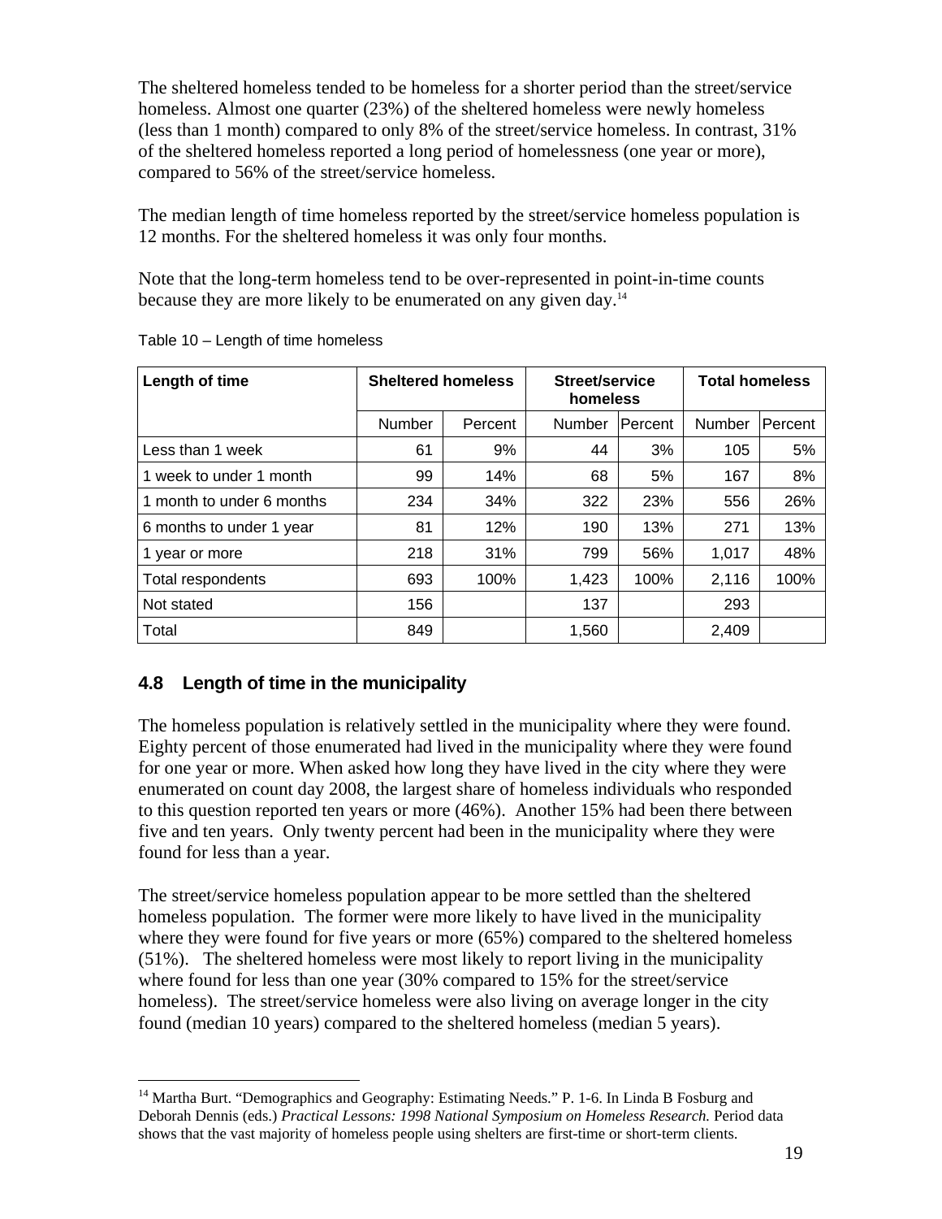The sheltered homeless tended to be homeless for a shorter period than the street/service homeless. Almost one quarter (23%) of the sheltered homeless were newly homeless (less than 1 month) compared to only 8% of the street/service homeless. In contrast, 31% of the sheltered homeless reported a long period of homelessness (one year or more), compared to 56% of the street/service homeless.

The median length of time homeless reported by the street/service homeless population is 12 months. For the sheltered homeless it was only four months.

Note that the long-term homeless tend to be over-represented in point-in-time counts because they are more likely to be enumerated on any given day.[14]

Table 10 – Length of time homeless

| Length of time | Sheltered homeless | | Street/service homeless | | Total homeless | |
|---|---|---|---|---|---|---|
| | Number | Percent | Number | Percent | Number | Percent |
| Less than 1 week | 61 | 9% | 44 | 3% | 105 | 5% |
| 1 week to under 1 month | 99 | 14% | 68 | 5% | 167 | 8% |
| 1 month to under 6 months | 234 | 34% | 322 | 23% | 556 | 26% |
| 6 months to under 1 year | 81 | 12% | 190 | 13% | 271 | 13% |
| 1 year or more | 218 | 31% | 799 | 56% | 1,017 | 48% |
| Total respondents | 693 | 100% | 1,423 | 100% | 2,116 | 100% |
| Not stated | 156 | | 137 | | 293 | |
| Total | 849 | | 1,560 | | 2,409 | |

## 4.8 Length of time in the municipality

The homeless population is relatively settled in the municipality where they were found. Eighty percent of those enumerated had lived in the municipality where they were found for one year or more. When asked how long they have lived in the city where they were enumerated on count day 2008, the largest share of homeless individuals who responded to this question reported ten years or more (46%). Another 15% had been there between five and ten years. Only twenty percent had been in the municipality where they were found for less than a year.

The street/service homeless population appear to be more settled than the sheltered homeless population. The former were more likely to have lived in the municipality where they were found for five years or more (65%) compared to the sheltered homeless (51%). The sheltered homeless were most likely to report living in the municipality where found for less than one year (30% compared to 15% for the street/service homeless). The street/service homeless were also living on average longer in the city found (median 10 years) compared to the sheltered homeless (median 5 years).

[14] Martha Burt. "Demographics and Geography: Estimating Needs." P. 1-6. In Linda B Fosburg and Deborah Dennis (eds.) *Practical Lessons: 1998 National Symposium on Homeless Research.* Period data shows that the vast majority of homeless people using shelters are first-time or short-term clients.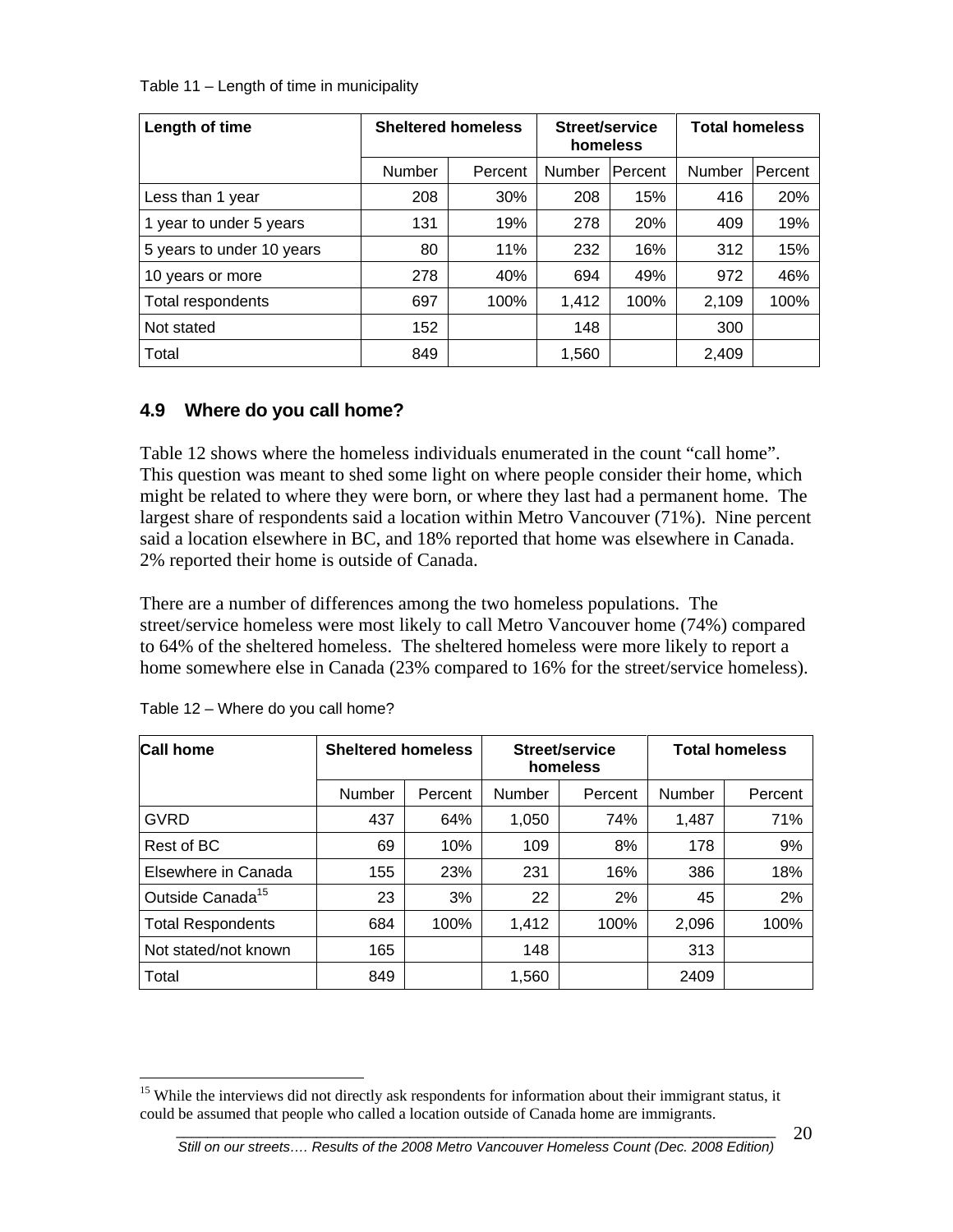Table 11 – Length of time in municipality

| Length of time | Sheltered homeless | | Street/service homeless | | Total homeless | |
|---|---|---|---|---|---|---|
| | Number | Percent | Number | Percent | Number | Percent |
| Less than 1 year | 208 | 30% | 208 | 15% | 416 | 20% |
| 1 year to under 5 years | 131 | 19% | 278 | 20% | 409 | 19% |
| 5 years to under 10 years | 80 | 11% | 232 | 16% | 312 | 15% |
| 10 years or more | 278 | 40% | 694 | 49% | 972 | 46% |
| Total respondents | 697 | 100% | 1,412 | 100% | 2,109 | 100% |
| Not stated | 152 | | 148 | | 300 | |
| Total | 849 | | 1,560 | | 2,409 | |

## 4.9 Where do you call home?

Table 12 shows where the homeless individuals enumerated in the count "call home". This question was meant to shed some light on where people consider their home, which might be related to where they were born, or where they last had a permanent home. The largest share of respondents said a location within Metro Vancouver (71%). Nine percent said a location elsewhere in BC, and 18% reported that home was elsewhere in Canada. 2% reported their home is outside of Canada.

There are a number of differences among the two homeless populations. The street/service homeless were most likely to call Metro Vancouver home (74%) compared to 64% of the sheltered homeless. The sheltered homeless were more likely to report a home somewhere else in Canada (23% compared to 16% for the street/service homeless).

Table 12 – Where do you call home?

| Call home | Sheltered homeless | | Street/service homeless | | Total homeless | |
|---|---|---|---|---|---|---|
| | Number | Percent | Number | Percent | Number | Percent |
| GVRD | 437 | 64% | 1,050 | 74% | 1,487 | 71% |
| Rest of BC | 69 | 10% | 109 | 8% | 178 | 9% |
| Elsewhere in Canada | 155 | 23% | 231 | 16% | 386 | 18% |
| Outside Canada[15] | 23 | 3% | 22 | 2% | 45 | 2% |
| Total Respondents | 684 | 100% | 1,412 | 100% | 2,096 | 100% |
| Not stated/not known | 165 | | 148 | | 313 | |
| Total | 849 | | 1,560 | | 2409 | |

[15] While the interviews did not directly ask respondents for information about their immigrant status, it could be assumed that people who called a location outside of Canada home are immigrants.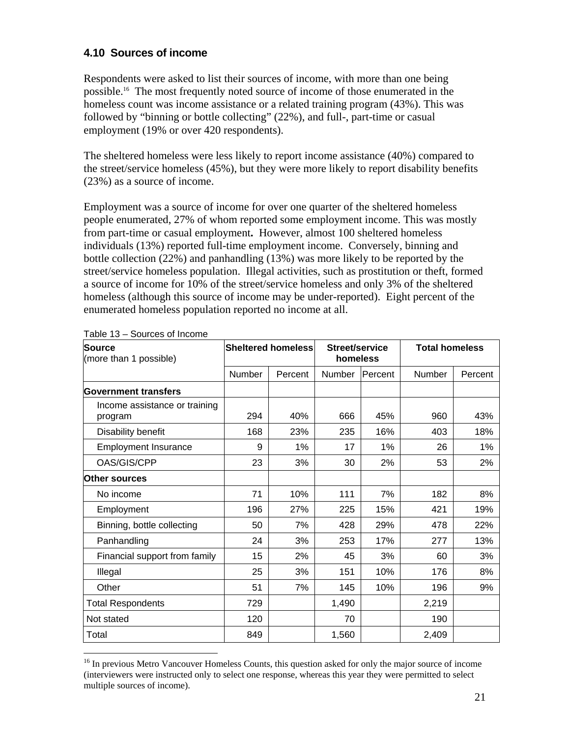### 4.10 Sources of income

Respondents were asked to list their sources of income, with more than one being possible.[16] The most frequently noted source of income of those enumerated in the homeless count was income assistance or a related training program (43%). This was followed by "binning or bottle collecting" (22%), and full-, part-time or casual employment (19% or over 420 respondents).

The sheltered homeless were less likely to report income assistance (40%) compared to the street/service homeless (45%), but they were more likely to report disability benefits (23%) as a source of income.

Employment was a source of income for over one quarter of the sheltered homeless people enumerated, 27% of whom reported some employment income. This was mostly from part-time or casual employment**.** However, almost 100 sheltered homeless individuals (13%) reported full-time employment income. Conversely, binning and bottle collection (22%) and panhandling (13%) was more likely to be reported by the street/service homeless population. Illegal activities, such as prostitution or theft, formed a source of income for 10% of the street/service homeless and only 3% of the sheltered homeless (although this source of income may be under-reported). Eight percent of the enumerated homeless population reported no income at all.

Table 13 – Sources of Income

| **Source** (more than 1 possible) | **Sheltered homeless** | | **Street/service homeless** | | **Total homeless** | |
|---|---|---|---|---|---|---|
| | Number | Percent | Number | Percent | Number | Percent |
| **Government transfers** | | | | | | |
| Income assistance or training program | 294 | 40% | 666 | 45% | 960 | 43% |
| Disability benefit | 168 | 23% | 235 | 16% | 403 | 18% |
| Employment Insurance | 9 | 1% | 17 | 1% | 26 | 1% |
| OAS/GIS/CPP | 23 | 3% | 30 | 2% | 53 | 2% |
| **Other sources** | | | | | | |
| No income | 71 | 10% | 111 | 7% | 182 | 8% |
| Employment | 196 | 27% | 225 | 15% | 421 | 19% |
| Binning, bottle collecting | 50 | 7% | 428 | 29% | 478 | 22% |
| Panhandling | 24 | 3% | 253 | 17% | 277 | 13% |
| Financial support from family | 15 | 2% | 45 | 3% | 60 | 3% |
| Illegal | 25 | 3% | 151 | 10% | 176 | 8% |
| Other | 51 | 7% | 145 | 10% | 196 | 9% |
| Total Respondents | 729 | | 1,490 | | 2,219 | |
| Not stated | 120 | | 70 | | 190 | |
| Total | 849 | | 1,560 | | 2,409 | |

[16] In previous Metro Vancouver Homeless Counts, this question asked for only the major source of income (interviewers were instructed only to select one response, whereas this year they were permitted to select multiple sources of income).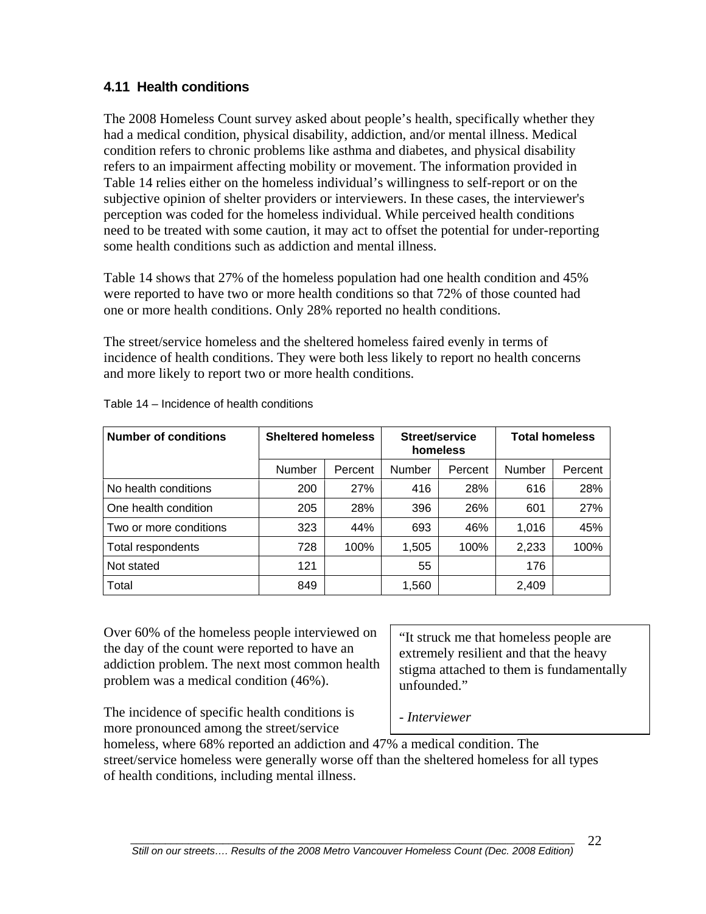### 4.11 Health conditions

The 2008 Homeless Count survey asked about people's health, specifically whether they had a medical condition, physical disability, addiction, and/or mental illness. Medical condition refers to chronic problems like asthma and diabetes, and physical disability refers to an impairment affecting mobility or movement. The information provided in Table 14 relies either on the homeless individual's willingness to self-report or on the subjective opinion of shelter providers or interviewers. In these cases, the interviewer's perception was coded for the homeless individual. While perceived health conditions need to be treated with some caution, it may act to offset the potential for under-reporting some health conditions such as addiction and mental illness.

Table 14 shows that 27% of the homeless population had one health condition and 45% were reported to have two or more health conditions so that 72% of those counted had one or more health conditions. Only 28% reported no health conditions.

The street/service homeless and the sheltered homeless faired evenly in terms of incidence of health conditions. They were both less likely to report no health concerns and more likely to report two or more health conditions.

Table 14 – Incidence of health conditions

| Number of conditions | Sheltered homeless | | Street/service homeless | | Total homeless | |
|---|---|---|---|---|---|---|
| | Number | Percent | Number | Percent | Number | Percent |
| No health conditions | 200 | 27% | 416 | 28% | 616 | 28% |
| One health condition | 205 | 28% | 396 | 26% | 601 | 27% |
| Two or more conditions | 323 | 44% | 693 | 46% | 1,016 | 45% |
| Total respondents | 728 | 100% | 1,505 | 100% | 2,233 | 100% |
| Not stated | 121 | | 55 | | 176 | |
| Total | 849 | | 1,560 | | 2,409 | |

Over 60% of the homeless people interviewed on the day of the count were reported to have an addiction problem. The next most common health problem was a medical condition (46%).

> "It struck me that homeless people are extremely resilient and that the heavy stigma attached to them is fundamentally unfounded."
>
> *- Interviewer*

The incidence of specific health conditions is more pronounced among the street/service homeless, where 68% reported an addiction and 47% a medical condition. The street/service homeless were generally worse off than the sheltered homeless for all types of health conditions, including mental illness.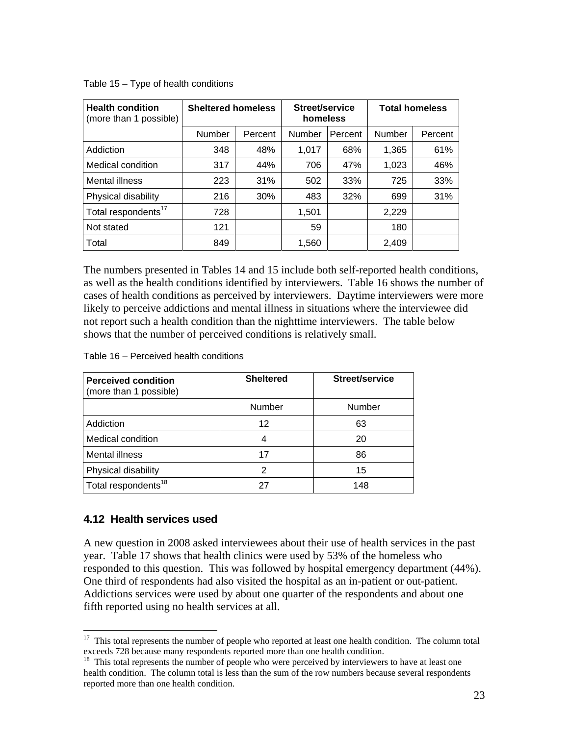Table 15 – Type of health conditions

| Health condition (more than 1 possible) | Sheltered homeless | | Street/service homeless | | Total homeless | |
|---|---|---|---|---|---|---|
| | Number | Percent | Number | Percent | Number | Percent |
| Addiction | 348 | 48% | 1,017 | 68% | 1,365 | 61% |
| Medical condition | 317 | 44% | 706 | 47% | 1,023 | 46% |
| Mental illness | 223 | 31% | 502 | 33% | 725 | 33% |
| Physical disability | 216 | 30% | 483 | 32% | 699 | 31% |
| Total respondents[17] | 728 | | 1,501 | | 2,229 | |
| Not stated | 121 | | 59 | | 180 | |
| Total | 849 | | 1,560 | | 2,409 | |

The numbers presented in Tables 14 and 15 include both self-reported health conditions, as well as the health conditions identified by interviewers. Table 16 shows the number of cases of health conditions as perceived by interviewers. Daytime interviewers were more likely to perceive addictions and mental illness in situations where the interviewee did not report such a health condition than the nighttime interviewers. The table below shows that the number of perceived conditions is relatively small.

Table 16 – Perceived health conditions

| Perceived condition (more than 1 possible) | Sheltered | Street/service |
|---|---|---|
| | Number | Number |
| Addiction | 12 | 63 |
| Medical condition | 4 | 20 |
| Mental illness | 17 | 86 |
| Physical disability | 2 | 15 |
| Total respondents[18] | 27 | 148 |

## 4.12 Health services used

A new question in 2008 asked interviewees about their use of health services in the past year. Table 17 shows that health clinics were used by 53% of the homeless who responded to this question. This was followed by hospital emergency department (44%). One third of respondents had also visited the hospital as an in-patient or out-patient. Addictions services were used by about one quarter of the respondents and about one fifth reported using no health services at all.

[17] This total represents the number of people who reported at least one health condition. The column total exceeds 728 because many respondents reported more than one health condition.

[18] This total represents the number of people who were perceived by interviewers to have at least one health condition. The column total is less than the sum of the row numbers because several respondents reported more than one health condition.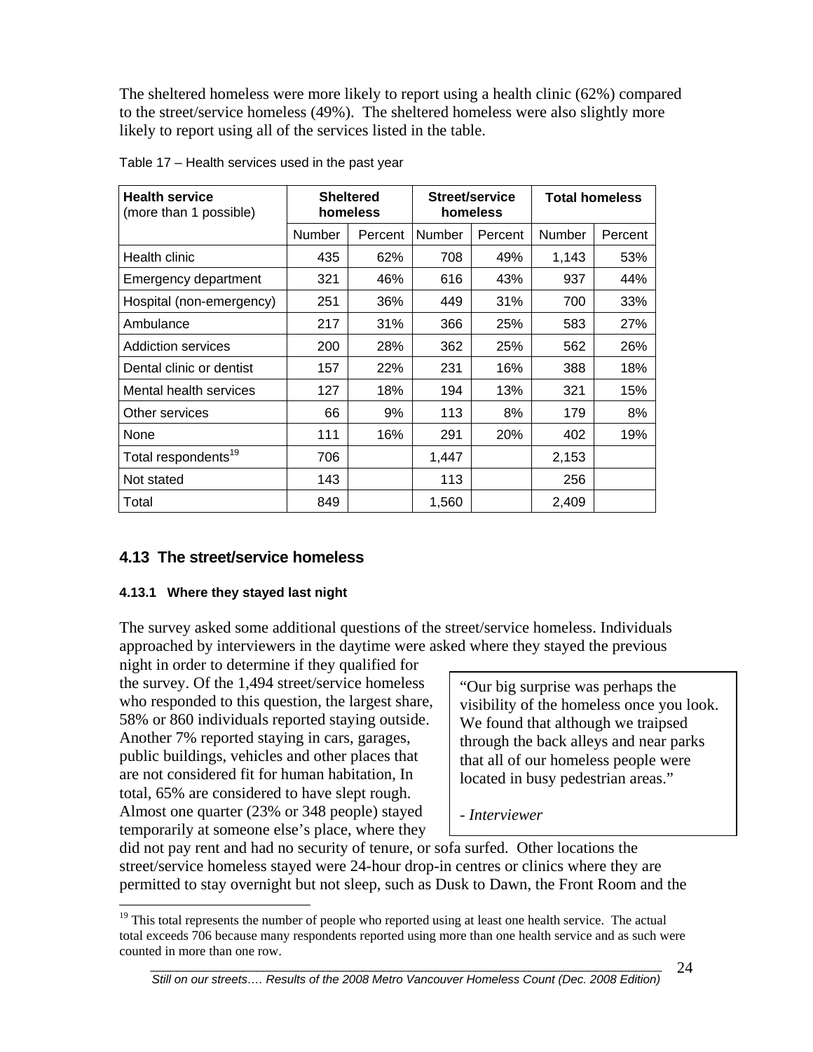The sheltered homeless were more likely to report using a health clinic (62%) compared to the street/service homeless (49%). The sheltered homeless were also slightly more likely to report using all of the services listed in the table.

Table 17 – Health services used in the past year

| **Health service** (more than 1 possible) | **Sheltered homeless** | | **Street/service homeless** | | **Total homeless** | |
|---|---|---|---|---|---|---|
| | Number | Percent | Number | Percent | Number | Percent |
| Health clinic | 435 | 62% | 708 | 49% | 1,143 | 53% |
| Emergency department | 321 | 46% | 616 | 43% | 937 | 44% |
| Hospital (non-emergency) | 251 | 36% | 449 | 31% | 700 | 33% |
| Ambulance | 217 | 31% | 366 | 25% | 583 | 27% |
| Addiction services | 200 | 28% | 362 | 25% | 562 | 26% |
| Dental clinic or dentist | 157 | 22% | 231 | 16% | 388 | 18% |
| Mental health services | 127 | 18% | 194 | 13% | 321 | 15% |
| Other services | 66 | 9% | 113 | 8% | 179 | 8% |
| None | 111 | 16% | 291 | 20% | 402 | 19% |
| Total respondents[19] | 706 | | 1,447 | | 2,153 | |
| Not stated | 143 | | 113 | | 256 | |
| Total | 849 | | 1,560 | | 2,409 | |

## 4.13 The street/service homeless

### 4.13.1 Where they stayed last night

The survey asked some additional questions of the street/service homeless. Individuals approached by interviewers in the daytime were asked where they stayed the previous night in order to determine if they qualified for the survey. Of the 1,494 street/service homeless who responded to this question, the largest share, 58% or 860 individuals reported staying outside. Another 7% reported staying in cars, garages, public buildings, vehicles and other places that are not considered fit for human habitation, In total, 65% are considered to have slept rough. Almost one quarter (23% or 348 people) stayed temporarily at someone else's place, where they did not pay rent and had no security of tenure, or sofa surfed. Other locations the street/service homeless stayed were 24-hour drop-in centres or clinics where they are permitted to stay overnight but not sleep, such as Dusk to Dawn, the Front Room and the

> "Our big surprise was perhaps the visibility of the homeless once you look. We found that although we traipsed through the back alleys and near parks that all of our homeless people were located in busy pedestrian areas."
>
> *- Interviewer*

[19] This total represents the number of people who reported using at least one health service. The actual total exceeds 706 because many respondents reported using more than one health service and as such were counted in more than one row.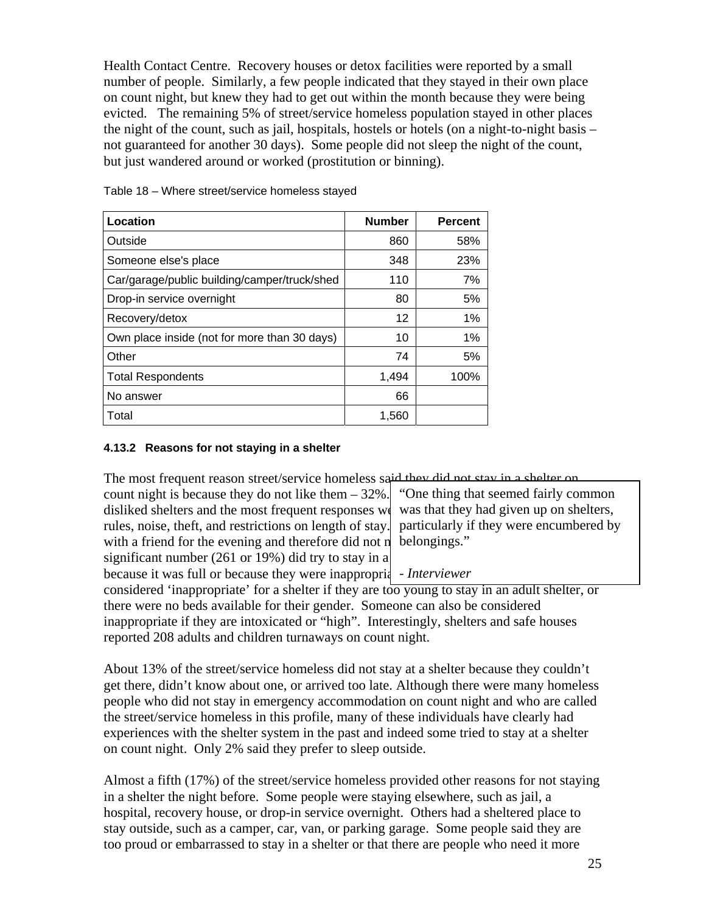Health Contact Centre. Recovery houses or detox facilities were reported by a small number of people. Similarly, a few people indicated that they stayed in their own place on count night, but knew they had to get out within the month because they were being evicted. The remaining 5% of street/service homeless population stayed in other places the night of the count, such as jail, hospitals, hostels or hotels (on a night-to-night basis – not guaranteed for another 30 days). Some people did not sleep the night of the count, but just wandered around or worked (prostitution or binning).

Table 18 – Where street/service homeless stayed

| Location | Number | Percent |
|---|---|---|
| Outside | 860 | 58% |
| Someone else's place | 348 | 23% |
| Car/garage/public building/camper/truck/shed | 110 | 7% |
| Drop-in service overnight | 80 | 5% |
| Recovery/detox | 12 | 1% |
| Own place inside (not for more than 30 days) | 10 | 1% |
| Other | 74 | 5% |
| Total Respondents | 1,494 | 100% |
| No answer | 66 | |
| Total | 1,560 | |

#### 4.13.2 Reasons for not staying in a shelter

The most frequent reason street/service homeless said they did not stay in a shelter on count night is because they do not like them – 32%. ... disliked shelters and the most frequent responses we... rules, noise, theft, and restrictions on length of stay. ... with a friend for the evening and therefore did not n... significant number (261 or 19%) did try to stay in a ... because it was full or because they were inappropria... considered 'inappropriate' for a shelter if they are too young to stay in an adult shelter, or there were no beds available for their gender. Someone can also be considered inappropriate if they are intoxicated or "high". Interestingly, shelters and safe houses reported 208 adults and children turnaways on count night.

> "One thing that seemed fairly common was that they had given up on shelters, particularly if they were encumbered by belongings."
>
> *- Interviewer*

About 13% of the street/service homeless did not stay at a shelter because they couldn't get there, didn't know about one, or arrived too late. Although there were many homeless people who did not stay in emergency accommodation on count night and who are called the street/service homeless in this profile, many of these individuals have clearly had experiences with the shelter system in the past and indeed some tried to stay at a shelter on count night. Only 2% said they prefer to sleep outside.

Almost a fifth (17%) of the street/service homeless provided other reasons for not staying in a shelter the night before. Some people were staying elsewhere, such as jail, a hospital, recovery house, or drop-in service overnight. Others had a sheltered place to stay outside, such as a camper, car, van, or parking garage. Some people said they are too proud or embarrassed to stay in a shelter or that there are people who need it more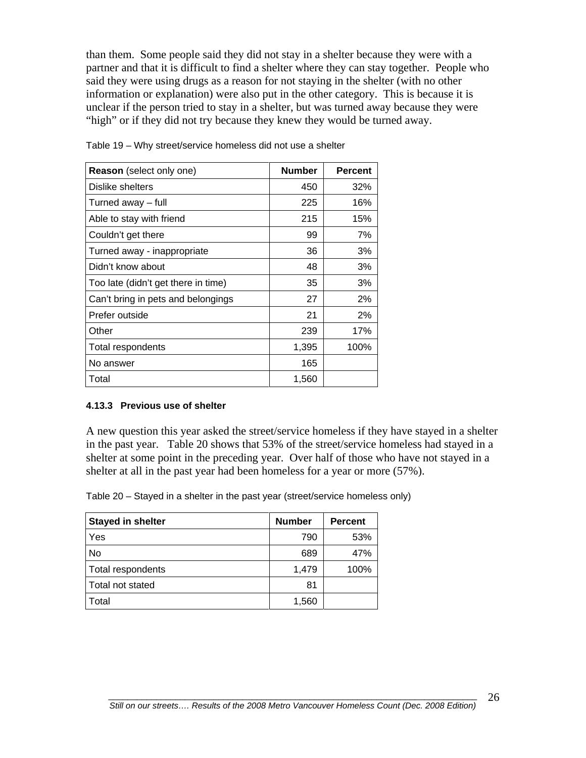than them. Some people said they did not stay in a shelter because they were with a partner and that it is difficult to find a shelter where they can stay together. People who said they were using drugs as a reason for not staying in the shelter (with no other information or explanation) were also put in the other category. This is because it is unclear if the person tried to stay in a shelter, but was turned away because they were "high" or if they did not try because they knew they would be turned away.

Table 19 – Why street/service homeless did not use a shelter

| **Reason** (select only one) | **Number** | **Percent** |
|---|---|---|
| Dislike shelters | 450 | 32% |
| Turned away – full | 225 | 16% |
| Able to stay with friend | 215 | 15% |
| Couldn't get there | 99 | 7% |
| Turned away - inappropriate | 36 | 3% |
| Didn't know about | 48 | 3% |
| Too late (didn't get there in time) | 35 | 3% |
| Can't bring in pets and belongings | 27 | 2% |
| Prefer outside | 21 | 2% |
| Other | 239 | 17% |
| Total respondents | 1,395 | 100% |
| No answer | 165 | |
| Total | 1,560 | |

#### 4.13.3 Previous use of shelter

A new question this year asked the street/service homeless if they have stayed in a shelter in the past year. Table 20 shows that 53% of the street/service homeless had stayed in a shelter at some point in the preceding year. Over half of those who have not stayed in a shelter at all in the past year had been homeless for a year or more (57%).

Table 20 – Stayed in a shelter in the past year (street/service homeless only)

| **Stayed in shelter** | **Number** | **Percent** |
|---|---|---|
| Yes | 790 | 53% |
| No | 689 | 47% |
| Total respondents | 1,479 | 100% |
| Total not stated | 81 | |
| Total | 1,560 | |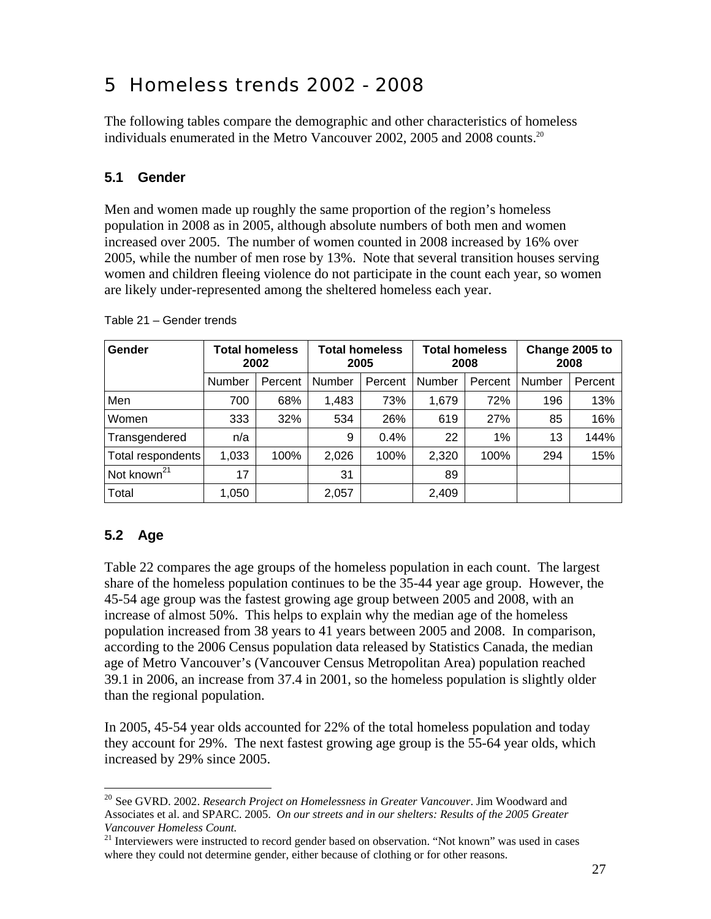# 5 Homeless trends 2002 - 2008

The following tables compare the demographic and other characteristics of homeless individuals enumerated in the Metro Vancouver 2002, 2005 and 2008 counts.[20]

## 5.1 Gender

Men and women made up roughly the same proportion of the region's homeless population in 2008 as in 2005, although absolute numbers of both men and women increased over 2005. The number of women counted in 2008 increased by 16% over 2005, while the number of men rose by 13%. Note that several transition houses serving women and children fleeing violence do not participate in the count each year, so women are likely under-represented among the sheltered homeless each year.

Table 21 – Gender trends

| Gender | Total homeless 2002 | | Total homeless 2005 | | Total homeless 2008 | | Change 2005 to 2008 | |
|---|---|---|---|---|---|---|---|---|
| | Number | Percent | Number | Percent | Number | Percent | Number | Percent |
| Men | 700 | 68% | 1,483 | 73% | 1,679 | 72% | 196 | 13% |
| Women | 333 | 32% | 534 | 26% | 619 | 27% | 85 | 16% |
| Transgendered | n/a | | 9 | 0.4% | 22 | 1% | 13 | 144% |
| Total respondents | 1,033 | 100% | 2,026 | 100% | 2,320 | 100% | 294 | 15% |
| Not known[21] | 17 | | 31 | | 89 | | | |
| Total | 1,050 | | 2,057 | | 2,409 | | | |

## 5.2 Age

Table 22 compares the age groups of the homeless population in each count. The largest share of the homeless population continues to be the 35-44 year age group. However, the 45-54 age group was the fastest growing age group between 2005 and 2008, with an increase of almost 50%. This helps to explain why the median age of the homeless population increased from 38 years to 41 years between 2005 and 2008. In comparison, according to the 2006 Census population data released by Statistics Canada, the median age of Metro Vancouver's (Vancouver Census Metropolitan Area) population reached 39.1 in 2006, an increase from 37.4 in 2001, so the homeless population is slightly older than the regional population.

In 2005, 45-54 year olds accounted for 22% of the total homeless population and today they account for 29%. The next fastest growing age group is the 55-64 year olds, which increased by 29% since 2005.

[20] See GVRD. 2002. *Research Project on Homelessness in Greater Vancouver*. Jim Woodward and Associates et al. and SPARC. 2005. *On our streets and in our shelters: Results of the 2005 Greater Vancouver Homeless Count.*

[21] Interviewers were instructed to record gender based on observation. "Not known" was used in cases where they could not determine gender, either because of clothing or for other reasons.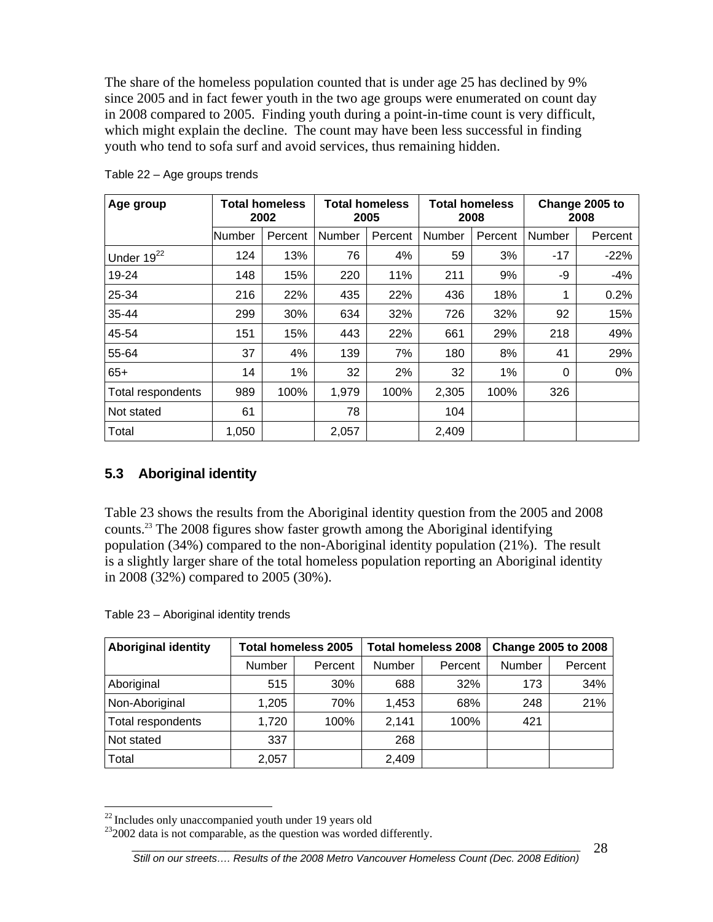The share of the homeless population counted that is under age 25 has declined by 9% since 2005 and in fact fewer youth in the two age groups were enumerated on count day in 2008 compared to 2005. Finding youth during a point-in-time count is very difficult, which might explain the decline. The count may have been less successful in finding youth who tend to sofa surf and avoid services, thus remaining hidden.

Table 22 – Age groups trends

| Age group | Total homeless 2002 | | Total homeless 2005 | | Total homeless 2008 | | Change 2005 to 2008 | |
|---|---|---|---|---|---|---|---|---|
| | Number | Percent | Number | Percent | Number | Percent | Number | Percent |
| Under 19[22] | 124 | 13% | 76 | 4% | 59 | 3% | -17 | -22% |
| 19-24 | 148 | 15% | 220 | 11% | 211 | 9% | -9 | -4% |
| 25-34 | 216 | 22% | 435 | 22% | 436 | 18% | 1 | 0.2% |
| 35-44 | 299 | 30% | 634 | 32% | 726 | 32% | 92 | 15% |
| 45-54 | 151 | 15% | 443 | 22% | 661 | 29% | 218 | 49% |
| 55-64 | 37 | 4% | 139 | 7% | 180 | 8% | 41 | 29% |
| 65+ | 14 | 1% | 32 | 2% | 32 | 1% | 0 | 0% |
| Total respondents | 989 | 100% | 1,979 | 100% | 2,305 | 100% | 326 | |
| Not stated | 61 | | 78 | | 104 | | | |
| Total | 1,050 | | 2,057 | | 2,409 | | | |

## 5.3 Aboriginal identity

Table 23 shows the results from the Aboriginal identity question from the 2005 and 2008 counts.[23] The 2008 figures show faster growth among the Aboriginal identifying population (34%) compared to the non-Aboriginal identity population (21%). The result is a slightly larger share of the total homeless population reporting an Aboriginal identity in 2008 (32%) compared to 2005 (30%).

Table 23 – Aboriginal identity trends

| Aboriginal identity | Total homeless 2005 | | Total homeless 2008 | | Change 2005 to 2008 | |
|---|---|---|---|---|---|---|
| | Number | Percent | Number | Percent | Number | Percent |
| Aboriginal | 515 | 30% | 688 | 32% | 173 | 34% |
| Non-Aboriginal | 1,205 | 70% | 1,453 | 68% | 248 | 21% |
| Total respondents | 1,720 | 100% | 2,141 | 100% | 421 | |
| Not stated | 337 | | 268 | | | |
| Total | 2,057 | | 2,409 | | | |

[22] Includes only unaccompanied youth under 19 years old

[23] 2002 data is not comparable, as the question was worded differently.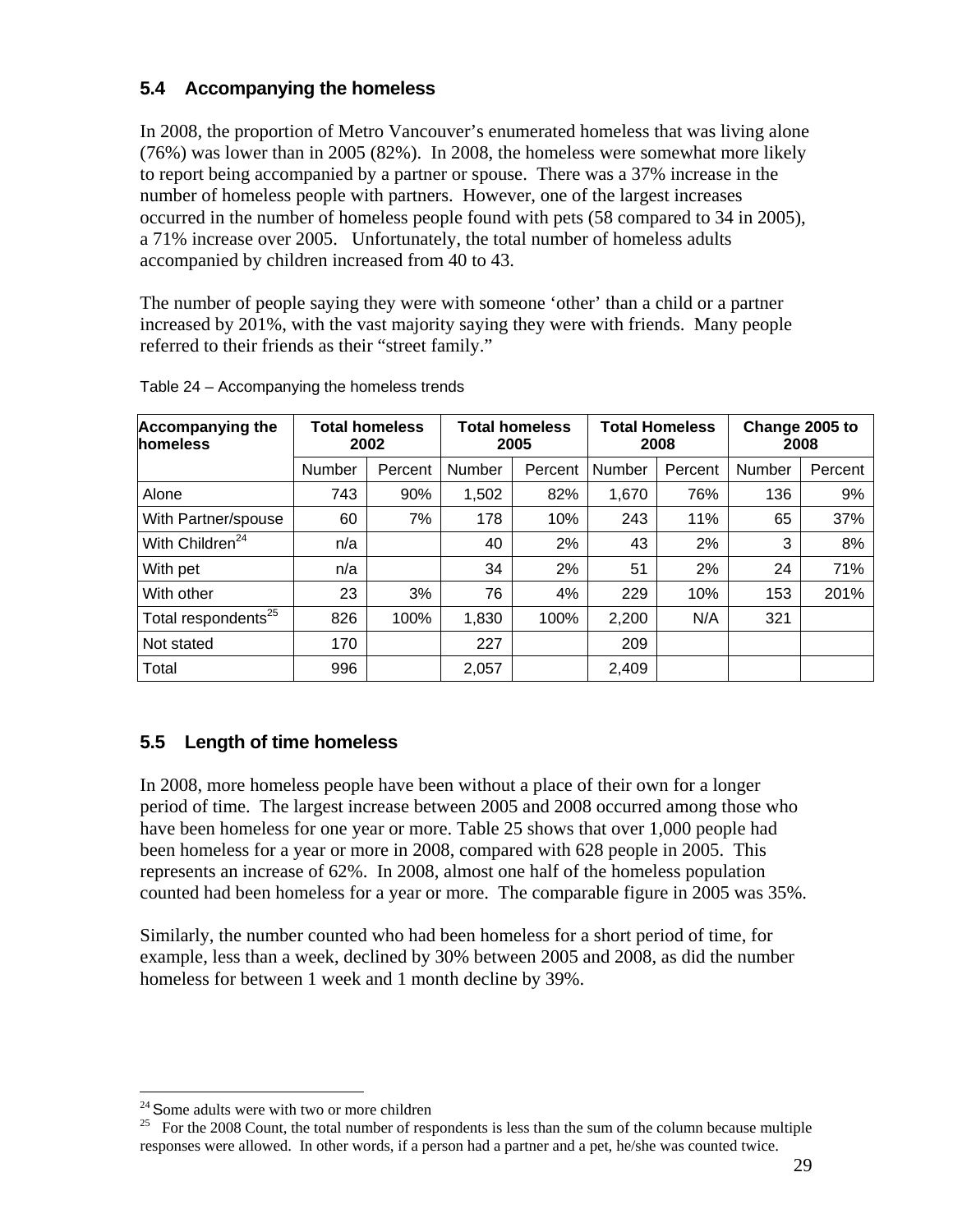## 5.4 Accompanying the homeless

In 2008, the proportion of Metro Vancouver's enumerated homeless that was living alone (76%) was lower than in 2005 (82%). In 2008, the homeless were somewhat more likely to report being accompanied by a partner or spouse. There was a 37% increase in the number of homeless people with partners. However, one of the largest increases occurred in the number of homeless people found with pets (58 compared to 34 in 2005), a 71% increase over 2005. Unfortunately, the total number of homeless adults accompanied by children increased from 40 to 43.

The number of people saying they were with someone 'other' than a child or a partner increased by 201%, with the vast majority saying they were with friends. Many people referred to their friends as their "street family."

Table 24 – Accompanying the homeless trends

| Accompanying the homeless | Total homeless 2002 | | Total homeless 2005 | | Total Homeless 2008 | | Change 2005 to 2008 | |
|---|---|---|---|---|---|---|---|---|
| | Number | Percent | Number | Percent | Number | Percent | Number | Percent |
| Alone | 743 | 90% | 1,502 | 82% | 1,670 | 76% | 136 | 9% |
| With Partner/spouse | 60 | 7% | 178 | 10% | 243 | 11% | 65 | 37% |
| With Children[24] | n/a | | 40 | 2% | 43 | 2% | 3 | 8% |
| With pet | n/a | | 34 | 2% | 51 | 2% | 24 | 71% |
| With other | 23 | 3% | 76 | 4% | 229 | 10% | 153 | 201% |
| Total respondents[25] | 826 | 100% | 1,830 | 100% | 2,200 | N/A | 321 | |
| Not stated | 170 | | 227 | | 209 | | | |
| Total | 996 | | 2,057 | | 2,409 | | | |

## 5.5 Length of time homeless

In 2008, more homeless people have been without a place of their own for a longer period of time. The largest increase between 2005 and 2008 occurred among those who have been homeless for one year or more. Table 25 shows that over 1,000 people had been homeless for a year or more in 2008, compared with 628 people in 2005. This represents an increase of 62%. In 2008, almost one half of the homeless population counted had been homeless for a year or more. The comparable figure in 2005 was 35%.

Similarly, the number counted who had been homeless for a short period of time, for example, less than a week, declined by 30% between 2005 and 2008, as did the number homeless for between 1 week and 1 month decline by 39%.

[24] Some adults were with two or more children

[25] For the 2008 Count, the total number of respondents is less than the sum of the column because multiple responses were allowed. In other words, if a person had a partner and a pet, he/she was counted twice.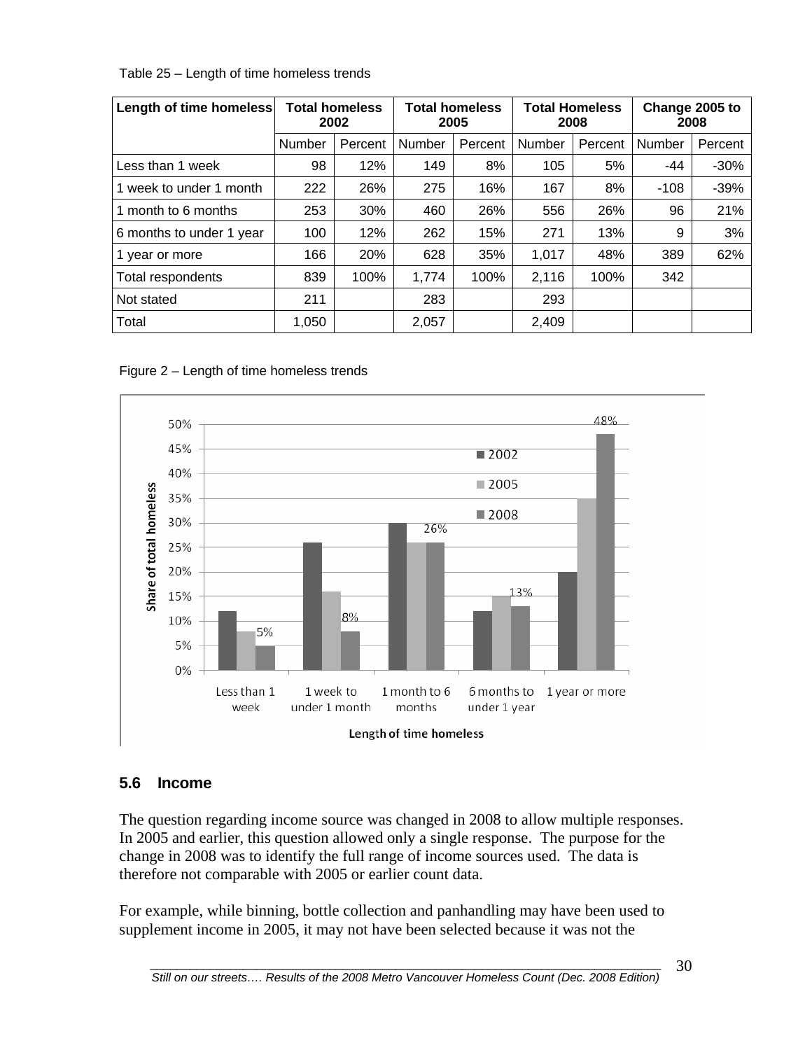Table 25 – Length of time homeless trends

| Length of time homeless | Total homeless 2002 | | Total homeless 2005 | | Total Homeless 2008 | | Change 2005 to 2008 | |
|---|---|---|---|---|---|---|---|---|
| | Number | Percent | Number | Percent | Number | Percent | Number | Percent |
| Less than 1 week | 98 | 12% | 149 | 8% | 105 | 5% | -44 | -30% |
| 1 week to under 1 month | 222 | 26% | 275 | 16% | 167 | 8% | -108 | -39% |
| 1 month to 6 months | 253 | 30% | 460 | 26% | 556 | 26% | 96 | 21% |
| 6 months to under 1 year | 100 | 12% | 262 | 15% | 271 | 13% | 9 | 3% |
| 1 year or more | 166 | 20% | 628 | 35% | 1,017 | 48% | 389 | 62% |
| Total respondents | 839 | 100% | 1,774 | 100% | 2,116 | 100% | 342 | |
| Not stated | 211 | | 283 | | 293 | | | |
| Total | 1,050 | | 2,057 | | 2,409 | | | |

Figure 2 – Length of time homeless trends

## 5.6 Income

The question regarding income source was changed in 2008 to allow multiple responses. In 2005 and earlier, this question allowed only a single response. The purpose for the change in 2008 was to identify the full range of income sources used. The data is therefore not comparable with 2005 or earlier count data.

For example, while binning, bottle collection and panhandling may have been used to supplement income in 2005, it may not have been selected because it was not the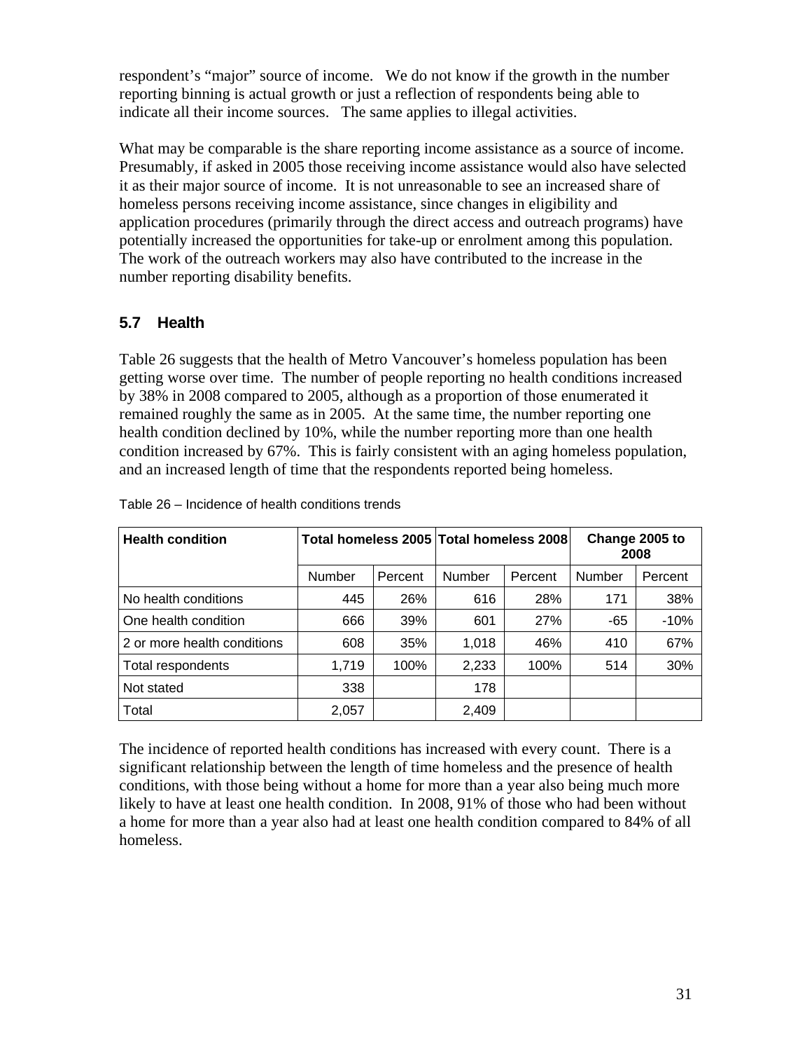respondent's "major" source of income. We do not know if the growth in the number reporting binning is actual growth or just a reflection of respondents being able to indicate all their income sources. The same applies to illegal activities.

What may be comparable is the share reporting income assistance as a source of income. Presumably, if asked in 2005 those receiving income assistance would also have selected it as their major source of income. It is not unreasonable to see an increased share of homeless persons receiving income assistance, since changes in eligibility and application procedures (primarily through the direct access and outreach programs) have potentially increased the opportunities for take-up or enrolment among this population. The work of the outreach workers may also have contributed to the increase in the number reporting disability benefits.

## 5.7 Health

Table 26 suggests that the health of Metro Vancouver's homeless population has been getting worse over time. The number of people reporting no health conditions increased by 38% in 2008 compared to 2005, although as a proportion of those enumerated it remained roughly the same as in 2005. At the same time, the number reporting one health condition declined by 10%, while the number reporting more than one health condition increased by 67%. This is fairly consistent with an aging homeless population, and an increased length of time that the respondents reported being homeless.

Table 26 – Incidence of health conditions trends

| Health condition | Total homeless 2005 | | Total homeless 2008 | | Change 2005 to 2008 | |
|---|---|---|---|---|---|---|
| | Number | Percent | Number | Percent | Number | Percent |
| No health conditions | 445 | 26% | 616 | 28% | 171 | 38% |
| One health condition | 666 | 39% | 601 | 27% | -65 | -10% |
| 2 or more health conditions | 608 | 35% | 1,018 | 46% | 410 | 67% |
| Total respondents | 1,719 | 100% | 2,233 | 100% | 514 | 30% |
| Not stated | 338 | | 178 | | | |
| Total | 2,057 | | 2,409 | | | |

The incidence of reported health conditions has increased with every count. There is a significant relationship between the length of time homeless and the presence of health conditions, with those being without a home for more than a year also being much more likely to have at least one health condition. In 2008, 91% of those who had been without a home for more than a year also had at least one health condition compared to 84% of all homeless.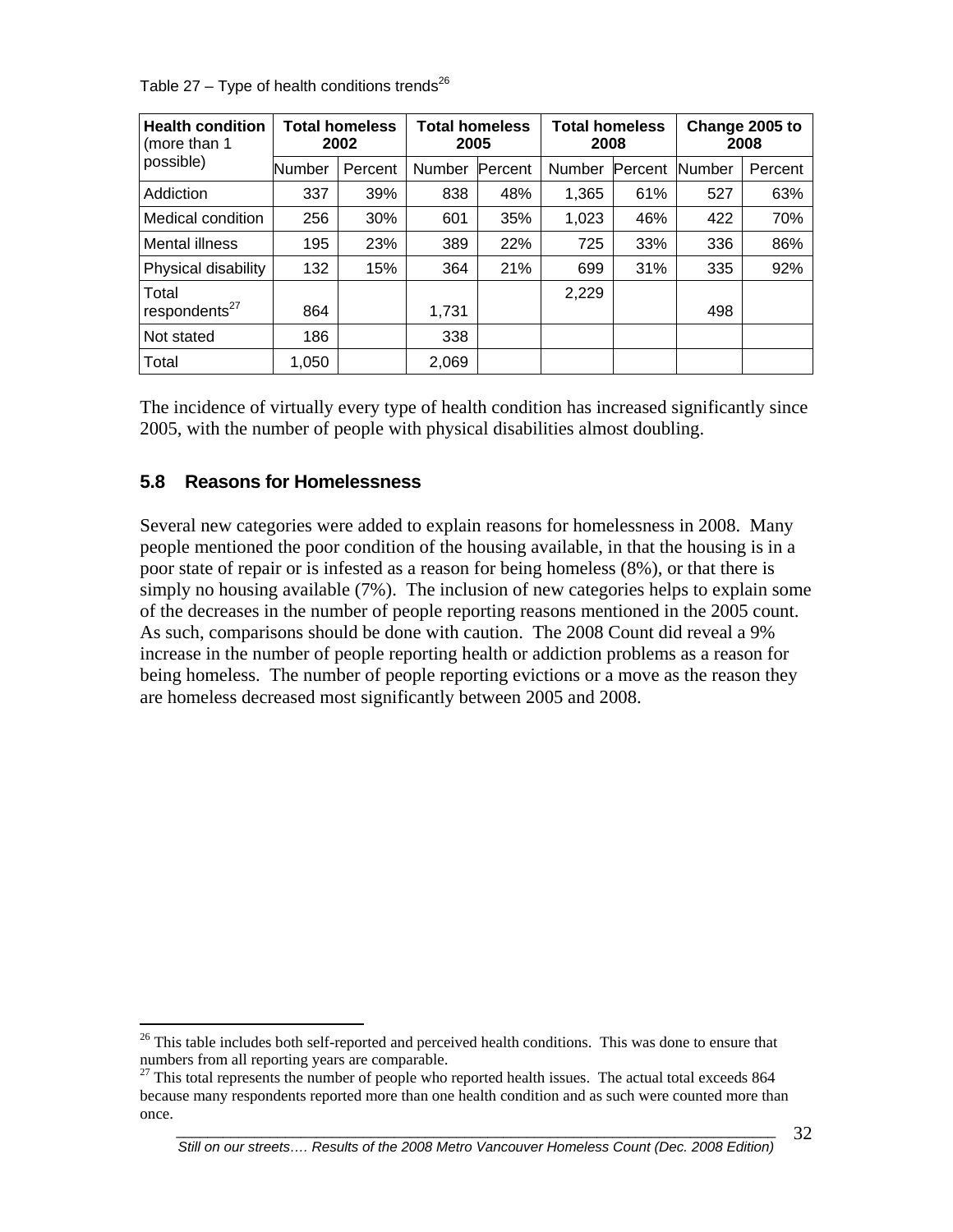Table 27 – Type of health conditions trends[26]

| Health condition (more than 1 possible) | Total homeless 2002 | | Total homeless 2005 | | Total homeless 2008 | | Change 2005 to 2008 | |
|---|---|---|---|---|---|---|---|---|
| | Number | Percent | Number | Percent | Number | Percent | Number | Percent |
| Addiction | 337 | 39% | 838 | 48% | 1,365 | 61% | 527 | 63% |
| Medical condition | 256 | 30% | 601 | 35% | 1,023 | 46% | 422 | 70% |
| Mental illness | 195 | 23% | 389 | 22% | 725 | 33% | 336 | 86% |
| Physical disability | 132 | 15% | 364 | 21% | 699 | 31% | 335 | 92% |
| Total respondents[27] | 864 | | 1,731 | | 2,229 | | 498 | |
| Not stated | 186 | | 338 | | | | | |
| Total | 1,050 | | 2,069 | | | | | |

The incidence of virtually every type of health condition has increased significantly since 2005, with the number of people with physical disabilities almost doubling.

## 5.8 Reasons for Homelessness

Several new categories were added to explain reasons for homelessness in 2008. Many people mentioned the poor condition of the housing available, in that the housing is in a poor state of repair or is infested as a reason for being homeless (8%), or that there is simply no housing available (7%). The inclusion of new categories helps to explain some of the decreases in the number of people reporting reasons mentioned in the 2005 count. As such, comparisons should be done with caution. The 2008 Count did reveal a 9% increase in the number of people reporting health or addiction problems as a reason for being homeless. The number of people reporting evictions or a move as the reason they are homeless decreased most significantly between 2005 and 2008.

---

[26] This table includes both self-reported and perceived health conditions. This was done to ensure that numbers from all reporting years are comparable.

[27] This total represents the number of people who reported health issues. The actual total exceeds 864 because many respondents reported more than one health condition and as such were counted more than once.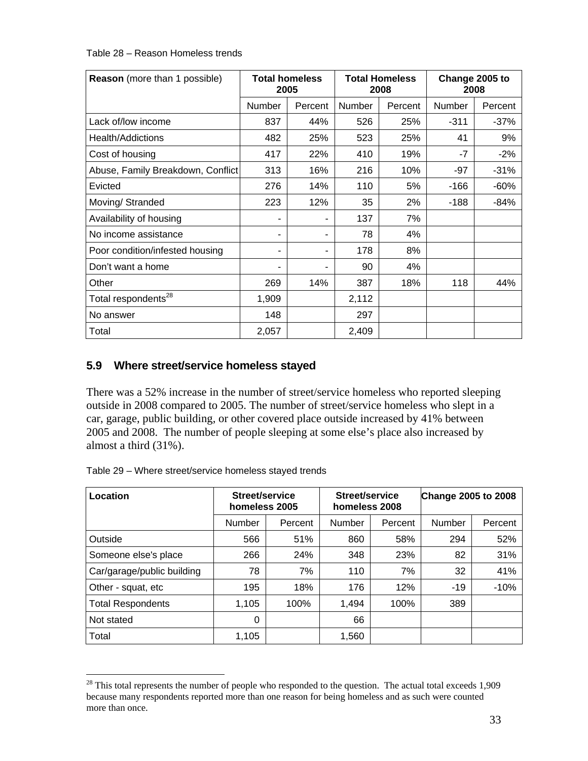Table 28 – Reason Homeless trends

| **Reason** (more than 1 possible) | **Total homeless 2005** | | **Total Homeless 2008** | | **Change 2005 to 2008** | |
|---|---|---|---|---|---|---|
| | Number | Percent | Number | Percent | Number | Percent |
| Lack of/low income | 837 | 44% | 526 | 25% | -311 | -37% |
| Health/Addictions | 482 | 25% | 523 | 25% | 41 | 9% |
| Cost of housing | 417 | 22% | 410 | 19% | -7 | -2% |
| Abuse, Family Breakdown, Conflict | 313 | 16% | 216 | 10% | -97 | -31% |
| Evicted | 276 | 14% | 110 | 5% | -166 | -60% |
| Moving/ Stranded | 223 | 12% | 35 | 2% | -188 | -84% |
| Availability of housing | - | - | 137 | 7% | | |
| No income assistance | - | - | 78 | 4% | | |
| Poor condition/infested housing | - | - | 178 | 8% | | |
| Don't want a home | - | - | 90 | 4% | | |
| Other | 269 | 14% | 387 | 18% | 118 | 44% |
| Total respondents[28] | 1,909 | | 2,112 | | | |
| No answer | 148 | | 297 | | | |
| Total | 2,057 | | 2,409 | | | |

### 5.9 Where street/service homeless stayed

There was a 52% increase in the number of street/service homeless who reported sleeping outside in 2008 compared to 2005. The number of street/service homeless who slept in a car, garage, public building, or other covered place outside increased by 41% between 2005 and 2008. The number of people sleeping at some else's place also increased by almost a third (31%).

Table 29 – Where street/service homeless stayed trends

| **Location** | **Street/service homeless 2005** | | **Street/service homeless 2008** | | **Change 2005 to 2008** | |
|---|---|---|---|---|---|---|
| | Number | Percent | Number | Percent | Number | Percent |
| Outside | 566 | 51% | 860 | 58% | 294 | 52% |
| Someone else's place | 266 | 24% | 348 | 23% | 82 | 31% |
| Car/garage/public building | 78 | 7% | 110 | 7% | 32 | 41% |
| Other - squat, etc | 195 | 18% | 176 | 12% | -19 | -10% |
| Total Respondents | 1,105 | 100% | 1,494 | 100% | 389 | |
| Not stated | 0 | | 66 | | | |
| Total | 1,105 | | 1,560 | | | |

[28] This total represents the number of people who responded to the question. The actual total exceeds 1,909 because many respondents reported more than one reason for being homeless and as such were counted more than once.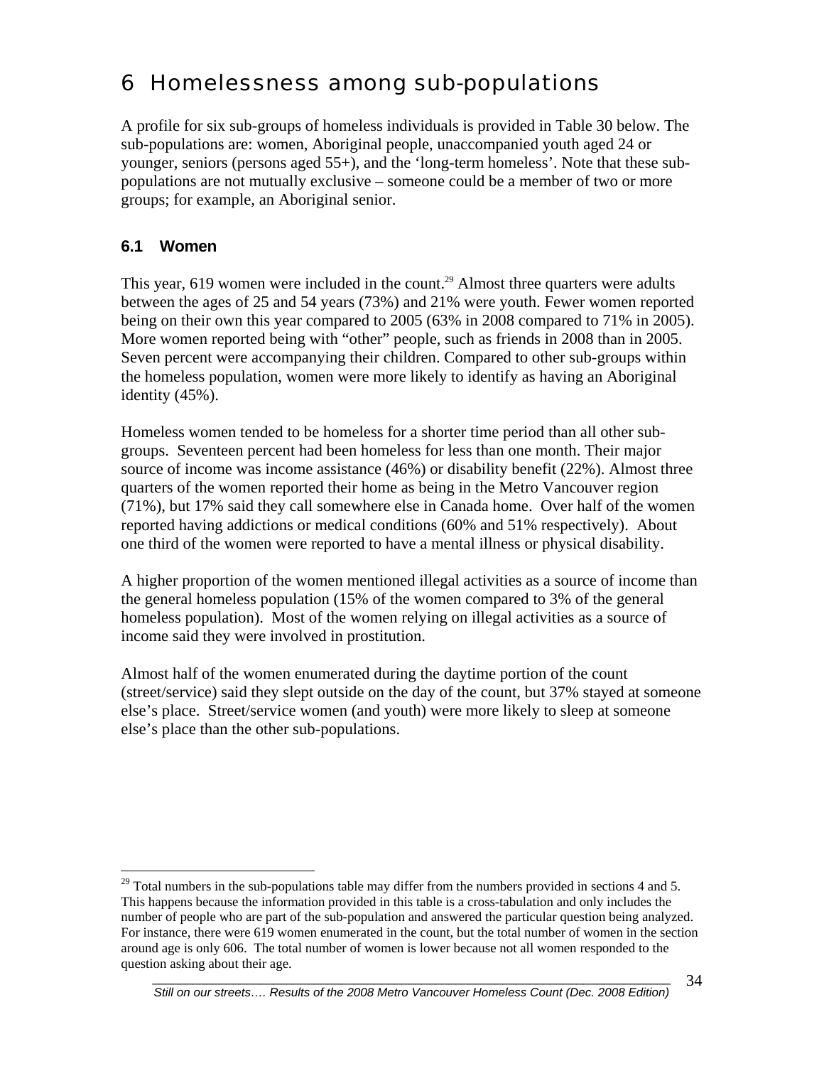# 6 Homelessness among sub-populations

A profile for six sub-groups of homeless individuals is provided in Table 30 below. The sub-populations are: women, Aboriginal people, unaccompanied youth aged 24 or younger, seniors (persons aged 55+), and the 'long-term homeless'. Note that these sub-populations are not mutually exclusive – someone could be a member of two or more groups; for example, an Aboriginal senior.

## 6.1 Women

This year, 619 women were included in the count.[29] Almost three quarters were adults between the ages of 25 and 54 years (73%) and 21% were youth. Fewer women reported being on their own this year compared to 2005 (63% in 2008 compared to 71% in 2005). More women reported being with "other" people, such as friends in 2008 than in 2005. Seven percent were accompanying their children. Compared to other sub-groups within the homeless population, women were more likely to identify as having an Aboriginal identity (45%).

Homeless women tended to be homeless for a shorter time period than all other sub-groups. Seventeen percent had been homeless for less than one month. Their major source of income was income assistance (46%) or disability benefit (22%). Almost three quarters of the women reported their home as being in the Metro Vancouver region (71%), but 17% said they call somewhere else in Canada home. Over half of the women reported having addictions or medical conditions (60% and 51% respectively). About one third of the women were reported to have a mental illness or physical disability.

A higher proportion of the women mentioned illegal activities as a source of income than the general homeless population (15% of the women compared to 3% of the general homeless population). Most of the women relying on illegal activities as a source of income said they were involved in prostitution.

Almost half of the women enumerated during the daytime portion of the count (street/service) said they slept outside on the day of the count, but 37% stayed at someone else's place. Street/service women (and youth) were more likely to sleep at someone else's place than the other sub-populations.

---

[29] Total numbers in the sub-populations table may differ from the numbers provided in sections 4 and 5. This happens because the information provided in this table is a cross-tabulation and only includes the number of people who are part of the sub-population and answered the particular question being analyzed. For instance, there were 619 women enumerated in the count, but the total number of women in the section around age is only 606. The total number of women is lower because not all women responded to the question asking about their age.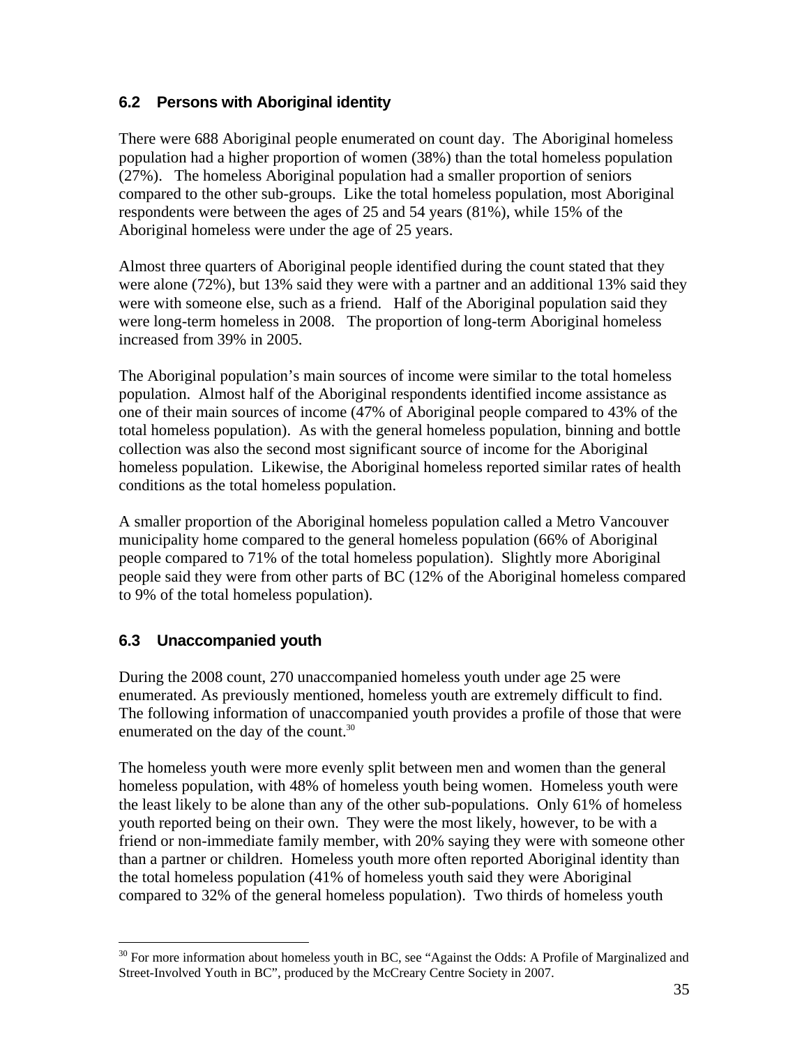## 6.2 Persons with Aboriginal identity

There were 688 Aboriginal people enumerated on count day. The Aboriginal homeless population had a higher proportion of women (38%) than the total homeless population (27%). The homeless Aboriginal population had a smaller proportion of seniors compared to the other sub-groups. Like the total homeless population, most Aboriginal respondents were between the ages of 25 and 54 years (81%), while 15% of the Aboriginal homeless were under the age of 25 years.

Almost three quarters of Aboriginal people identified during the count stated that they were alone (72%), but 13% said they were with a partner and an additional 13% said they were with someone else, such as a friend. Half of the Aboriginal population said they were long-term homeless in 2008. The proportion of long-term Aboriginal homeless increased from 39% in 2005.

The Aboriginal population's main sources of income were similar to the total homeless population. Almost half of the Aboriginal respondents identified income assistance as one of their main sources of income (47% of Aboriginal people compared to 43% of the total homeless population). As with the general homeless population, binning and bottle collection was also the second most significant source of income for the Aboriginal homeless population. Likewise, the Aboriginal homeless reported similar rates of health conditions as the total homeless population.

A smaller proportion of the Aboriginal homeless population called a Metro Vancouver municipality home compared to the general homeless population (66% of Aboriginal people compared to 71% of the total homeless population). Slightly more Aboriginal people said they were from other parts of BC (12% of the Aboriginal homeless compared to 9% of the total homeless population).

## 6.3 Unaccompanied youth

During the 2008 count, 270 unaccompanied homeless youth under age 25 were enumerated. As previously mentioned, homeless youth are extremely difficult to find. The following information of unaccompanied youth provides a profile of those that were enumerated on the day of the count.[30]

The homeless youth were more evenly split between men and women than the general homeless population, with 48% of homeless youth being women. Homeless youth were the least likely to be alone than any of the other sub-populations. Only 61% of homeless youth reported being on their own. They were the most likely, however, to be with a friend or non-immediate family member, with 20% saying they were with someone other than a partner or children. Homeless youth more often reported Aboriginal identity than the total homeless population (41% of homeless youth said they were Aboriginal compared to 32% of the general homeless population). Two thirds of homeless youth

[30] For more information about homeless youth in BC, see "Against the Odds: A Profile of Marginalized and Street-Involved Youth in BC", produced by the McCreary Centre Society in 2007.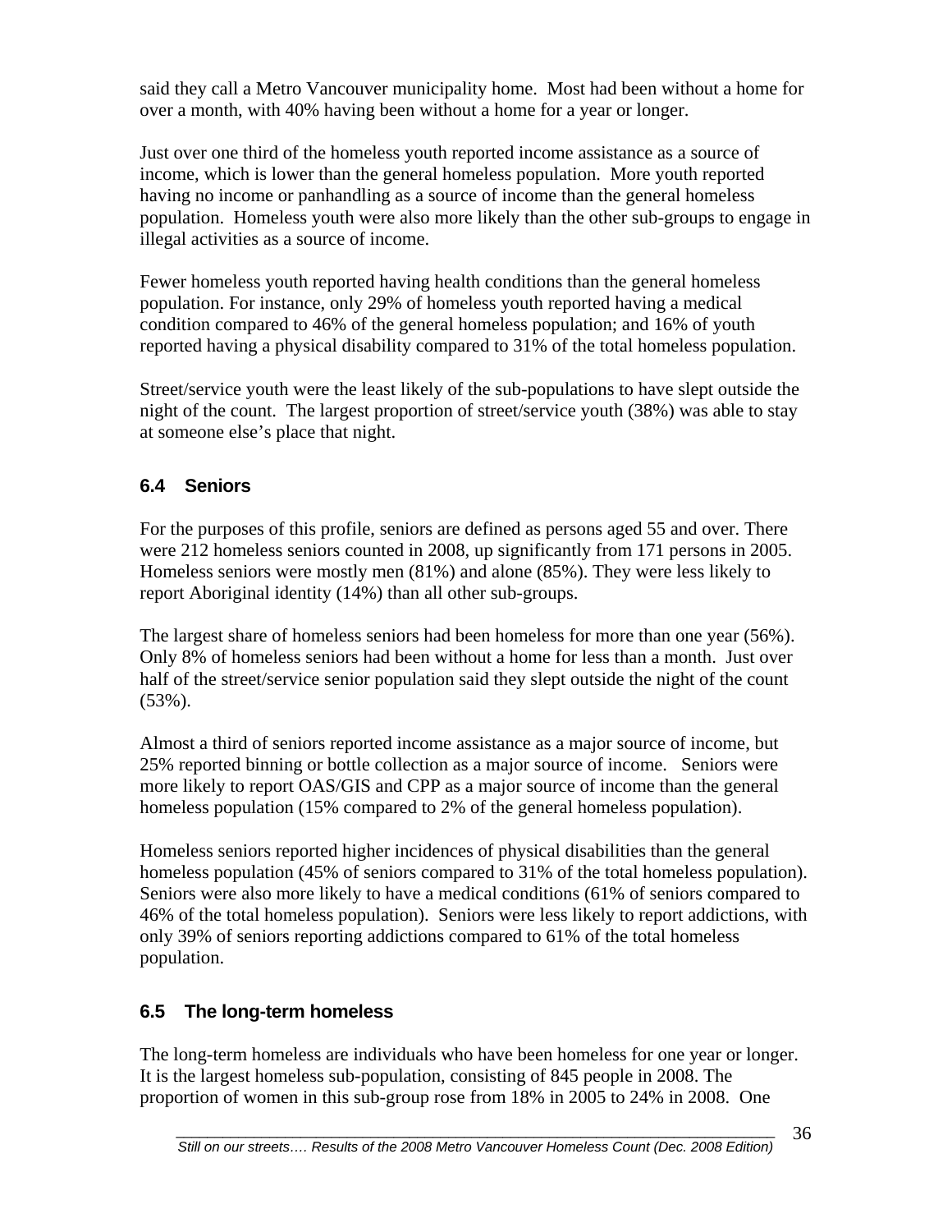said they call a Metro Vancouver municipality home. Most had been without a home for over a month, with 40% having been without a home for a year or longer.

Just over one third of the homeless youth reported income assistance as a source of income, which is lower than the general homeless population. More youth reported having no income or panhandling as a source of income than the general homeless population. Homeless youth were also more likely than the other sub-groups to engage in illegal activities as a source of income.

Fewer homeless youth reported having health conditions than the general homeless population. For instance, only 29% of homeless youth reported having a medical condition compared to 46% of the general homeless population; and 16% of youth reported having a physical disability compared to 31% of the total homeless population.

Street/service youth were the least likely of the sub-populations to have slept outside the night of the count. The largest proportion of street/service youth (38%) was able to stay at someone else's place that night.

## 6.4 Seniors

For the purposes of this profile, seniors are defined as persons aged 55 and over. There were 212 homeless seniors counted in 2008, up significantly from 171 persons in 2005. Homeless seniors were mostly men (81%) and alone (85%). They were less likely to report Aboriginal identity (14%) than all other sub-groups.

The largest share of homeless seniors had been homeless for more than one year (56%). Only 8% of homeless seniors had been without a home for less than a month. Just over half of the street/service senior population said they slept outside the night of the count (53%).

Almost a third of seniors reported income assistance as a major source of income, but 25% reported binning or bottle collection as a major source of income. Seniors were more likely to report OAS/GIS and CPP as a major source of income than the general homeless population (15% compared to 2% of the general homeless population).

Homeless seniors reported higher incidences of physical disabilities than the general homeless population (45% of seniors compared to 31% of the total homeless population). Seniors were also more likely to have a medical conditions (61% of seniors compared to 46% of the total homeless population). Seniors were less likely to report addictions, with only 39% of seniors reporting addictions compared to 61% of the total homeless population.

## 6.5 The long-term homeless

The long-term homeless are individuals who have been homeless for one year or longer. It is the largest homeless sub-population, consisting of 845 people in 2008. The proportion of women in this sub-group rose from 18% in 2005 to 24% in 2008. One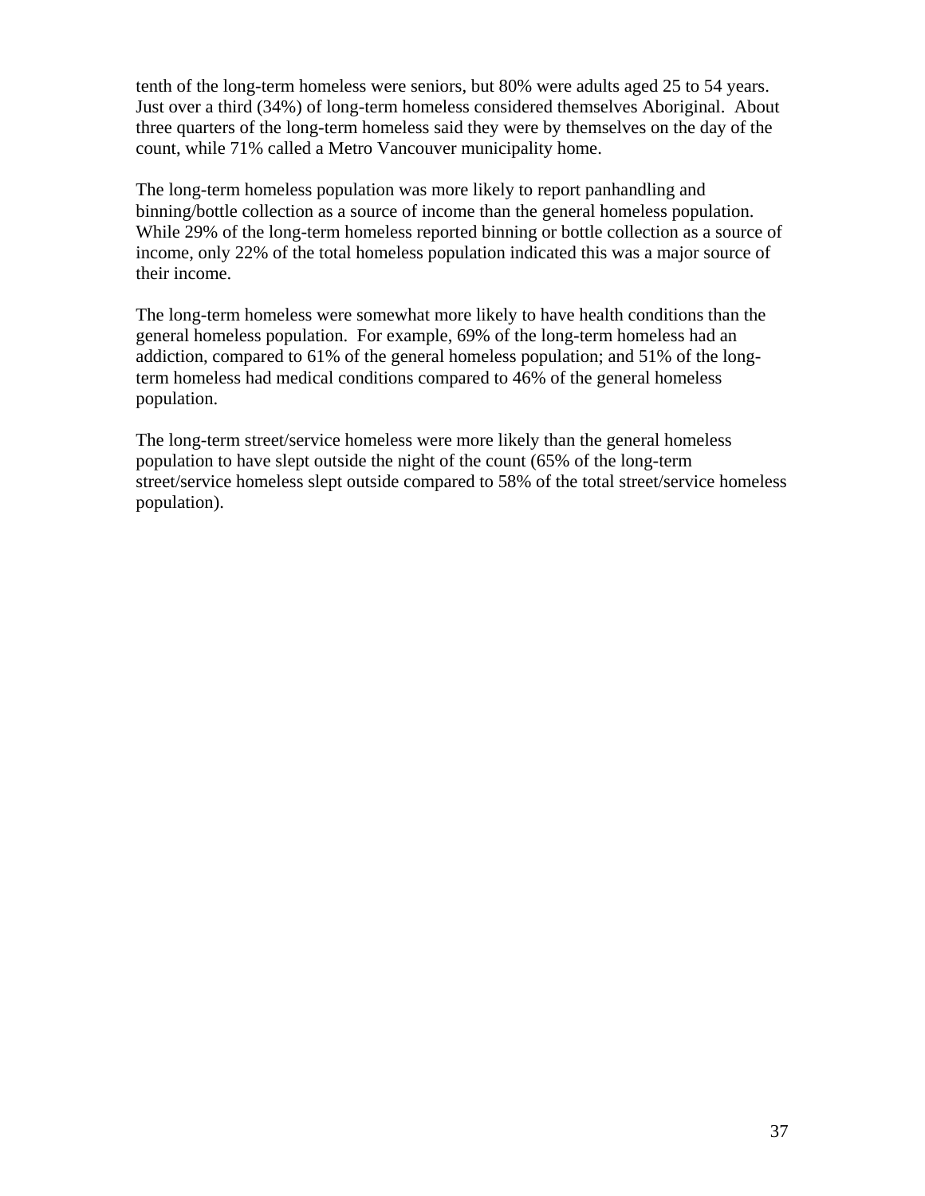tenth of the long-term homeless were seniors, but 80% were adults aged 25 to 54 years. Just over a third (34%) of long-term homeless considered themselves Aboriginal. About three quarters of the long-term homeless said they were by themselves on the day of the count, while 71% called a Metro Vancouver municipality home.

The long-term homeless population was more likely to report panhandling and binning/bottle collection as a source of income than the general homeless population. While 29% of the long-term homeless reported binning or bottle collection as a source of income, only 22% of the total homeless population indicated this was a major source of their income.

The long-term homeless were somewhat more likely to have health conditions than the general homeless population. For example, 69% of the long-term homeless had an addiction, compared to 61% of the general homeless population; and 51% of the long-term homeless had medical conditions compared to 46% of the general homeless population.

The long-term street/service homeless were more likely than the general homeless population to have slept outside the night of the count (65% of the long-term street/service homeless slept outside compared to 58% of the total street/service homeless population).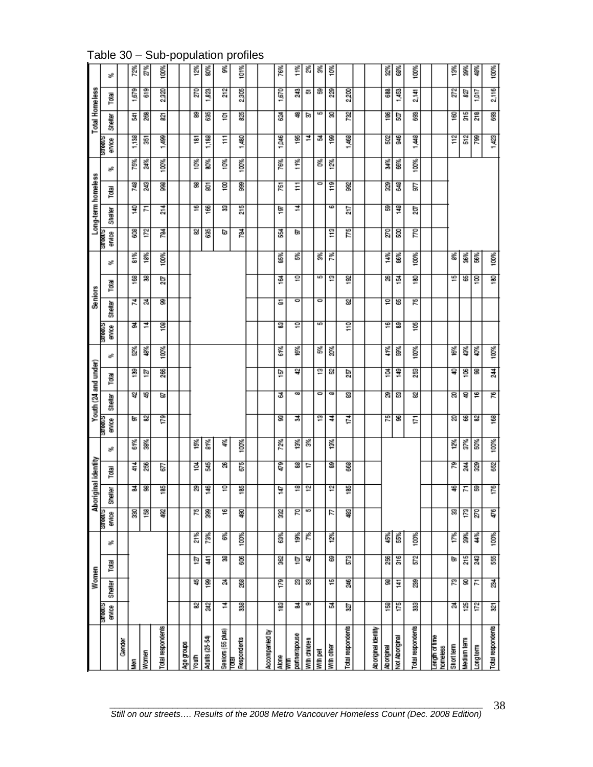# Table 30 – Sub-population profiles

| | Women | | | | Aboriginal identity | | | | Youth (24 and under) | | | | Seniors | | | | Long-term homeless | | | | Total Homeless | | | |
|---|---|---|---|---|---|---|---|---|---|---|---|---|---|---|---|---|---|---|---|---|---|---|---|---|
| | Street/Service | Shelter | Total | % | Street/Service | Shelter | Total | % | Street/Service | Shelter | Total | % | Street/Service | Shelter | Total | % | Street/Service | Shelter | Total | % | Street/Service | Shelter | Total | % |
| **Gender** | | | | | | | | | | | | | | | | | | | | | | | | |
| Men | | | | | 330 | 84 | 414 | 61% | 97 | 42 | 139 | 52% | 94 | 74 | 168 | 81% | 608 | 140 | 748 | 75% | 1,138 | 541 | 1,679 | 72% |
| Women | | | | | 158 | 98 | 256 | 38% | 82 | 45 | 127 | 48% | 14 | 24 | 38 | 18% | 172 | 71 | 243 | 24% | 351 | 268 | 619 | 27% |
| Total respondents | | | | | 492 | 185 | 677 | | 179 | 87 | 266 | 100% | 108 | 99 | 207 | 100% | 784 | 214 | 998 | 100% | 1,499 | 821 | 2,320 | 100% |
| **Age groups** | | | | | | | | | | | | | | | | | | | | | | | | |
| Youth | 82 | 45 | 127 | 21% | 75 | 29 | 104 | 15% | | | | | | | | | 82 | 16 | 98 | 10% | 181 | 89 | 270 | 12% |
| Adults (25-54) | 242 | 199 | 441 | 73% | 399 | 146 | 545 | 81% | | | | | | | | | 635 | 166 | 801 | 80% | 1,188 | 635 | 1,823 | 80% |
| Seniors (55 plus) | 14 | 24 | 38 | 6% | 16 | 10 | 26 | 4% | | | | | | | | | 67 | 33 | 100 | 10% | 111 | 101 | 212 | 9% |
| Total Respondents | 338 | 268 | 606 | 100% | 490 | 185 | 675 | 100% | | | | | | | | | 784 | 215 | 999 | 100% | 1,480 | 825 | 2,305 | 101% |
| **Accompanied by** | | | | | | | | | | | | | | | | | | | | | | | | |
| Alone | 183 | 179 | 362 | 63% | 332 | 147 | 479 | 72% | 93 | 64 | 157 | 61% | 83 | 81 | 164 | 85% | 554 | 197 | 751 | 76% | 1,046 | 624 | 1,670 | 76% |
| With partner/spouse | 84 | 23 | 107 | 19% | 70 | 18 | 88 | 13% | 34 | 8 | 42 | 16% | 10 | 0 | 10 | 5% | 97 | 14 | 111 | 11% | 195 | 48 | 243 | 11% |
| With children | 9 | 33 | 42 | 7% | 5 | 12 | 17 | 3% | | | | | | | | | | | | | 14 | 37 | 51 | 2% |
| With pet | | | | | | | | | 13 | 0 | 13 | 5% | 5 | 0 | 5 | 3% | | | 0 | 0% | 54 | 5 | 59 | 3% |
| With other | 54 | 15 | 69 | 12% | 77 | 12 | 89 | 13% | 44 | 8 | 52 | 20% | | | 13 | 7% | 113 | 6 | 119 | 12% | 199 | 30 | 229 | 10% |
| Total respondents | 327 | 246 | 573 | | 483 | 185 | 668 | | 174 | 83 | 257 | | 110 | 82 | 192 | | 775 | 217 | 992 | | 1,468 | 732 | 2,200 | |
| **Aboriginal identity** | | | | | | | | | | | | | | | | | | | | | | | | |
| Aboriginal | 158 | 98 | 256 | 45% | | | | | 75 | 29 | 104 | 41% | 16 | 10 | 26 | 14% | 270 | 59 | 329 | 34% | 502 | 186 | 688 | 32% |
| Not Aboriginal | 175 | 141 | 316 | 55% | | | | | 96 | 53 | 149 | 59% | 89 | 65 | 154 | 86% | 500 | 148 | 648 | 66% | 946 | 507 | 1,453 | 68% |
| Total respondents | 333 | 239 | 572 | 100% | | | | | 171 | 82 | 253 | 100% | 105 | 75 | 180 | 100% | 770 | 207 | 977 | 100% | 1,448 | 693 | 2,141 | 100% |
| **Length of time homeless** | | | | | | | | | | | | | | | | | | | | | | | | |
| Short term | 24 | 73 | 97 | 17% | 33 | 46 | 79 | 12% | 20 | 20 | 40 | 16% | | | 15 | 8% | | | | | 112 | 160 | 272 | 13% |
| Medium term | 125 | 90 | 215 | 39% | 173 | 71 | 244 | 37% | 66 | 40 | 106 | 43% | | | 65 | 36% | | | | | 512 | 315 | 827 | 39% |
| Long term | 172 | 71 | 243 | 44% | 270 | 59 | 329 | 50% | 82 | 16 | 98 | 40% | | | 100 | 56% | | | | | 799 | 218 | 1,017 | 48% |
| Total respondents | 321 | 234 | 555 | 100% | 476 | 176 | 652 | 100% | 168 | 76 | 244 | 100% | | | 180 | 100% | | | | | 1,423 | 693 | 2,116 | 100% |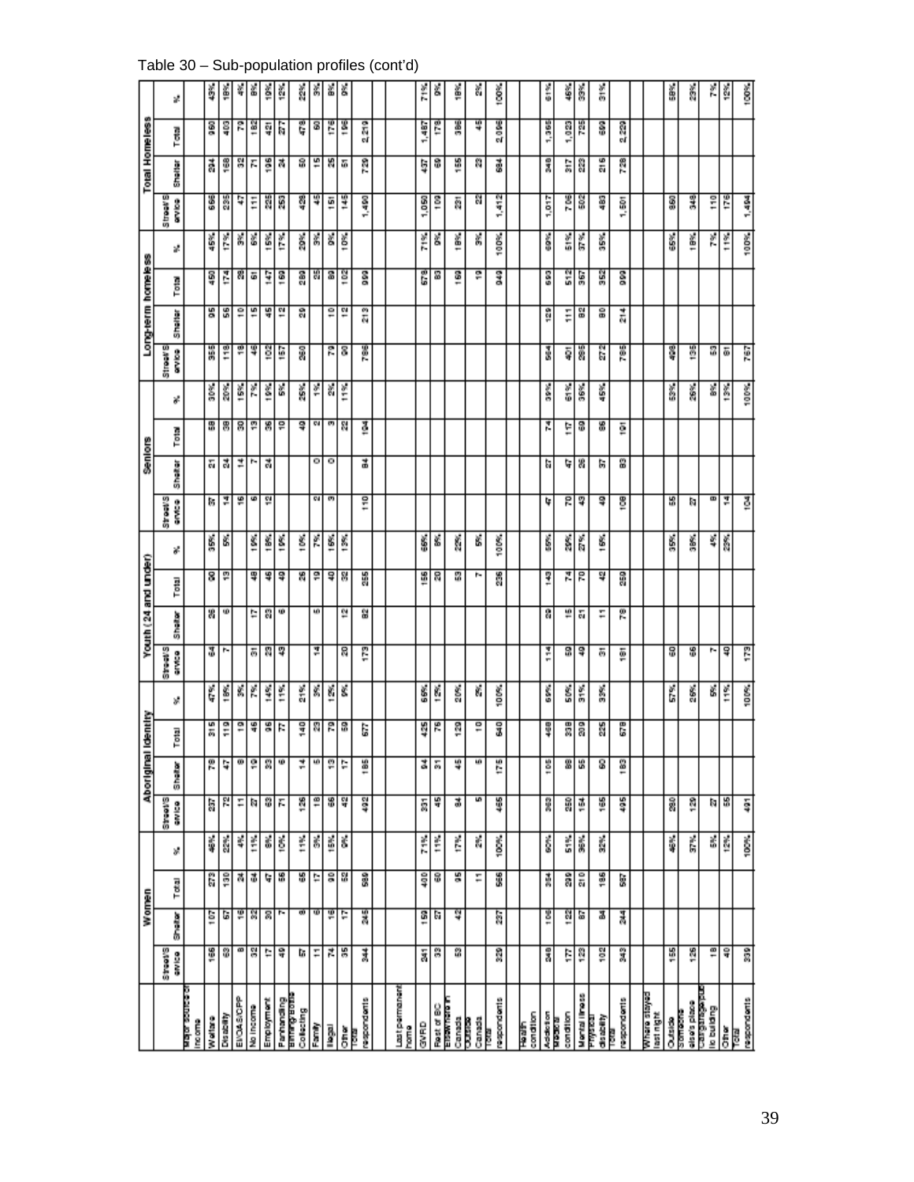Table 30 – Sub-population profiles (cont'd)

| | Women | | | | Aboriginal Identity | | | | Youth (24 and under) | | | | Seniors | | | | Long-term homeless | | | | Total Homeless | | | |
|---|---|---|---|---|---|---|---|---|---|---|---|---|---|---|---|---|---|---|---|---|---|---|---|---|
| | Street/Service | Shelter | Total | % | Street/Service | Shelter | Total | % | Street/Service | Shelter | Total | % | Street/Service | Shelter | Total | % | Street/Service | Shelter | Total | % | Street/Service | Shelter | Total | % |
| **Major source of income** | | | | | | | | | | | | | | | | | | | | | | | | |
| Welfare | 166 | 107 | 273 | 46% | 237 | 78 | 315 | 47% | 64 | 26 | 90 | 35% | 37 | 21 | 58 | 30% | 355 | 95 | 450 | 45% | 666 | 294 | 960 | 43% |
| Disability | 63 | 67 | 130 | 22% | 72 | 47 | 119 | 18% | 7 | 6 | 13 | 5% | 14 | 24 | 38 | 20% | 118 | 56 | 174 | 17% | 235 | 168 | 403 | 18% |
| EI/OAS/CPP | 8 | 16 | 24 | 4% | 11 | 8 | 19 | 3% | | | | | 16 | 14 | 30 | 15% | 18 | 10 | 28 | 3% | 47 | 32 | 79 | 4% |
| No income | 32 | 32 | 64 | 11% | 27 | 19 | 46 | 7% | 31 | 17 | 48 | 19% | 6 | 7 | 13 | 7% | 46 | 15 | 61 | 6% | 111 | 71 | 182 | 8% |
| Employment | 17 | 30 | 47 | 8% | 63 | 33 | 96 | 14% | 23 | 23 | 46 | 18% | 12 | 24 | 36 | 19% | 102 | 45 | 147 | 15% | 225 | 196 | 421 | 19% |
| Panhandling | 49 | 7 | 56 | 10% | 71 | 6 | 77 | 11% | 43 | 6 | 49 | 19% | | | 10 | 5% | 157 | 12 | 169 | 17% | 253 | 24 | 277 | 12% |
| Binning/Bottle Collecting | 57 | 8 | 65 | 11% | 126 | 14 | 140 | 21% | | | 26 | 10% | | | 49 | 25% | 260 | 29 | 289 | 29% | 428 | 50 | 478 | 22% |
| Family | 11 | 6 | 17 | 3% | 18 | 5 | 23 | 3% | 14 | 5 | 19 | 7% | 2 | 0 | 2 | 1% | | | 25 | 3% | 45 | 15 | 60 | 3% |
| Illegal | 74 | 16 | 90 | 15% | 66 | 13 | 79 | 12% | | | 40 | 16% | 3 | 0 | 3 | 2% | 79 | 10 | 89 | 9% | 151 | 25 | 176 | 8% |
| Other | 35 | 17 | 52 | 9% | 42 | 17 | 59 | 9% | 20 | 12 | 32 | 13% | | | 22 | 11% | 90 | 12 | 102 | 10% | 145 | 51 | 196 | 9% |
| Total respondents | 344 | 245 | 589 | | 492 | 185 | 677 | | 173 | 82 | 255 | | 110 | 84 | 194 | | 786 | 213 | 999 | | 1,490 | 729 | 2,219 | |
| **Last permanent home** | | | | | | | | | | | | | | | | | | | | | | | | |
| GVRD | 241 | 159 | 400 | 71% | 331 | 94 | 425 | 66% | | | 156 | 66% | | | | | | | 678 | 71% | 1,050 | 437 | 1,487 | 71% |
| Rest of BC | 33 | 27 | 60 | 11% | 45 | 31 | 76 | 12% | | | 20 | 8% | | | | | | | 83 | 9% | 109 | 69 | 178 | 9% |
| Elsewhere in Canada | 53 | 42 | 95 | 17% | 84 | 45 | 129 | 20% | | | 53 | 22% | | | | | | | 169 | 18% | 231 | 155 | 386 | 18% |
| Outside Canada | | | 11 | 2% | 5 | 5 | 10 | 2% | | | 7 | 3% | | | | | | | 19 | 2% | 22 | 23 | 45 | 2% |
| Total respondents | 329 | 237 | 566 | 100% | 465 | 175 | 640 | 100% | | | 236 | 100% | | | | | | | 949 | 100% | 1,412 | 684 | 2,096 | 100% |
| **Health condition** | | | | | | | | | | | | | | | | | | | | | | | | |
| Addiction | 248 | 106 | 354 | 60% | 363 | 105 | 468 | 69% | 114 | 29 | 143 | 55% | 47 | 27 | 74 | 39% | 564 | 129 | 693 | 69% | 1,017 | 348 | 1,365 | 61% |
| Medical condition | 177 | 122 | 299 | 51% | 250 | 88 | 338 | 50% | 59 | 15 | 74 | 29% | 70 | 47 | 117 | 61% | 401 | 111 | 512 | 51% | 706 | 317 | 1,023 | 46% |
| Mental illness | 123 | 87 | 210 | 36% | 154 | 55 | 209 | 31% | 49 | 21 | 70 | 27% | 43 | 26 | 69 | 36% | 285 | 82 | 367 | 37% | 502 | 223 | 725 | 33% |
| Physical disability | 102 | 84 | 186 | 32% | 165 | 60 | 225 | 33% | 31 | 11 | 42 | 16% | 49 | 37 | 86 | 45% | 272 | 80 | 352 | 35% | 483 | 216 | 699 | 31% |
| Total respondents | 343 | 244 | 587 | | 495 | 183 | 678 | | 181 | 78 | 259 | | 108 | 83 | 191 | | 785 | 214 | 999 | | 1,501 | 728 | 2,229 | |
| **Where stayed last night** | | | | | | | | | | | | | | | | | | | | | | | | |
| Outside | 155 | | | 46% | 280 | | | 57% | 60 | | | 35% | 55 | | | 53% | 498 | | | 65% | 860 | | | 58% |
| Someone else's place | 126 | | | 37% | 129 | | | 26% | 66 | | | 38% | 27 | | | 26% | 135 | | | 18% | 348 | | | 23% |
| Car/garage/public building | 18 | | | 5% | 27 | | | 5% | 7 | | | 4% | 8 | | | 8% | 53 | | | 7% | 110 | | | 7% |
| Other | 40 | | | 12% | 55 | | | 11% | 40 | | | 23% | 14 | | | 13% | 81 | | | 11% | 176 | | | 12% |
| Total respondents | 339 | | | 100% | 491 | | | 100% | 173 | | | 100% | 104 | | | 100% | 767 | | | 100% | 1,494 | | | 100% |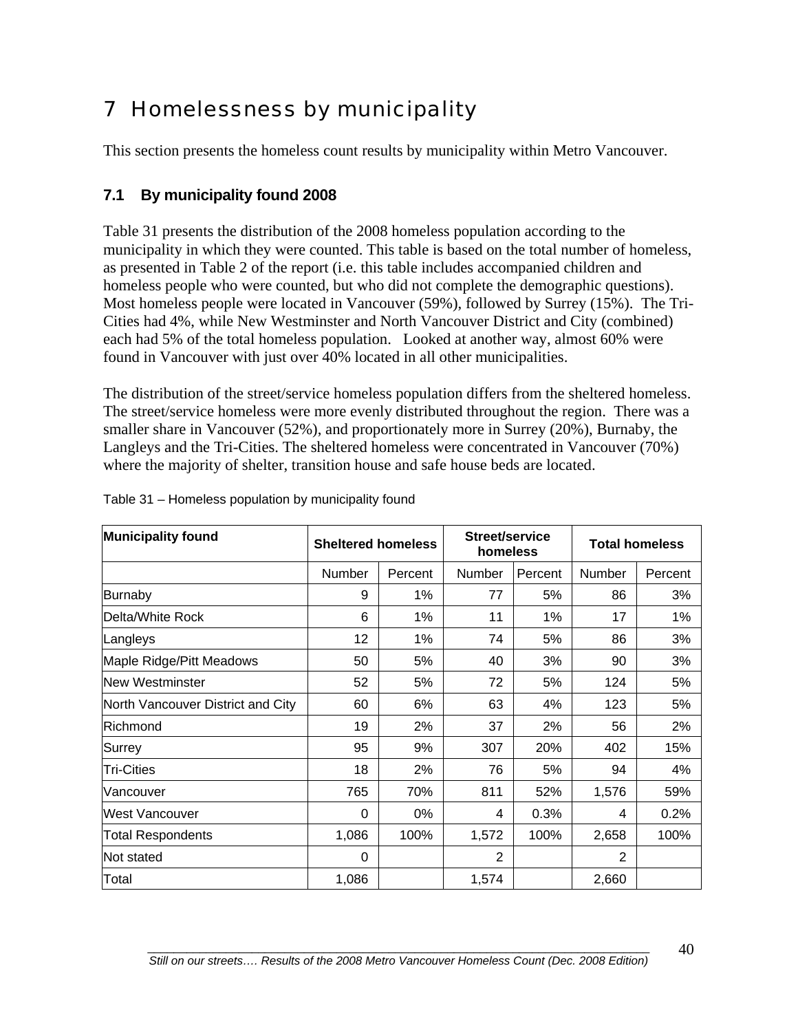# 7 Homelessness by municipality

This section presents the homeless count results by municipality within Metro Vancouver.

## 7.1 By municipality found 2008

Table 31 presents the distribution of the 2008 homeless population according to the municipality in which they were counted. This table is based on the total number of homeless, as presented in Table 2 of the report (i.e. this table includes accompanied children and homeless people who were counted, but who did not complete the demographic questions). Most homeless people were located in Vancouver (59%), followed by Surrey (15%). The Tri-Cities had 4%, while New Westminster and North Vancouver District and City (combined) each had 5% of the total homeless population. Looked at another way, almost 60% were found in Vancouver with just over 40% located in all other municipalities.

The distribution of the street/service homeless population differs from the sheltered homeless. The street/service homeless were more evenly distributed throughout the region. There was a smaller share in Vancouver (52%), and proportionately more in Surrey (20%), Burnaby, the Langleys and the Tri-Cities. The sheltered homeless were concentrated in Vancouver (70%) where the majority of shelter, transition house and safe house beds are located.

Table 31 – Homeless population by municipality found

| Municipality found | Sheltered homeless | | Street/service homeless | | Total homeless | |
|---|---|---|---|---|---|---|
| | Number | Percent | Number | Percent | Number | Percent |
| Burnaby | 9 | 1% | 77 | 5% | 86 | 3% |
| Delta/White Rock | 6 | 1% | 11 | 1% | 17 | 1% |
| Langleys | 12 | 1% | 74 | 5% | 86 | 3% |
| Maple Ridge/Pitt Meadows | 50 | 5% | 40 | 3% | 90 | 3% |
| New Westminster | 52 | 5% | 72 | 5% | 124 | 5% |
| North Vancouver District and City | 60 | 6% | 63 | 4% | 123 | 5% |
| Richmond | 19 | 2% | 37 | 2% | 56 | 2% |
| Surrey | 95 | 9% | 307 | 20% | 402 | 15% |
| Tri-Cities | 18 | 2% | 76 | 5% | 94 | 4% |
| Vancouver | 765 | 70% | 811 | 52% | 1,576 | 59% |
| West Vancouver | 0 | 0% | 4 | 0.3% | 4 | 0.2% |
| Total Respondents | 1,086 | 100% | 1,572 | 100% | 2,658 | 100% |
| Not stated | 0 | | 2 | | 2 | |
| Total | 1,086 | | 1,574 | | 2,660 | |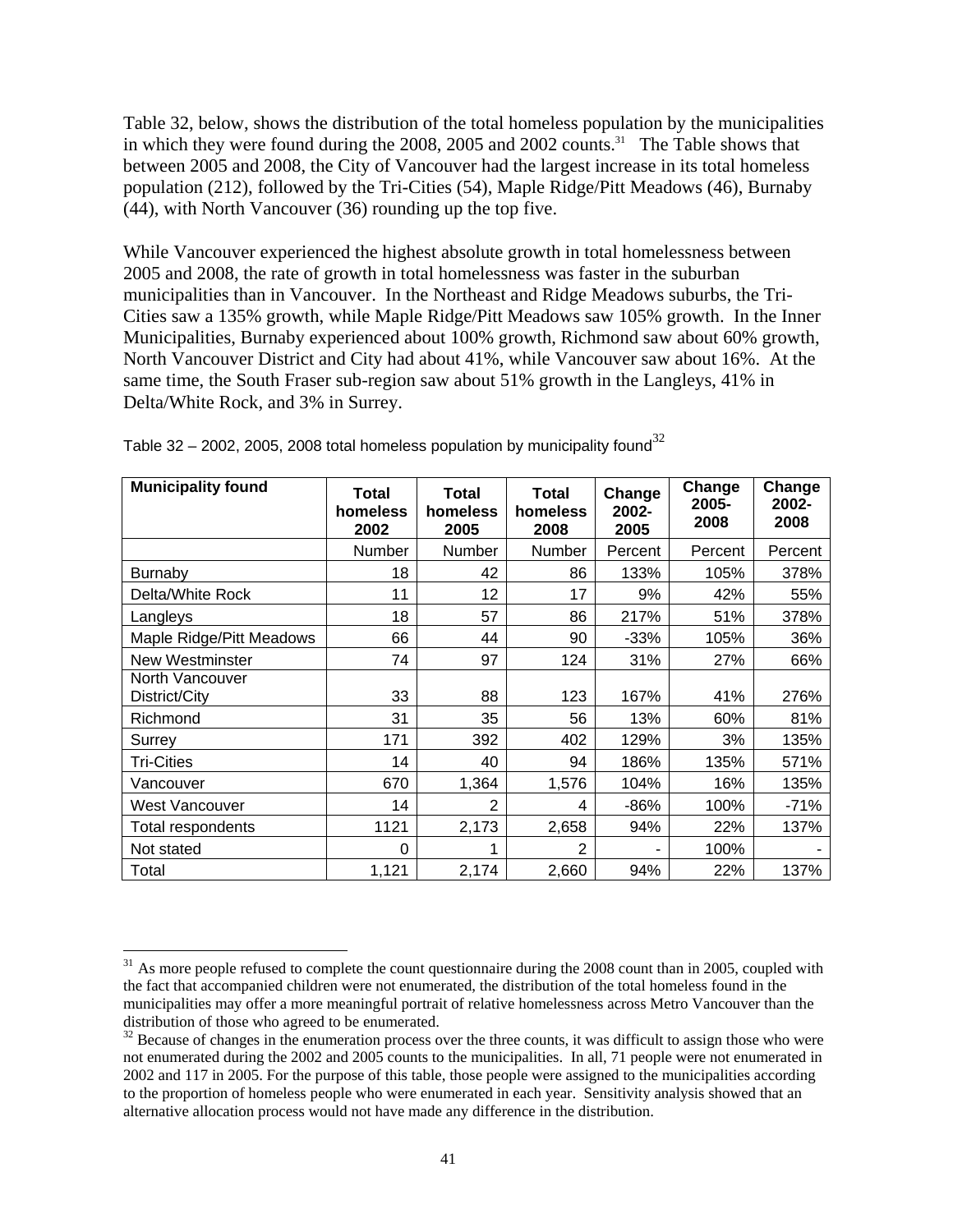Table 32, below, shows the distribution of the total homeless population by the municipalities in which they were found during the 2008, 2005 and 2002 counts.[31] The Table shows that between 2005 and 2008, the City of Vancouver had the largest increase in its total homeless population (212), followed by the Tri-Cities (54), Maple Ridge/Pitt Meadows (46), Burnaby (44), with North Vancouver (36) rounding up the top five.

While Vancouver experienced the highest absolute growth in total homelessness between 2005 and 2008, the rate of growth in total homelessness was faster in the suburban municipalities than in Vancouver. In the Northeast and Ridge Meadows suburbs, the Tri-Cities saw a 135% growth, while Maple Ridge/Pitt Meadows saw 105% growth. In the Inner Municipalities, Burnaby experienced about 100% growth, Richmond saw about 60% growth, North Vancouver District and City had about 41%, while Vancouver saw about 16%. At the same time, the South Fraser sub-region saw about 51% growth in the Langleys, 41% in Delta/White Rock, and 3% in Surrey.

Table 32 – 2002, 2005, 2008 total homeless population by municipality found[32]

| Municipality found | Total homeless 2002 | Total homeless 2005 | Total homeless 2008 | Change 2002-2005 | Change 2005-2008 | Change 2002-2008 |
|---|---|---|---|---|---|---|
| | Number | Number | Number | Percent | Percent | Percent |
| Burnaby | 18 | 42 | 86 | 133% | 105% | 378% |
| Delta/White Rock | 11 | 12 | 17 | 9% | 42% | 55% |
| Langleys | 18 | 57 | 86 | 217% | 51% | 378% |
| Maple Ridge/Pitt Meadows | 66 | 44 | 90 | -33% | 105% | 36% |
| New Westminster | 74 | 97 | 124 | 31% | 27% | 66% |
| North Vancouver District/City | 33 | 88 | 123 | 167% | 41% | 276% |
| Richmond | 31 | 35 | 56 | 13% | 60% | 81% |
| Surrey | 171 | 392 | 402 | 129% | 3% | 135% |
| Tri-Cities | 14 | 40 | 94 | 186% | 135% | 571% |
| Vancouver | 670 | 1,364 | 1,576 | 104% | 16% | 135% |
| West Vancouver | 14 | 2 | 4 | -86% | 100% | -71% |
| Total respondents | 1121 | 2,173 | 2,658 | 94% | 22% | 137% |
| Not stated | 0 | 1 | 2 | - | 100% | - |
| Total | 1,121 | 2,174 | 2,660 | 94% | 22% | 137% |

[31] As more people refused to complete the count questionnaire during the 2008 count than in 2005, coupled with the fact that accompanied children were not enumerated, the distribution of the total homeless found in the municipalities may offer a more meaningful portrait of relative homelessness across Metro Vancouver than the distribution of those who agreed to be enumerated.

[32] Because of changes in the enumeration process over the three counts, it was difficult to assign those who were not enumerated during the 2002 and 2005 counts to the municipalities. In all, 71 people were not enumerated in 2002 and 117 in 2005. For the purpose of this table, those people were assigned to the municipalities according to the proportion of homeless people who were enumerated in each year. Sensitivity analysis showed that an alternative allocation process would not have made any difference in the distribution.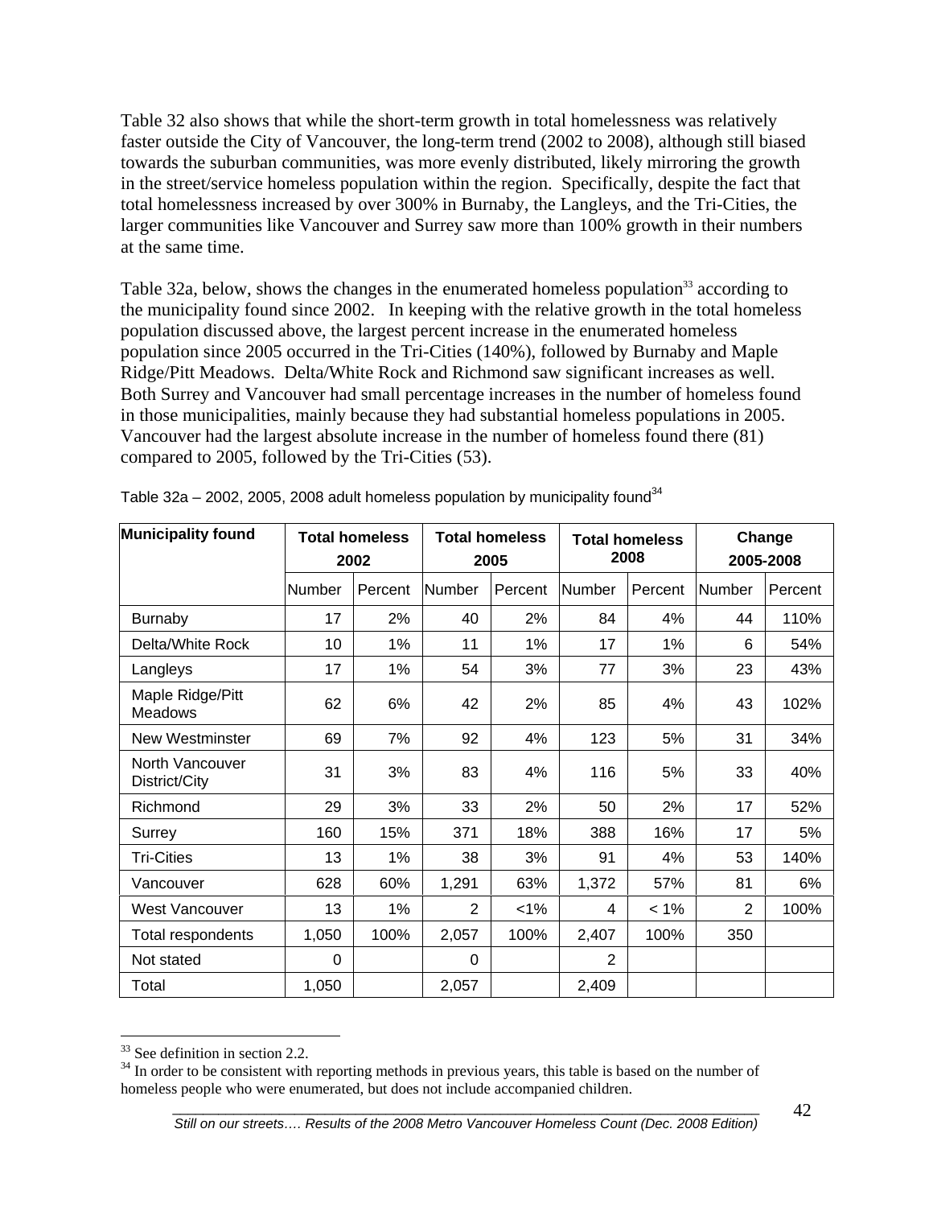Table 32 also shows that while the short-term growth in total homelessness was relatively faster outside the City of Vancouver, the long-term trend (2002 to 2008), although still biased towards the suburban communities, was more evenly distributed, likely mirroring the growth in the street/service homeless population within the region. Specifically, despite the fact that total homelessness increased by over 300% in Burnaby, the Langleys, and the Tri-Cities, the larger communities like Vancouver and Surrey saw more than 100% growth in their numbers at the same time.

Table 32a, below, shows the changes in the enumerated homeless population[33] according to the municipality found since 2002. In keeping with the relative growth in the total homeless population discussed above, the largest percent increase in the enumerated homeless population since 2005 occurred in the Tri-Cities (140%), followed by Burnaby and Maple Ridge/Pitt Meadows. Delta/White Rock and Richmond saw significant increases as well. Both Surrey and Vancouver had small percentage increases in the number of homeless found in those municipalities, mainly because they had substantial homeless populations in 2005. Vancouver had the largest absolute increase in the number of homeless found there (81) compared to 2005, followed by the Tri-Cities (53).

Table 32a – 2002, 2005, 2008 adult homeless population by municipality found[34]

| Municipality found | Total homeless 2002 | | Total homeless 2005 | | Total homeless 2008 | | Change 2005-2008 | |
|---|---|---|---|---|---|---|---|---|
| | Number | Percent | Number | Percent | Number | Percent | Number | Percent |
| Burnaby | 17 | 2% | 40 | 2% | 84 | 4% | 44 | 110% |
| Delta/White Rock | 10 | 1% | 11 | 1% | 17 | 1% | 6 | 54% |
| Langleys | 17 | 1% | 54 | 3% | 77 | 3% | 23 | 43% |
| Maple Ridge/Pitt Meadows | 62 | 6% | 42 | 2% | 85 | 4% | 43 | 102% |
| New Westminster | 69 | 7% | 92 | 4% | 123 | 5% | 31 | 34% |
| North Vancouver District/City | 31 | 3% | 83 | 4% | 116 | 5% | 33 | 40% |
| Richmond | 29 | 3% | 33 | 2% | 50 | 2% | 17 | 52% |
| Surrey | 160 | 15% | 371 | 18% | 388 | 16% | 17 | 5% |
| Tri-Cities | 13 | 1% | 38 | 3% | 91 | 4% | 53 | 140% |
| Vancouver | 628 | 60% | 1,291 | 63% | 1,372 | 57% | 81 | 6% |
| West Vancouver | 13 | 1% | 2 | <1% | 4 | < 1% | 2 | 100% |
| Total respondents | 1,050 | 100% | 2,057 | 100% | 2,407 | 100% | 350 | |
| Not stated | 0 | | 0 | | 2 | | | |
| Total | 1,050 | | 2,057 | | 2,409 | | | |

[33] See definition in section 2.2.

[34] In order to be consistent with reporting methods in previous years, this table is based on the number of homeless people who were enumerated, but does not include accompanied children.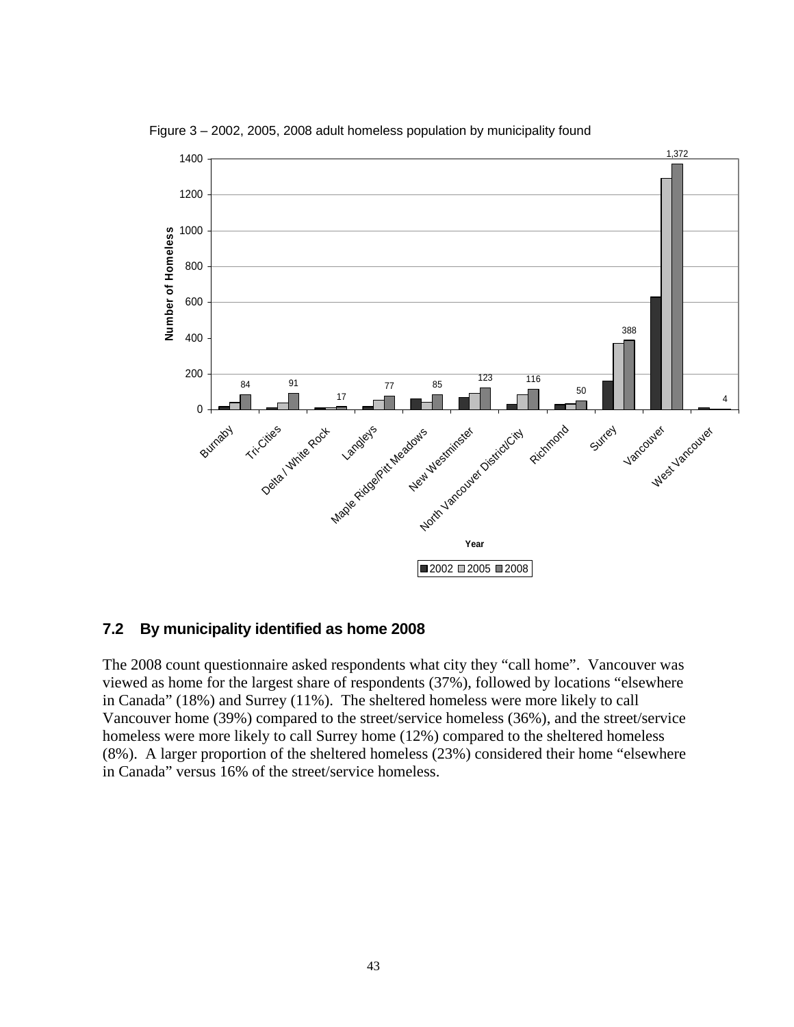Figure 3 – 2002, 2005, 2008 adult homeless population by municipality found

## 7.2 By municipality identified as home 2008

The 2008 count questionnaire asked respondents what city they "call home". Vancouver was viewed as home for the largest share of respondents (37%), followed by locations "elsewhere in Canada" (18%) and Surrey (11%). The sheltered homeless were more likely to call Vancouver home (39%) compared to the street/service homeless (36%), and the street/service homeless were more likely to call Surrey home (12%) compared to the sheltered homeless (8%). A larger proportion of the sheltered homeless (23%) considered their home "elsewhere in Canada" versus 16% of the street/service homeless.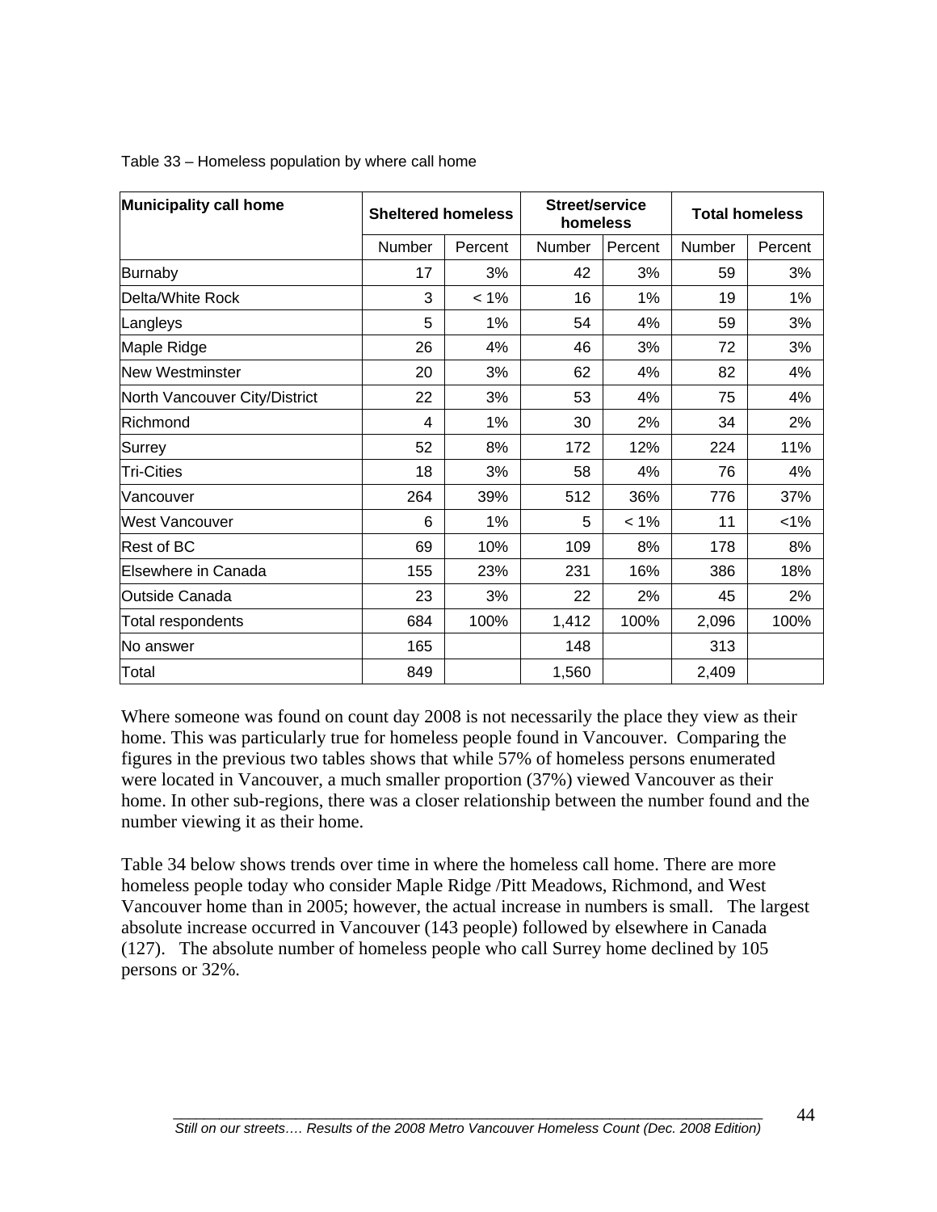Table 33 – Homeless population by where call home

| Municipality call home | Sheltered homeless | | Street/service homeless | | Total homeless | |
|---|---|---|---|---|---|---|
| | Number | Percent | Number | Percent | Number | Percent |
| Burnaby | 17 | 3% | 42 | 3% | 59 | 3% |
| Delta/White Rock | 3 | < 1% | 16 | 1% | 19 | 1% |
| Langleys | 5 | 1% | 54 | 4% | 59 | 3% |
| Maple Ridge | 26 | 4% | 46 | 3% | 72 | 3% |
| New Westminster | 20 | 3% | 62 | 4% | 82 | 4% |
| North Vancouver City/District | 22 | 3% | 53 | 4% | 75 | 4% |
| Richmond | 4 | 1% | 30 | 2% | 34 | 2% |
| Surrey | 52 | 8% | 172 | 12% | 224 | 11% |
| Tri-Cities | 18 | 3% | 58 | 4% | 76 | 4% |
| Vancouver | 264 | 39% | 512 | 36% | 776 | 37% |
| West Vancouver | 6 | 1% | 5 | < 1% | 11 | <1% |
| Rest of BC | 69 | 10% | 109 | 8% | 178 | 8% |
| Elsewhere in Canada | 155 | 23% | 231 | 16% | 386 | 18% |
| Outside Canada | 23 | 3% | 22 | 2% | 45 | 2% |
| Total respondents | 684 | 100% | 1,412 | 100% | 2,096 | 100% |
| No answer | 165 | | 148 | | 313 | |
| Total | 849 | | 1,560 | | 2,409 | |

Where someone was found on count day 2008 is not necessarily the place they view as their home. This was particularly true for homeless people found in Vancouver. Comparing the figures in the previous two tables shows that while 57% of homeless persons enumerated were located in Vancouver, a much smaller proportion (37%) viewed Vancouver as their home. In other sub-regions, there was a closer relationship between the number found and the number viewing it as their home.

Table 34 below shows trends over time in where the homeless call home. There are more homeless people today who consider Maple Ridge /Pitt Meadows, Richmond, and West Vancouver home than in 2005; however, the actual increase in numbers is small. The largest absolute increase occurred in Vancouver (143 people) followed by elsewhere in Canada (127). The absolute number of homeless people who call Surrey home declined by 105 persons or 32%.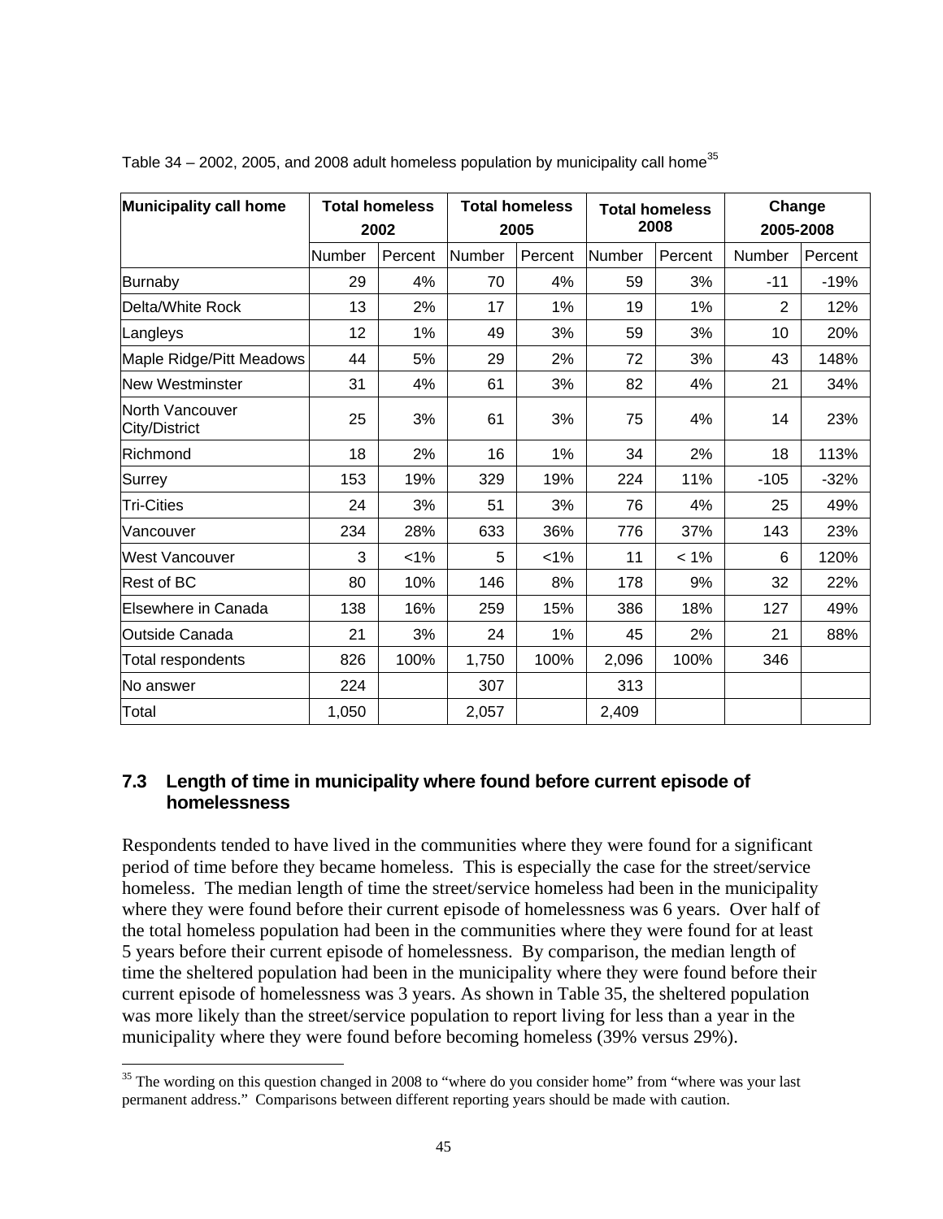Table 34 – 2002, 2005, and 2008 adult homeless population by municipality call home[35]

| Municipality call home | Total homeless 2002 | | Total homeless 2005 | | Total homeless 2008 | | Change 2005-2008 | |
|---|---|---|---|---|---|---|---|---|
| | Number | Percent | Number | Percent | Number | Percent | Number | Percent |
| Burnaby | 29 | 4% | 70 | 4% | 59 | 3% | -11 | -19% |
| Delta/White Rock | 13 | 2% | 17 | 1% | 19 | 1% | 2 | 12% |
| Langleys | 12 | 1% | 49 | 3% | 59 | 3% | 10 | 20% |
| Maple Ridge/Pitt Meadows | 44 | 5% | 29 | 2% | 72 | 3% | 43 | 148% |
| New Westminster | 31 | 4% | 61 | 3% | 82 | 4% | 21 | 34% |
| North Vancouver City/District | 25 | 3% | 61 | 3% | 75 | 4% | 14 | 23% |
| Richmond | 18 | 2% | 16 | 1% | 34 | 2% | 18 | 113% |
| Surrey | 153 | 19% | 329 | 19% | 224 | 11% | -105 | -32% |
| Tri-Cities | 24 | 3% | 51 | 3% | 76 | 4% | 25 | 49% |
| Vancouver | 234 | 28% | 633 | 36% | 776 | 37% | 143 | 23% |
| West Vancouver | 3 | <1% | 5 | <1% | 11 | < 1% | 6 | 120% |
| Rest of BC | 80 | 10% | 146 | 8% | 178 | 9% | 32 | 22% |
| Elsewhere in Canada | 138 | 16% | 259 | 15% | 386 | 18% | 127 | 49% |
| Outside Canada | 21 | 3% | 24 | 1% | 45 | 2% | 21 | 88% |
| Total respondents | 826 | 100% | 1,750 | 100% | 2,096 | 100% | 346 | |
| No answer | 224 | | 307 | | 313 | | | |
| Total | 1,050 | | 2,057 | | 2,409 | | | |

### 7.3 Length of time in municipality where found before current episode of homelessness

Respondents tended to have lived in the communities where they were found for a significant period of time before they became homeless. This is especially the case for the street/service homeless. The median length of time the street/service homeless had been in the municipality where they were found before their current episode of homelessness was 6 years. Over half of the total homeless population had been in the communities where they were found for at least 5 years before their current episode of homelessness. By comparison, the median length of time the sheltered population had been in the municipality where they were found before their current episode of homelessness was 3 years. As shown in Table 35, the sheltered population was more likely than the street/service population to report living for less than a year in the municipality where they were found before becoming homeless (39% versus 29%).

[35] The wording on this question changed in 2008 to "where do you consider home" from "where was your last permanent address." Comparisons between different reporting years should be made with caution.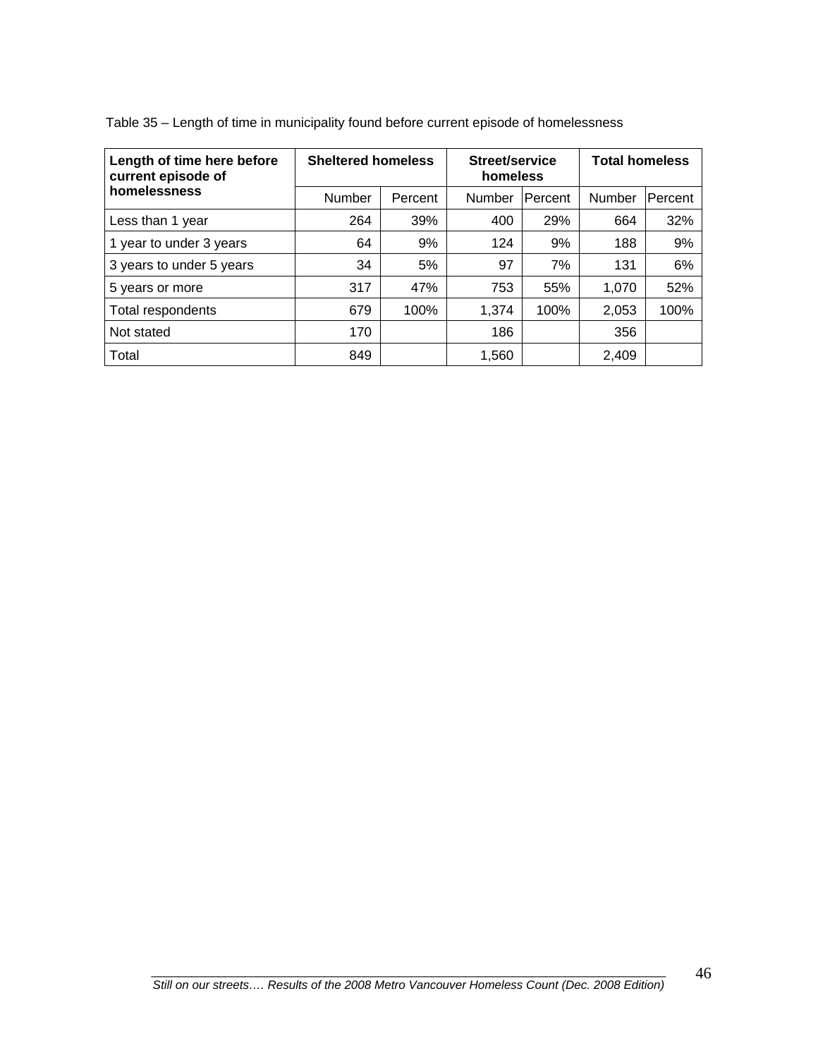Table 35 – Length of time in municipality found before current episode of homelessness

| Length of time here before current episode of homelessness | Sheltered homeless | | Street/service homeless | | Total homeless | |
|---|---|---|---|---|---|---|
| | Number | Percent | Number | Percent | Number | Percent |
| Less than 1 year | 264 | 39% | 400 | 29% | 664 | 32% |
| 1 year to under 3 years | 64 | 9% | 124 | 9% | 188 | 9% |
| 3 years to under 5 years | 34 | 5% | 97 | 7% | 131 | 6% |
| 5 years or more | 317 | 47% | 753 | 55% | 1,070 | 52% |
| Total respondents | 679 | 100% | 1,374 | 100% | 2,053 | 100% |
| Not stated | 170 | | 186 | | 356 | |
| Total | 849 | | 1,560 | | 2,409 | |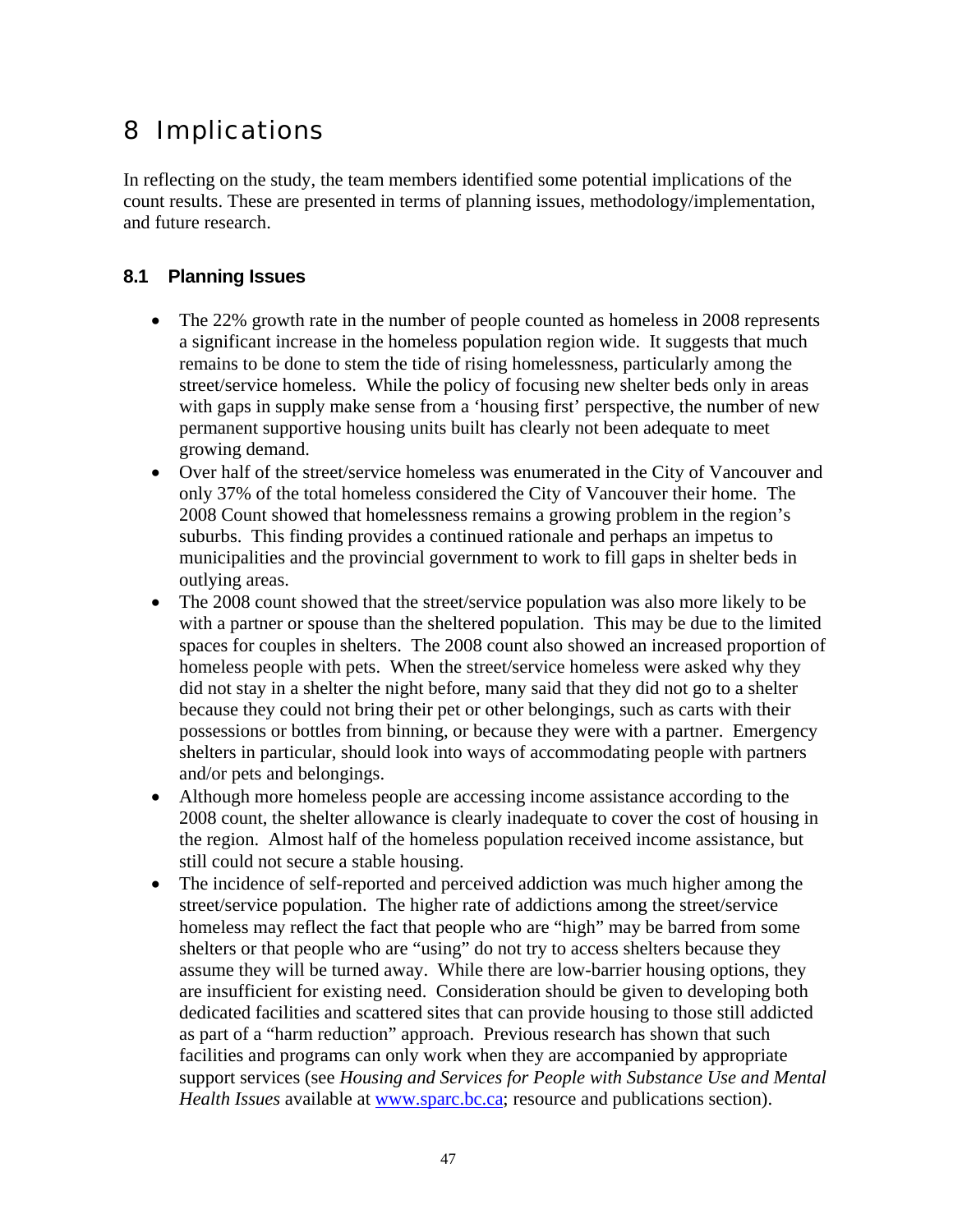# 8 Implications

In reflecting on the study, the team members identified some potential implications of the count results. These are presented in terms of planning issues, methodology/implementation, and future research.

## 8.1 Planning Issues

- The 22% growth rate in the number of people counted as homeless in 2008 represents a significant increase in the homeless population region wide. It suggests that much remains to be done to stem the tide of rising homelessness, particularly among the street/service homeless. While the policy of focusing new shelter beds only in areas with gaps in supply make sense from a 'housing first' perspective, the number of new permanent supportive housing units built has clearly not been adequate to meet growing demand.
- Over half of the street/service homeless was enumerated in the City of Vancouver and only 37% of the total homeless considered the City of Vancouver their home. The 2008 Count showed that homelessness remains a growing problem in the region's suburbs. This finding provides a continued rationale and perhaps an impetus to municipalities and the provincial government to work to fill gaps in shelter beds in outlying areas.
- The 2008 count showed that the street/service population was also more likely to be with a partner or spouse than the sheltered population. This may be due to the limited spaces for couples in shelters. The 2008 count also showed an increased proportion of homeless people with pets. When the street/service homeless were asked why they did not stay in a shelter the night before, many said that they did not go to a shelter because they could not bring their pet or other belongings, such as carts with their possessions or bottles from binning, or because they were with a partner. Emergency shelters in particular, should look into ways of accommodating people with partners and/or pets and belongings.
- Although more homeless people are accessing income assistance according to the 2008 count, the shelter allowance is clearly inadequate to cover the cost of housing in the region. Almost half of the homeless population received income assistance, but still could not secure a stable housing.
- The incidence of self-reported and perceived addiction was much higher among the street/service population. The higher rate of addictions among the street/service homeless may reflect the fact that people who are "high" may be barred from some shelters or that people who are "using" do not try to access shelters because they assume they will be turned away. While there are low-barrier housing options, they are insufficient for existing need. Consideration should be given to developing both dedicated facilities and scattered sites that can provide housing to those still addicted as part of a "harm reduction" approach. Previous research has shown that such facilities and programs can only work when they are accompanied by appropriate support services (see *Housing and Services for People with Substance Use and Mental Health Issues* available at [www.sparc.bc.ca](www.sparc.bc.ca); resource and publications section).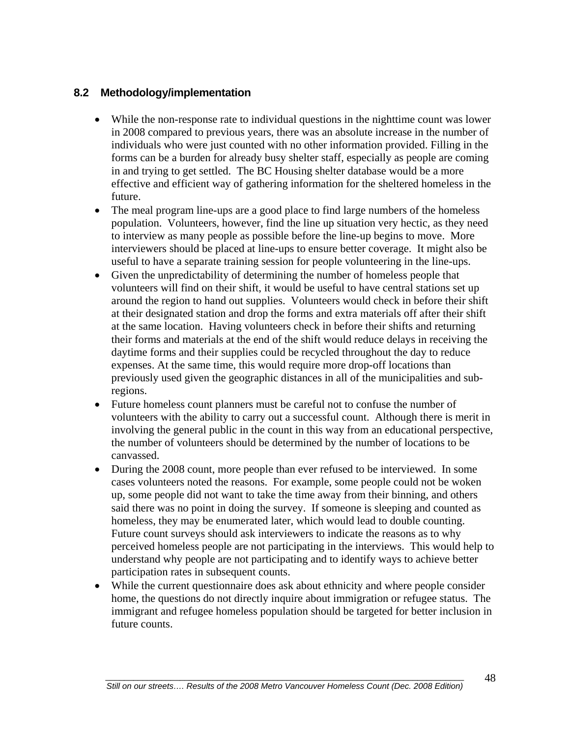## 8.2 Methodology/implementation

- While the non-response rate to individual questions in the nighttime count was lower in 2008 compared to previous years, there was an absolute increase in the number of individuals who were just counted with no other information provided. Filling in the forms can be a burden for already busy shelter staff, especially as people are coming in and trying to get settled. The BC Housing shelter database would be a more effective and efficient way of gathering information for the sheltered homeless in the future.
- The meal program line-ups are a good place to find large numbers of the homeless population. Volunteers, however, find the line up situation very hectic, as they need to interview as many people as possible before the line-up begins to move. More interviewers should be placed at line-ups to ensure better coverage. It might also be useful to have a separate training session for people volunteering in the line-ups.
- Given the unpredictability of determining the number of homeless people that volunteers will find on their shift, it would be useful to have central stations set up around the region to hand out supplies. Volunteers would check in before their shift at their designated station and drop the forms and extra materials off after their shift at the same location. Having volunteers check in before their shifts and returning their forms and materials at the end of the shift would reduce delays in receiving the daytime forms and their supplies could be recycled throughout the day to reduce expenses. At the same time, this would require more drop-off locations than previously used given the geographic distances in all of the municipalities and sub-regions.
- Future homeless count planners must be careful not to confuse the number of volunteers with the ability to carry out a successful count. Although there is merit in involving the general public in the count in this way from an educational perspective, the number of volunteers should be determined by the number of locations to be canvassed.
- During the 2008 count, more people than ever refused to be interviewed. In some cases volunteers noted the reasons. For example, some people could not be woken up, some people did not want to take the time away from their binning, and others said there was no point in doing the survey. If someone is sleeping and counted as homeless, they may be enumerated later, which would lead to double counting. Future count surveys should ask interviewers to indicate the reasons as to why perceived homeless people are not participating in the interviews. This would help to understand why people are not participating and to identify ways to achieve better participation rates in subsequent counts.
- While the current questionnaire does ask about ethnicity and where people consider home, the questions do not directly inquire about immigration or refugee status. The immigrant and refugee homeless population should be targeted for better inclusion in future counts.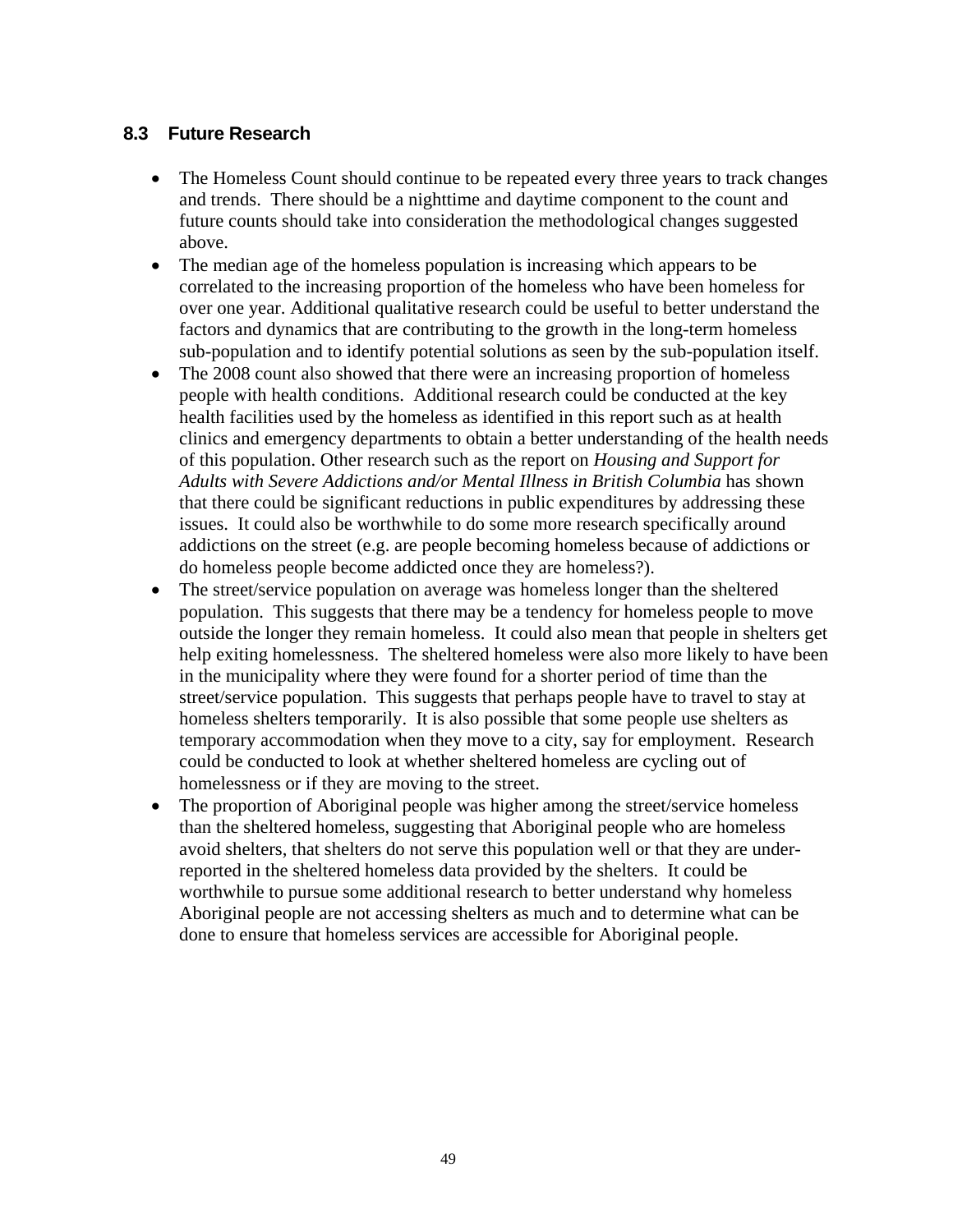### 8.3 Future Research

- The Homeless Count should continue to be repeated every three years to track changes and trends. There should be a nighttime and daytime component to the count and future counts should take into consideration the methodological changes suggested above.
- The median age of the homeless population is increasing which appears to be correlated to the increasing proportion of the homeless who have been homeless for over one year. Additional qualitative research could be useful to better understand the factors and dynamics that are contributing to the growth in the long-term homeless sub-population and to identify potential solutions as seen by the sub-population itself.
- The 2008 count also showed that there were an increasing proportion of homeless people with health conditions. Additional research could be conducted at the key health facilities used by the homeless as identified in this report such as at health clinics and emergency departments to obtain a better understanding of the health needs of this population. Other research such as the report on *Housing and Support for Adults with Severe Addictions and/or Mental Illness in British Columbia* has shown that there could be significant reductions in public expenditures by addressing these issues. It could also be worthwhile to do some more research specifically around addictions on the street (e.g. are people becoming homeless because of addictions or do homeless people become addicted once they are homeless?).
- The street/service population on average was homeless longer than the sheltered population. This suggests that there may be a tendency for homeless people to move outside the longer they remain homeless. It could also mean that people in shelters get help exiting homelessness. The sheltered homeless were also more likely to have been in the municipality where they were found for a shorter period of time than the street/service population. This suggests that perhaps people have to travel to stay at homeless shelters temporarily. It is also possible that some people use shelters as temporary accommodation when they move to a city, say for employment. Research could be conducted to look at whether sheltered homeless are cycling out of homelessness or if they are moving to the street.
- The proportion of Aboriginal people was higher among the street/service homeless than the sheltered homeless, suggesting that Aboriginal people who are homeless avoid shelters, that shelters do not serve this population well or that they are under-reported in the sheltered homeless data provided by the shelters. It could be worthwhile to pursue some additional research to better understand why homeless Aboriginal people are not accessing shelters as much and to determine what can be done to ensure that homeless services are accessible for Aboriginal people.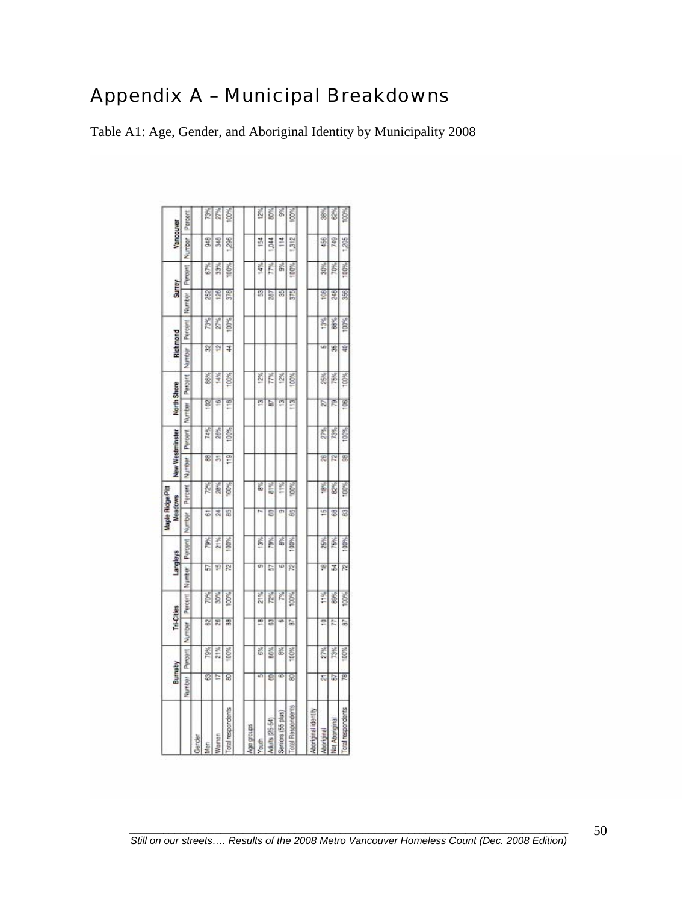# Appendix A – Municipal Breakdowns

Table A1: Age, Gender, and Aboriginal Identity by Municipality 2008

| | Burnaby | | Tri-Cities | | Langleys | | Maple Ridge/Pitt Meadows | | New Westminster | | North Shore | | Richmond | | Surrey | | Vancouver | |
|---|---|---|---|---|---|---|---|---|---|---|---|---|---|---|---|---|---|---|
| | Number | Percent | Number | Percent | Number | Percent | Number | Percent | Number | Percent | Number | Percent | Number | Percent | Number | Percent | Number | Percent |
| Gender | | | | | | | | | | | | | | | | | | |
| Men | 63 | 79% | 62 | 70% | 57 | 79% | 61 | 72% | 88 | 74% | 102 | 86% | 32 | 73% | 252 | 67% | 948 | 73% |
| Women | 17 | 21% | 26 | 30% | 15 | 21% | 24 | 28% | 31 | 26% | 16 | 14% | 12 | 27% | 126 | 33% | 348 | 27% |
| Total respondents | 80 | 100% | 88 | 100% | 72 | 100% | 85 | 100% | 119 | 100% | 118 | 100% | 44 | 100% | 378 | 100% | 1,296 | 100% |
| | | | | | | | | | | | | | | | | | | |
| Age groups | | | | | | | | | | | | | | | | | | |
| Youth | 5 | 6% | 18 | 21% | 9 | 13% | 7 | 8% | | | 13 | 12% | | | 53 | 14% | 154 | 12% |
| Adults (25-54) | 69 | 86% | 63 | 72% | 57 | 79% | 69 | 81% | | | 87 | 77% | | | 287 | 77% | 1,044 | 80% |
| Seniors (55 plus) | 6 | 8% | 6 | 7% | 6 | 8% | 9 | 11% | | | 13 | 12% | | | 35 | 9% | 114 | 9% |
| Total Respondents | 80 | 100% | 87 | 100% | 72 | 100% | 85 | 100% | | | 113 | 100% | | | 375 | 100% | 1,312 | 100% |
| | | | | | | | | | | | | | | | | | | |
| Aboriginal identity | | | | | | | | | | | | | | | | | | |
| Aboriginal | 21 | 27% | 10 | 11% | 18 | 25% | 15 | 18% | 26 | 27% | 27 | 25% | 5 | 13% | 108 | 30% | 456 | 38% |
| Not Aboriginal | 57 | 73% | 77 | 89% | 54 | 75% | 68 | 82% | 72 | 73% | 79 | 75% | 35 | 88% | 248 | 70% | 749 | 62% |
| Total respondents | 78 | 100% | 87 | 100% | 72 | 100% | 83 | 100% | 98 | 100% | 106 | 100% | 40 | 100% | 356 | 100% | 1,205 | 100% |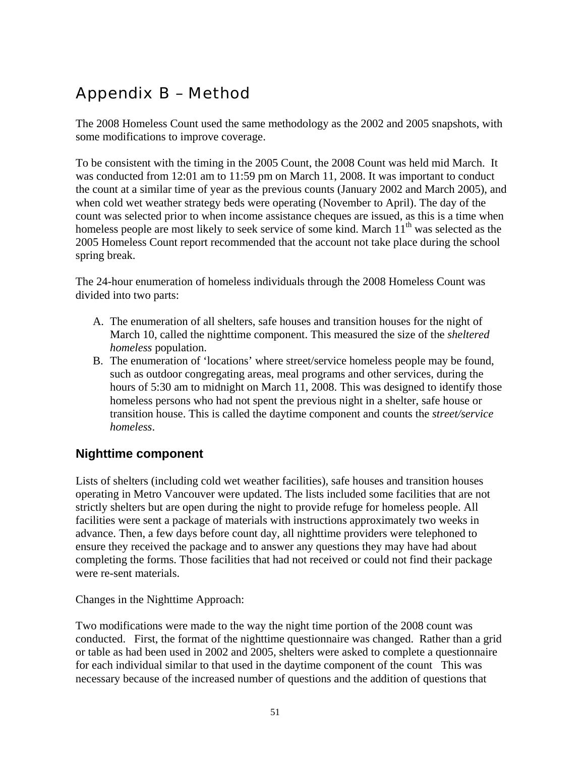# Appendix B – Method

The 2008 Homeless Count used the same methodology as the 2002 and 2005 snapshots, with some modifications to improve coverage.

To be consistent with the timing in the 2005 Count, the 2008 Count was held mid March. It was conducted from 12:01 am to 11:59 pm on March 11, 2008. It was important to conduct the count at a similar time of year as the previous counts (January 2002 and March 2005), and when cold wet weather strategy beds were operating (November to April). The day of the count was selected prior to when income assistance cheques are issued, as this is a time when homeless people are most likely to seek service of some kind. March 11th was selected as the 2005 Homeless Count report recommended that the account not take place during the school spring break.

The 24-hour enumeration of homeless individuals through the 2008 Homeless Count was divided into two parts:

A. The enumeration of all shelters, safe houses and transition houses for the night of March 10, called the nighttime component. This measured the size of the *sheltered homeless* population.
B. The enumeration of 'locations' where street/service homeless people may be found, such as outdoor congregating areas, meal programs and other services, during the hours of 5:30 am to midnight on March 11, 2008. This was designed to identify those homeless persons who had not spent the previous night in a shelter, safe house or transition house. This is called the daytime component and counts the *street/service homeless*.

## Nighttime component

Lists of shelters (including cold wet weather facilities), safe houses and transition houses operating in Metro Vancouver were updated. The lists included some facilities that are not strictly shelters but are open during the night to provide refuge for homeless people. All facilities were sent a package of materials with instructions approximately two weeks in advance. Then, a few days before count day, all nighttime providers were telephoned to ensure they received the package and to answer any questions they may have had about completing the forms. Those facilities that had not received or could not find their package were re-sent materials.

Changes in the Nighttime Approach:

Two modifications were made to the way the night time portion of the 2008 count was conducted. First, the format of the nighttime questionnaire was changed. Rather than a grid or table as had been used in 2002 and 2005, shelters were asked to complete a questionnaire for each individual similar to that used in the daytime component of the count This was necessary because of the increased number of questions and the addition of questions that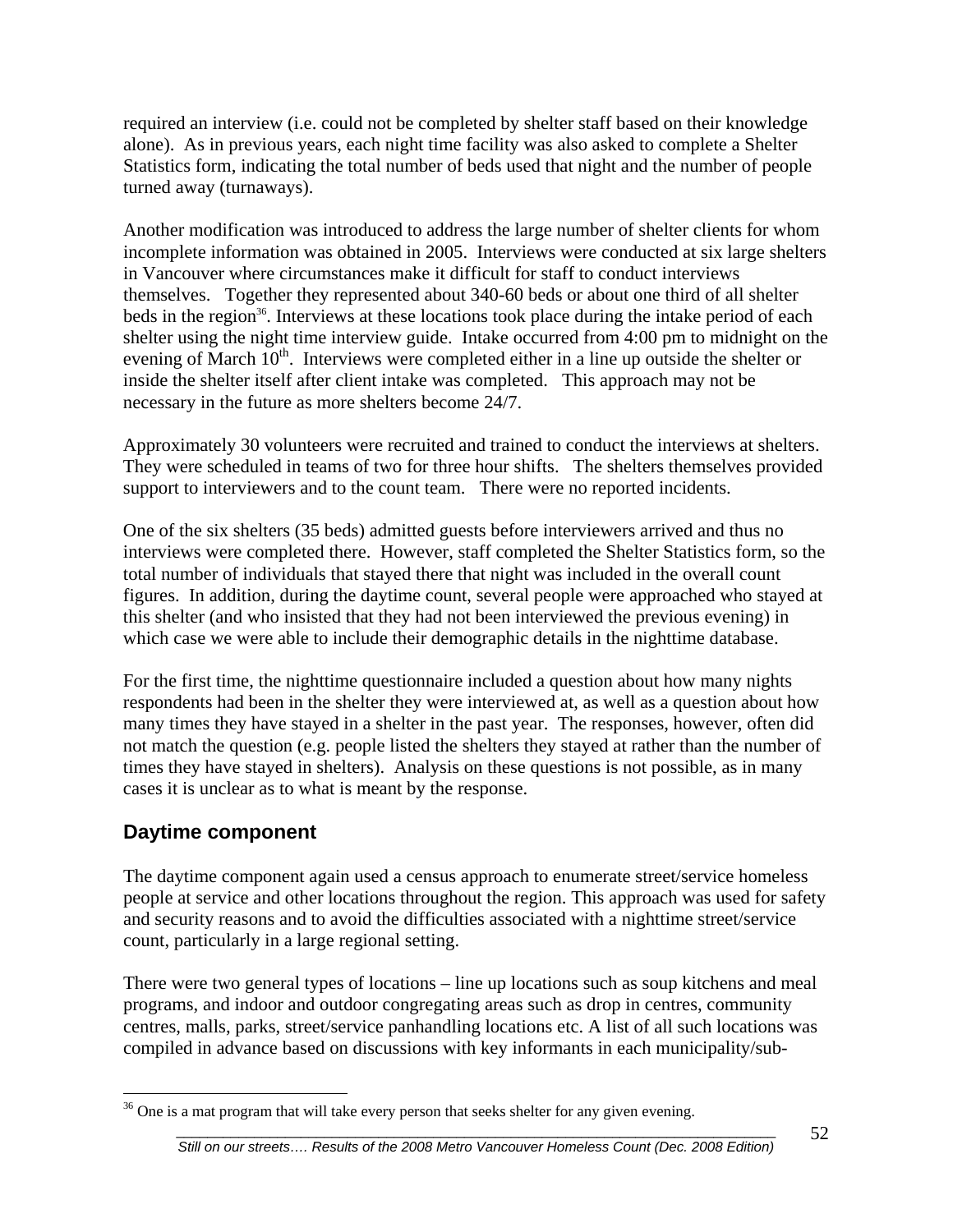required an interview (i.e. could not be completed by shelter staff based on their knowledge alone). As in previous years, each night time facility was also asked to complete a Shelter Statistics form, indicating the total number of beds used that night and the number of people turned away (turnaways).

Another modification was introduced to address the large number of shelter clients for whom incomplete information was obtained in 2005. Interviews were conducted at six large shelters in Vancouver where circumstances make it difficult for staff to conduct interviews themselves. Together they represented about 340-60 beds or about one third of all shelter beds in the region[36]. Interviews at these locations took place during the intake period of each shelter using the night time interview guide. Intake occurred from 4:00 pm to midnight on the evening of March 10th. Interviews were completed either in a line up outside the shelter or inside the shelter itself after client intake was completed. This approach may not be necessary in the future as more shelters become 24/7.

Approximately 30 volunteers were recruited and trained to conduct the interviews at shelters. They were scheduled in teams of two for three hour shifts. The shelters themselves provided support to interviewers and to the count team. There were no reported incidents.

One of the six shelters (35 beds) admitted guests before interviewers arrived and thus no interviews were completed there. However, staff completed the Shelter Statistics form, so the total number of individuals that stayed there that night was included in the overall count figures. In addition, during the daytime count, several people were approached who stayed at this shelter (and who insisted that they had not been interviewed the previous evening) in which case we were able to include their demographic details in the nighttime database.

For the first time, the nighttime questionnaire included a question about how many nights respondents had been in the shelter they were interviewed at, as well as a question about how many times they have stayed in a shelter in the past year. The responses, however, often did not match the question (e.g. people listed the shelters they stayed at rather than the number of times they have stayed in shelters). Analysis on these questions is not possible, as in many cases it is unclear as to what is meant by the response.

## Daytime component

The daytime component again used a census approach to enumerate street/service homeless people at service and other locations throughout the region. This approach was used for safety and security reasons and to avoid the difficulties associated with a nighttime street/service count, particularly in a large regional setting.

There were two general types of locations – line up locations such as soup kitchens and meal programs, and indoor and outdoor congregating areas such as drop in centres, community centres, malls, parks, street/service panhandling locations etc. A list of all such locations was compiled in advance based on discussions with key informants in each municipality/sub-

[36] One is a mat program that will take every person that seeks shelter for any given evening.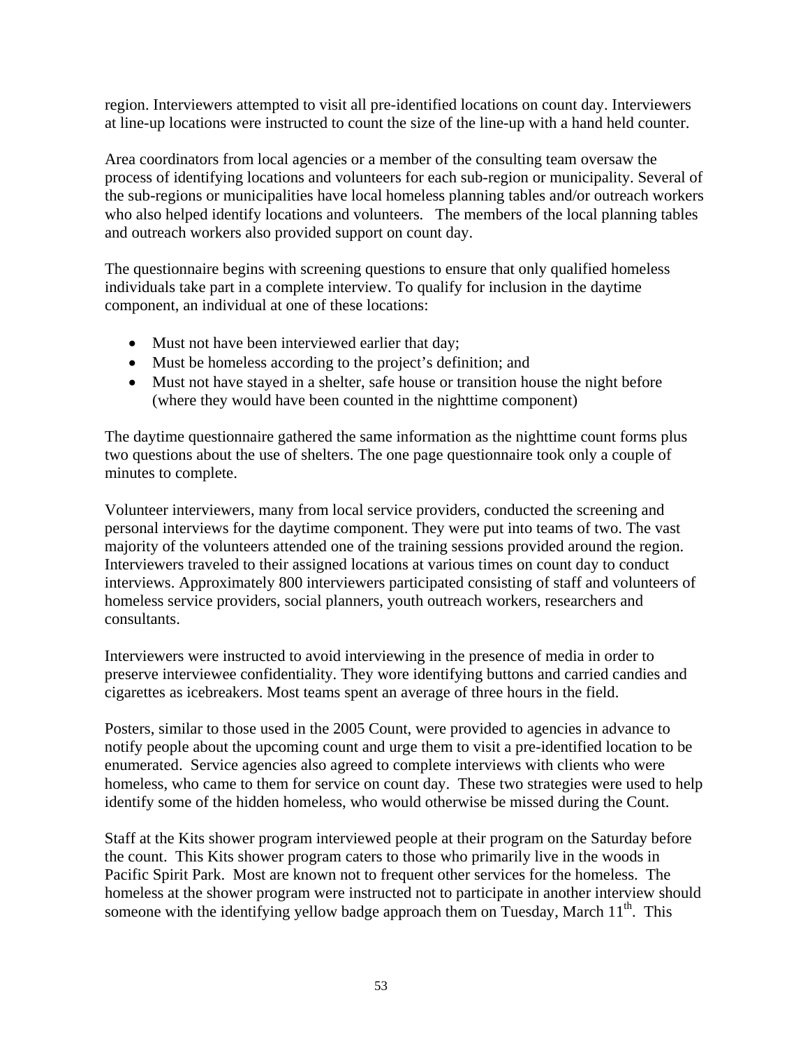region. Interviewers attempted to visit all pre-identified locations on count day. Interviewers at line-up locations were instructed to count the size of the line-up with a hand held counter.

Area coordinators from local agencies or a member of the consulting team oversaw the process of identifying locations and volunteers for each sub-region or municipality. Several of the sub-regions or municipalities have local homeless planning tables and/or outreach workers who also helped identify locations and volunteers. The members of the local planning tables and outreach workers also provided support on count day.

The questionnaire begins with screening questions to ensure that only qualified homeless individuals take part in a complete interview. To qualify for inclusion in the daytime component, an individual at one of these locations:

- Must not have been interviewed earlier that day;
- Must be homeless according to the project's definition; and
- Must not have stayed in a shelter, safe house or transition house the night before (where they would have been counted in the nighttime component)

The daytime questionnaire gathered the same information as the nighttime count forms plus two questions about the use of shelters. The one page questionnaire took only a couple of minutes to complete.

Volunteer interviewers, many from local service providers, conducted the screening and personal interviews for the daytime component. They were put into teams of two. The vast majority of the volunteers attended one of the training sessions provided around the region. Interviewers traveled to their assigned locations at various times on count day to conduct interviews. Approximately 800 interviewers participated consisting of staff and volunteers of homeless service providers, social planners, youth outreach workers, researchers and consultants.

Interviewers were instructed to avoid interviewing in the presence of media in order to preserve interviewee confidentiality. They wore identifying buttons and carried candies and cigarettes as icebreakers. Most teams spent an average of three hours in the field.

Posters, similar to those used in the 2005 Count, were provided to agencies in advance to notify people about the upcoming count and urge them to visit a pre-identified location to be enumerated. Service agencies also agreed to complete interviews with clients who were homeless, who came to them for service on count day. These two strategies were used to help identify some of the hidden homeless, who would otherwise be missed during the Count.

Staff at the Kits shower program interviewed people at their program on the Saturday before the count. This Kits shower program caters to those who primarily live in the woods in Pacific Spirit Park. Most are known not to frequent other services for the homeless. The homeless at the shower program were instructed not to participate in another interview should someone with the identifying yellow badge approach them on Tuesday, March 11th. This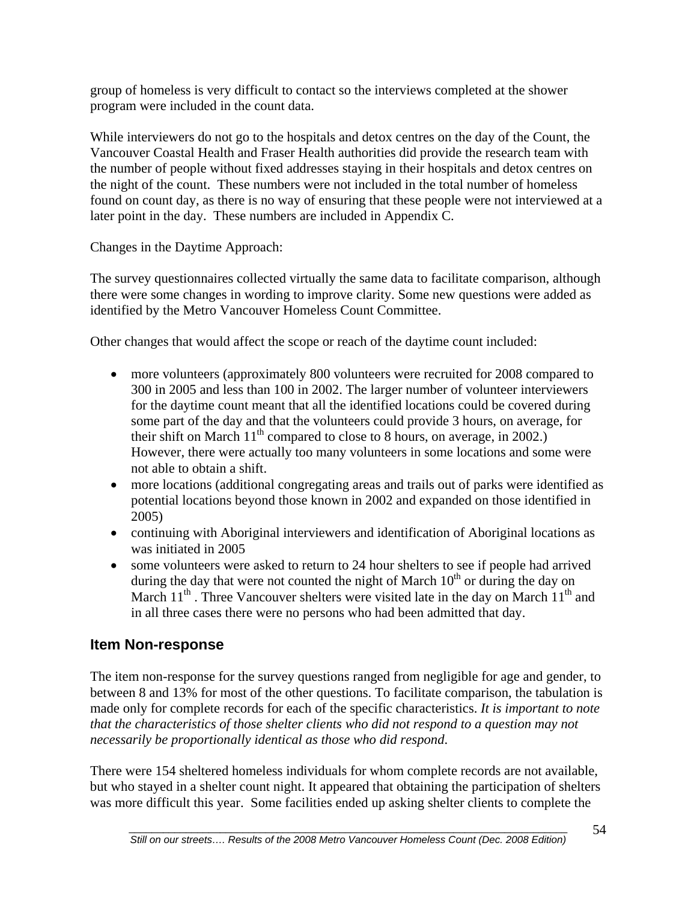group of homeless is very difficult to contact so the interviews completed at the shower program were included in the count data.

While interviewers do not go to the hospitals and detox centres on the day of the Count, the Vancouver Coastal Health and Fraser Health authorities did provide the research team with the number of people without fixed addresses staying in their hospitals and detox centres on the night of the count. These numbers were not included in the total number of homeless found on count day, as there is no way of ensuring that these people were not interviewed at a later point in the day. These numbers are included in Appendix C.

Changes in the Daytime Approach:

The survey questionnaires collected virtually the same data to facilitate comparison, although there were some changes in wording to improve clarity. Some new questions were added as identified by the Metro Vancouver Homeless Count Committee.

Other changes that would affect the scope or reach of the daytime count included:

- more volunteers (approximately 800 volunteers were recruited for 2008 compared to 300 in 2005 and less than 100 in 2002. The larger number of volunteer interviewers for the daytime count meant that all the identified locations could be covered during some part of the day and that the volunteers could provide 3 hours, on average, for their shift on March 11th compared to close to 8 hours, on average, in 2002.) However, there were actually too many volunteers in some locations and some were not able to obtain a shift.
- more locations (additional congregating areas and trails out of parks were identified as potential locations beyond those known in 2002 and expanded on those identified in 2005)
- continuing with Aboriginal interviewers and identification of Aboriginal locations as was initiated in 2005
- some volunteers were asked to return to 24 hour shelters to see if people had arrived during the day that were not counted the night of March 10th or during the day on March 11th . Three Vancouver shelters were visited late in the day on March 11th and in all three cases there were no persons who had been admitted that day.

## Item Non-response

The item non-response for the survey questions ranged from negligible for age and gender, to between 8 and 13% for most of the other questions. To facilitate comparison, the tabulation is made only for complete records for each of the specific characteristics. *It is important to note that the characteristics of those shelter clients who did not respond to a question may not necessarily be proportionally identical as those who did respond*.

There were 154 sheltered homeless individuals for whom complete records are not available, but who stayed in a shelter count night. It appeared that obtaining the participation of shelters was more difficult this year. Some facilities ended up asking shelter clients to complete the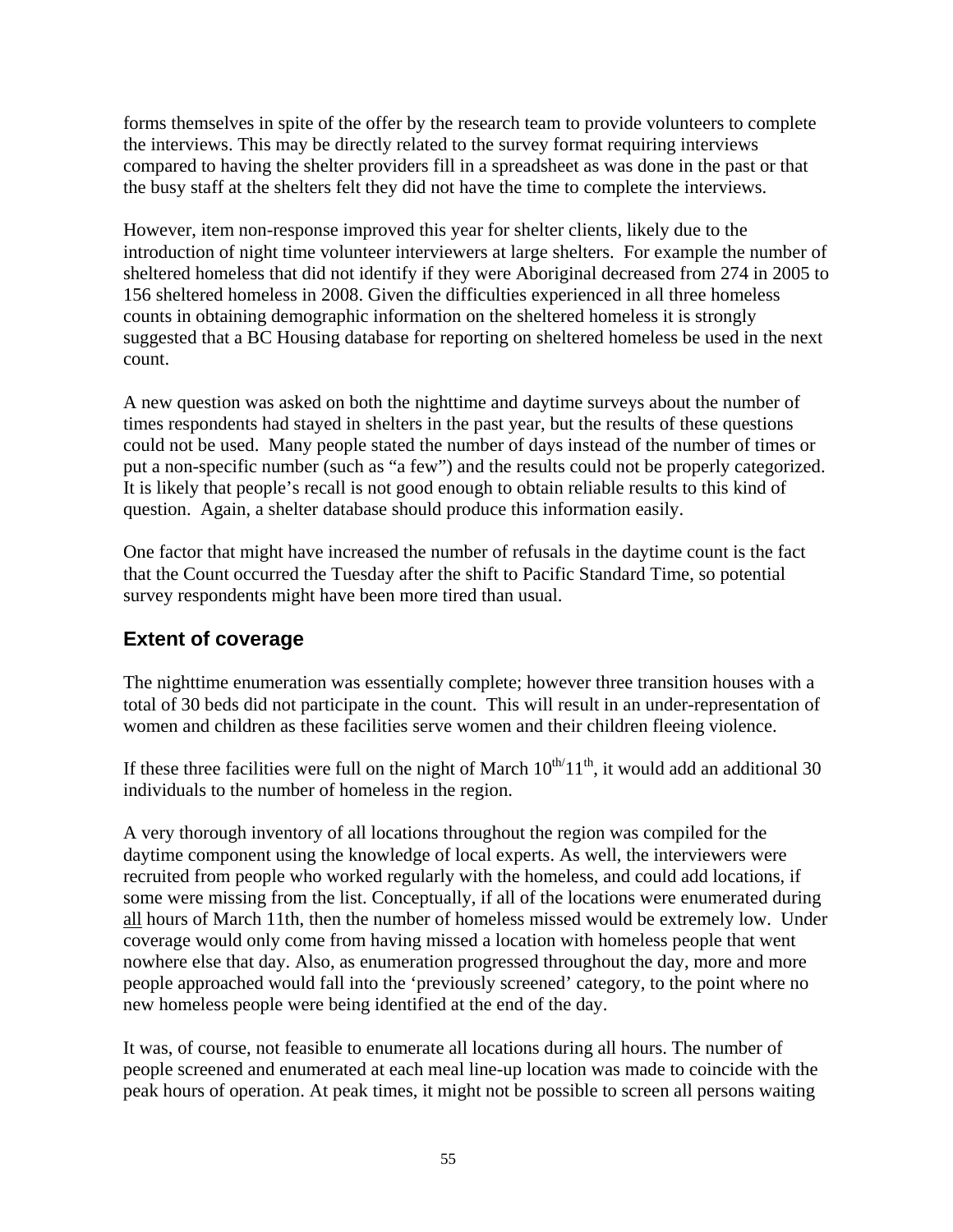forms themselves in spite of the offer by the research team to provide volunteers to complete the interviews. This may be directly related to the survey format requiring interviews compared to having the shelter providers fill in a spreadsheet as was done in the past or that the busy staff at the shelters felt they did not have the time to complete the interviews.

However, item non-response improved this year for shelter clients, likely due to the introduction of night time volunteer interviewers at large shelters. For example the number of sheltered homeless that did not identify if they were Aboriginal decreased from 274 in 2005 to 156 sheltered homeless in 2008. Given the difficulties experienced in all three homeless counts in obtaining demographic information on the sheltered homeless it is strongly suggested that a BC Housing database for reporting on sheltered homeless be used in the next count.

A new question was asked on both the nighttime and daytime surveys about the number of times respondents had stayed in shelters in the past year, but the results of these questions could not be used. Many people stated the number of days instead of the number of times or put a non-specific number (such as "a few") and the results could not be properly categorized. It is likely that people's recall is not good enough to obtain reliable results to this kind of question. Again, a shelter database should produce this information easily.

One factor that might have increased the number of refusals in the daytime count is the fact that the Count occurred the Tuesday after the shift to Pacific Standard Time, so potential survey respondents might have been more tired than usual.

## Extent of coverage

The nighttime enumeration was essentially complete; however three transition houses with a total of 30 beds did not participate in the count. This will result in an under-representation of women and children as these facilities serve women and their children fleeing violence.

If these three facilities were full on the night of March 10th/11th, it would add an additional 30 individuals to the number of homeless in the region.

A very thorough inventory of all locations throughout the region was compiled for the daytime component using the knowledge of local experts. As well, the interviewers were recruited from people who worked regularly with the homeless, and could add locations, if some were missing from the list. Conceptually, if all of the locations were enumerated during <u>all</u> hours of March 11th, then the number of homeless missed would be extremely low. Under coverage would only come from having missed a location with homeless people that went nowhere else that day. Also, as enumeration progressed throughout the day, more and more people approached would fall into the 'previously screened' category, to the point where no new homeless people were being identified at the end of the day.

It was, of course, not feasible to enumerate all locations during all hours. The number of people screened and enumerated at each meal line-up location was made to coincide with the peak hours of operation. At peak times, it might not be possible to screen all persons waiting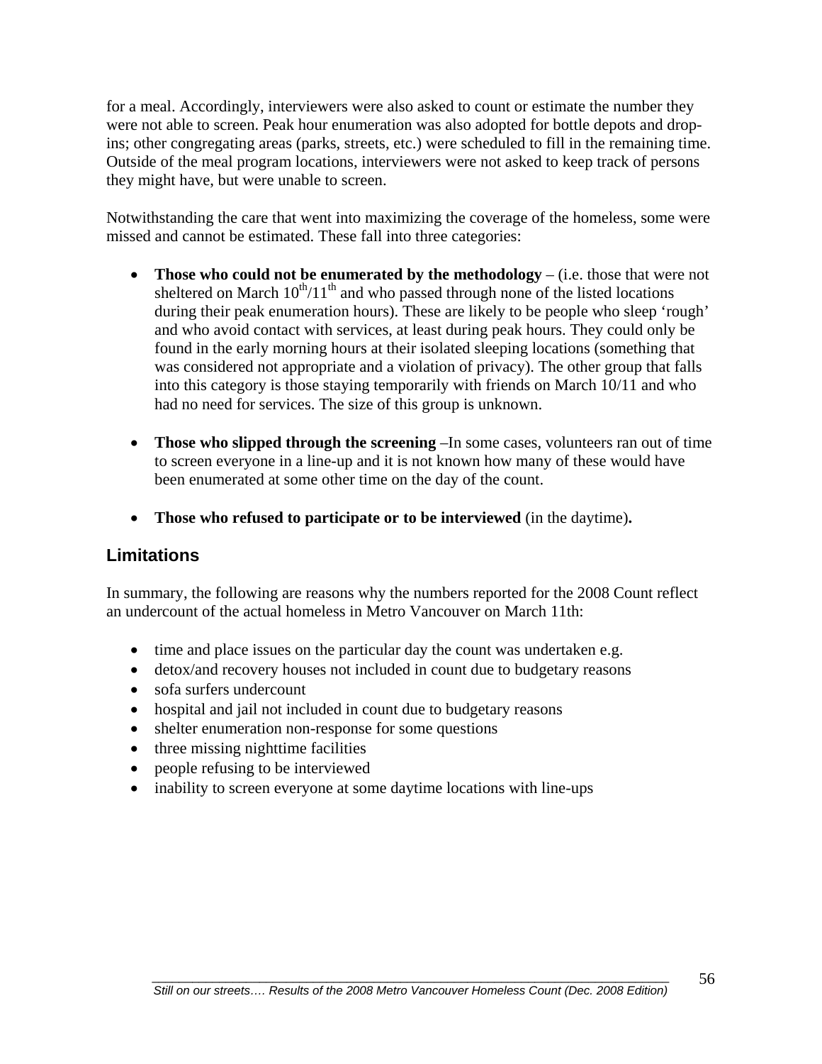for a meal. Accordingly, interviewers were also asked to count or estimate the number they were not able to screen. Peak hour enumeration was also adopted for bottle depots and drop-ins; other congregating areas (parks, streets, etc.) were scheduled to fill in the remaining time. Outside of the meal program locations, interviewers were not asked to keep track of persons they might have, but were unable to screen.

Notwithstanding the care that went into maximizing the coverage of the homeless, some were missed and cannot be estimated. These fall into three categories:

- **Those who could not be enumerated by the methodology** – (i.e. those that were not sheltered on March 10th/11th and who passed through none of the listed locations during their peak enumeration hours). These are likely to be people who sleep 'rough' and who avoid contact with services, at least during peak hours. They could only be found in the early morning hours at their isolated sleeping locations (something that was considered not appropriate and a violation of privacy). The other group that falls into this category is those staying temporarily with friends on March 10/11 and who had no need for services. The size of this group is unknown.

- **Those who slipped through the screening** –In some cases, volunteers ran out of time to screen everyone in a line-up and it is not known how many of these would have been enumerated at some other time on the day of the count.

- **Those who refused to participate or to be interviewed** (in the daytime)**.**

## Limitations

In summary, the following are reasons why the numbers reported for the 2008 Count reflect an undercount of the actual homeless in Metro Vancouver on March 11th:

- time and place issues on the particular day the count was undertaken e.g.
- detox/and recovery houses not included in count due to budgetary reasons
- sofa surfers undercount
- hospital and jail not included in count due to budgetary reasons
- shelter enumeration non-response for some questions
- three missing nighttime facilities
- people refusing to be interviewed
- inability to screen everyone at some daytime locations with line-ups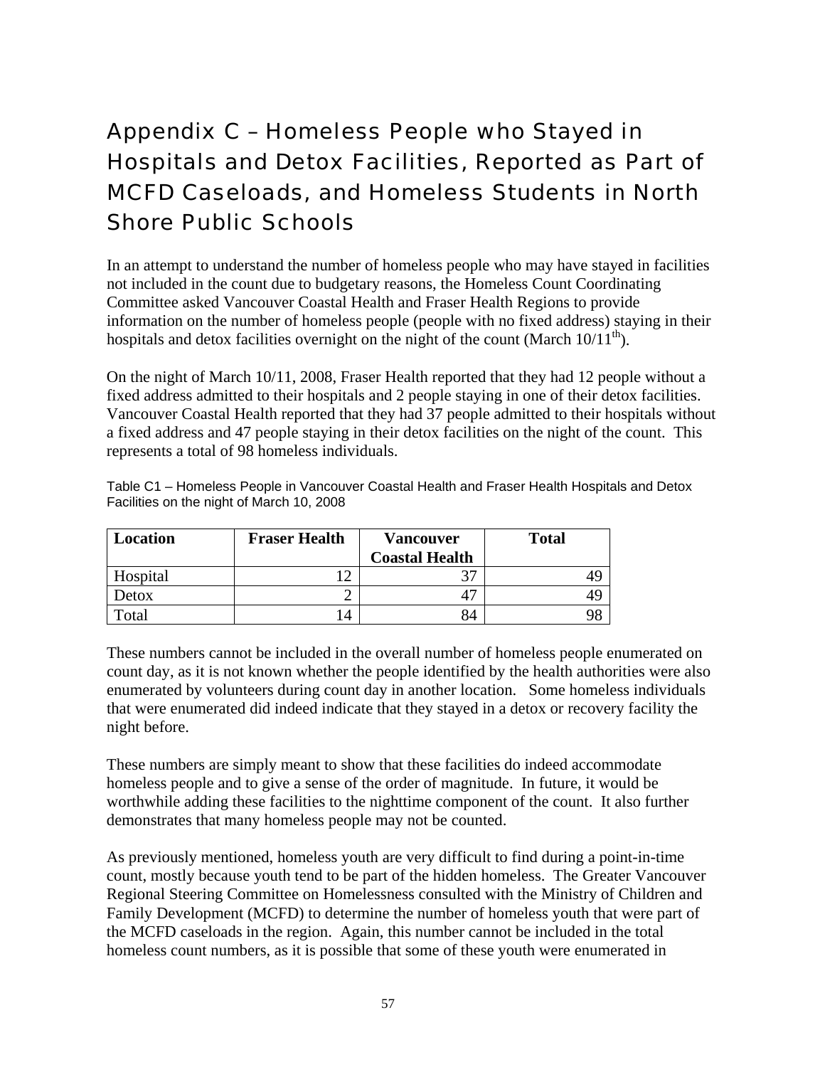# Appendix C – Homeless People who Stayed in Hospitals and Detox Facilities, Reported as Part of MCFD Caseloads, and Homeless Students in North Shore Public Schools

In an attempt to understand the number of homeless people who may have stayed in facilities not included in the count due to budgetary reasons, the Homeless Count Coordinating Committee asked Vancouver Coastal Health and Fraser Health Regions to provide information on the number of homeless people (people with no fixed address) staying in their hospitals and detox facilities overnight on the night of the count (March 10/11th).

On the night of March 10/11, 2008, Fraser Health reported that they had 12 people without a fixed address admitted to their hospitals and 2 people staying in one of their detox facilities. Vancouver Coastal Health reported that they had 37 people admitted to their hospitals without a fixed address and 47 people staying in their detox facilities on the night of the count. This represents a total of 98 homeless individuals.

Table C1 – Homeless People in Vancouver Coastal Health and Fraser Health Hospitals and Detox Facilities on the night of March 10, 2008

| Location | Fraser Health | Vancouver Coastal Health | Total |
|---|---|---|---|
| Hospital | 12 | 37 | 49 |
| Detox | 2 | 47 | 49 |
| Total | 14 | 84 | 98 |

These numbers cannot be included in the overall number of homeless people enumerated on count day, as it is not known whether the people identified by the health authorities were also enumerated by volunteers during count day in another location. Some homeless individuals that were enumerated did indeed indicate that they stayed in a detox or recovery facility the night before.

These numbers are simply meant to show that these facilities do indeed accommodate homeless people and to give a sense of the order of magnitude. In future, it would be worthwhile adding these facilities to the nighttime component of the count. It also further demonstrates that many homeless people may not be counted.

As previously mentioned, homeless youth are very difficult to find during a point-in-time count, mostly because youth tend to be part of the hidden homeless. The Greater Vancouver Regional Steering Committee on Homelessness consulted with the Ministry of Children and Family Development (MCFD) to determine the number of homeless youth that were part of the MCFD caseloads in the region. Again, this number cannot be included in the total homeless count numbers, as it is possible that some of these youth were enumerated in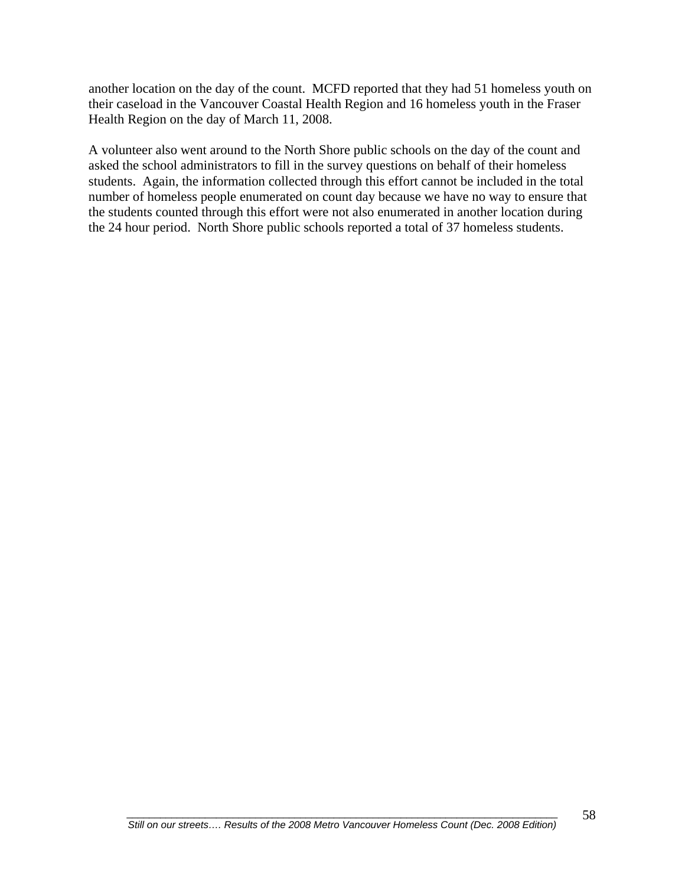another location on the day of the count. MCFD reported that they had 51 homeless youth on their caseload in the Vancouver Coastal Health Region and 16 homeless youth in the Fraser Health Region on the day of March 11, 2008.

A volunteer also went around to the North Shore public schools on the day of the count and asked the school administrators to fill in the survey questions on behalf of their homeless students. Again, the information collected through this effort cannot be included in the total number of homeless people enumerated on count day because we have no way to ensure that the students counted through this effort were not also enumerated in another location during the 24 hour period. North Shore public schools reported a total of 37 homeless students.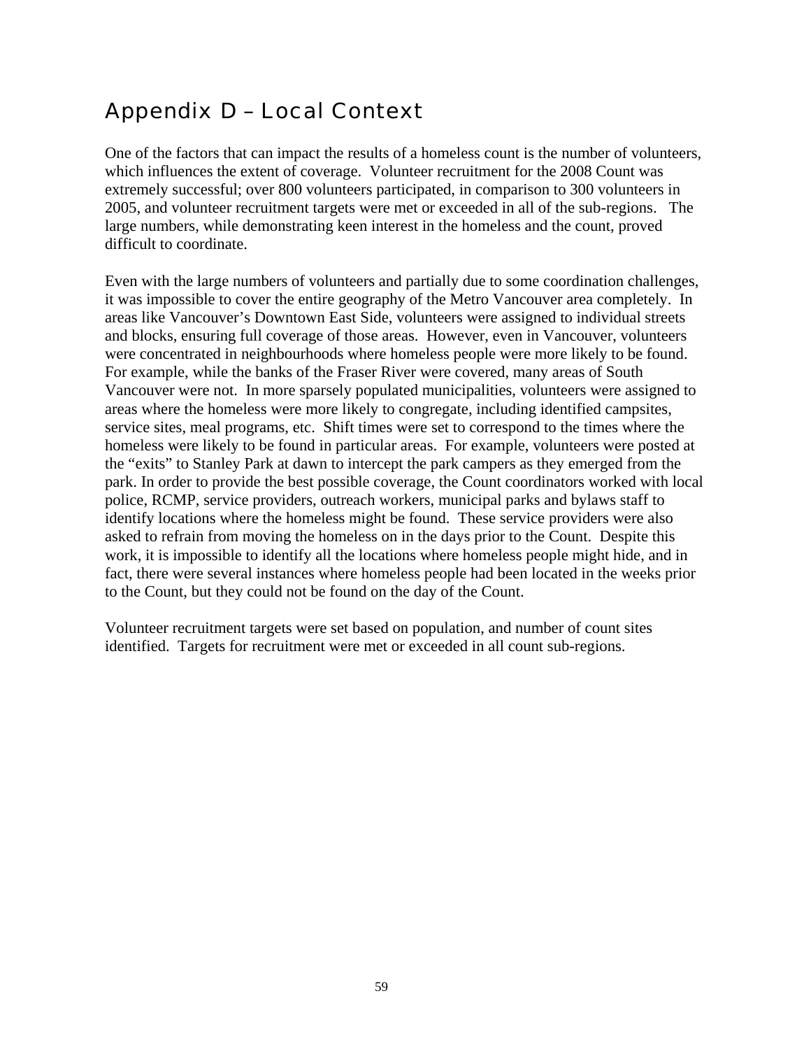# Appendix D – Local Context

One of the factors that can impact the results of a homeless count is the number of volunteers, which influences the extent of coverage. Volunteer recruitment for the 2008 Count was extremely successful; over 800 volunteers participated, in comparison to 300 volunteers in 2005, and volunteer recruitment targets were met or exceeded in all of the sub-regions. The large numbers, while demonstrating keen interest in the homeless and the count, proved difficult to coordinate.

Even with the large numbers of volunteers and partially due to some coordination challenges, it was impossible to cover the entire geography of the Metro Vancouver area completely. In areas like Vancouver's Downtown East Side, volunteers were assigned to individual streets and blocks, ensuring full coverage of those areas. However, even in Vancouver, volunteers were concentrated in neighbourhoods where homeless people were more likely to be found. For example, while the banks of the Fraser River were covered, many areas of South Vancouver were not. In more sparsely populated municipalities, volunteers were assigned to areas where the homeless were more likely to congregate, including identified campsites, service sites, meal programs, etc. Shift times were set to correspond to the times where the homeless were likely to be found in particular areas. For example, volunteers were posted at the "exits" to Stanley Park at dawn to intercept the park campers as they emerged from the park. In order to provide the best possible coverage, the Count coordinators worked with local police, RCMP, service providers, outreach workers, municipal parks and bylaws staff to identify locations where the homeless might be found. These service providers were also asked to refrain from moving the homeless on in the days prior to the Count. Despite this work, it is impossible to identify all the locations where homeless people might hide, and in fact, there were several instances where homeless people had been located in the weeks prior to the Count, but they could not be found on the day of the Count.

Volunteer recruitment targets were set based on population, and number of count sites identified. Targets for recruitment were met or exceeded in all count sub-regions.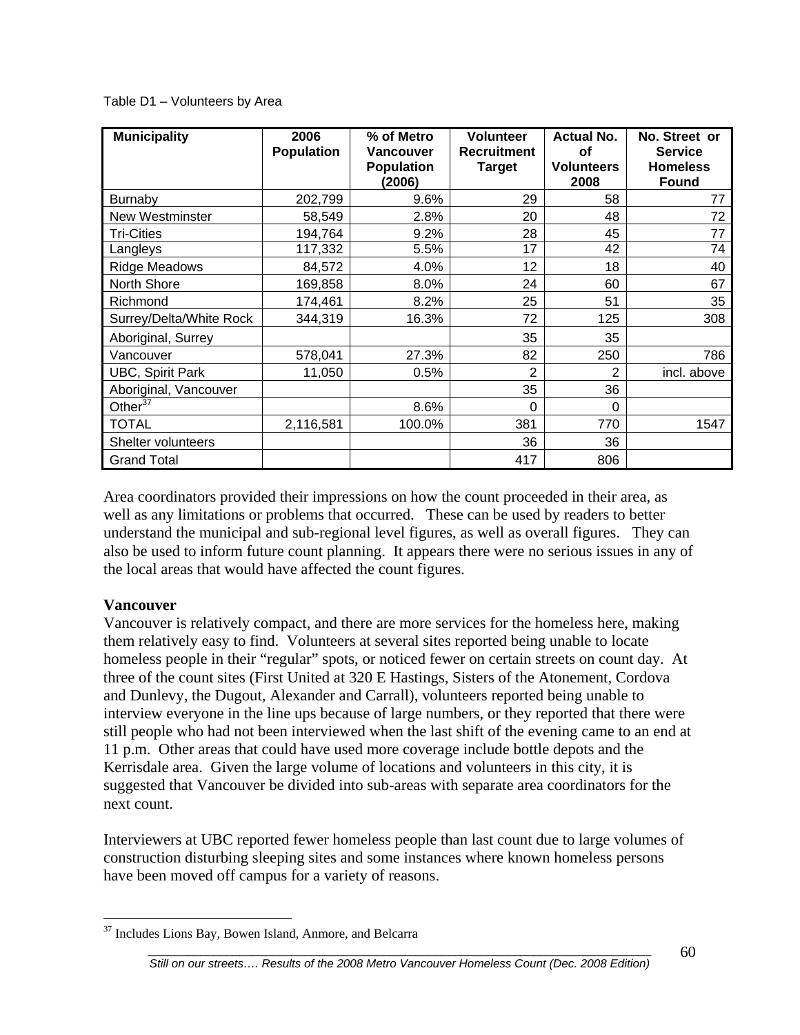Table D1 – Volunteers by Area

| Municipality | 2006 Population | % of Metro Vancouver Population (2006) | Volunteer Recruitment Target | Actual No. of Volunteers 2008 | No. Street or Service Homeless Found |
|---|---|---|---|---|---|
| Burnaby | 202,799 | 9.6% | 29 | 58 | 77 |
| New Westminster | 58,549 | 2.8% | 20 | 48 | 72 |
| Tri-Cities | 194,764 | 9.2% | 28 | 45 | 77 |
| Langleys | 117,332 | 5.5% | 17 | 42 | 74 |
| Ridge Meadows | 84,572 | 4.0% | 12 | 18 | 40 |
| North Shore | 169,858 | 8.0% | 24 | 60 | 67 |
| Richmond | 174,461 | 8.2% | 25 | 51 | 35 |
| Surrey/Delta/White Rock | 344,319 | 16.3% | 72 | 125 | 308 |
| Aboriginal, Surrey | | | 35 | 35 | |
| Vancouver | 578,041 | 27.3% | 82 | 250 | 786 |
| UBC, Spirit Park | 11,050 | 0.5% | 2 | 2 | incl. above |
| Aboriginal, Vancouver | | | 35 | 36 | |
| Other[37] | | 8.6% | 0 | 0 | |
| TOTAL | 2,116,581 | 100.0% | 381 | 770 | 1547 |
| Shelter volunteers | | | 36 | 36 | |
| Grand Total | | | 417 | 806 | |

Area coordinators provided their impressions on how the count proceeded in their area, as well as any limitations or problems that occurred. These can be used by readers to better understand the municipal and sub-regional level figures, as well as overall figures. They can also be used to inform future count planning. It appears there were no serious issues in any of the local areas that would have affected the count figures.

**Vancouver**

Vancouver is relatively compact, and there are more services for the homeless here, making them relatively easy to find. Volunteers at several sites reported being unable to locate homeless people in their "regular" spots, or noticed fewer on certain streets on count day. At three of the count sites (First United at 320 E Hastings, Sisters of the Atonement, Cordova and Dunlevy, the Dugout, Alexander and Carrall), volunteers reported being unable to interview everyone in the line ups because of large numbers, or they reported that there were still people who had not been interviewed when the last shift of the evening came to an end at 11 p.m. Other areas that could have used more coverage include bottle depots and the Kerrisdale area. Given the large volume of locations and volunteers in this city, it is suggested that Vancouver be divided into sub-areas with separate area coordinators for the next count.

Interviewers at UBC reported fewer homeless people than last count due to large volumes of construction disturbing sleeping sites and some instances where known homeless persons have been moved off campus for a variety of reasons.

[37] Includes Lions Bay, Bowen Island, Anmore, and Belcarra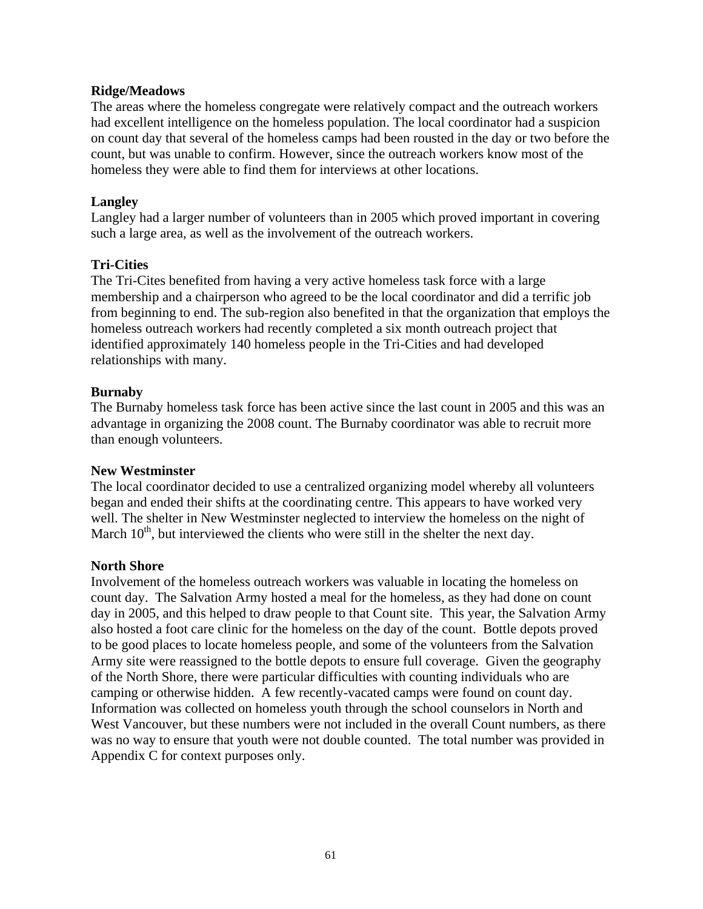**Ridge/Meadows**

The areas where the homeless congregate were relatively compact and the outreach workers had excellent intelligence on the homeless population. The local coordinator had a suspicion on count day that several of the homeless camps had been rousted in the day or two before the count, but was unable to confirm. However, since the outreach workers know most of the homeless they were able to find them for interviews at other locations.

**Langley**

Langley had a larger number of volunteers than in 2005 which proved important in covering such a large area, as well as the involvement of the outreach workers.

**Tri-Cities**

The Tri-Cites benefited from having a very active homeless task force with a large membership and a chairperson who agreed to be the local coordinator and did a terrific job from beginning to end. The sub-region also benefited in that the organization that employs the homeless outreach workers had recently completed a six month outreach project that identified approximately 140 homeless people in the Tri-Cities and had developed relationships with many.

**Burnaby**

The Burnaby homeless task force has been active since the last count in 2005 and this was an advantage in organizing the 2008 count. The Burnaby coordinator was able to recruit more than enough volunteers.

**New Westminster**

The local coordinator decided to use a centralized organizing model whereby all volunteers began and ended their shifts at the coordinating centre. This appears to have worked very well. The shelter in New Westminster neglected to interview the homeless on the night of March 10th, but interviewed the clients who were still in the shelter the next day.

**North Shore**

Involvement of the homeless outreach workers was valuable in locating the homeless on count day. The Salvation Army hosted a meal for the homeless, as they had done on count day in 2005, and this helped to draw people to that Count site. This year, the Salvation Army also hosted a foot care clinic for the homeless on the day of the count. Bottle depots proved to be good places to locate homeless people, and some of the volunteers from the Salvation Army site were reassigned to the bottle depots to ensure full coverage. Given the geography of the North Shore, there were particular difficulties with counting individuals who are camping or otherwise hidden. A few recently-vacated camps were found on count day. Information was collected on homeless youth through the school counselors in North and West Vancouver, but these numbers were not included in the overall Count numbers, as there was no way to ensure that youth were not double counted. The total number was provided in Appendix C for context purposes only.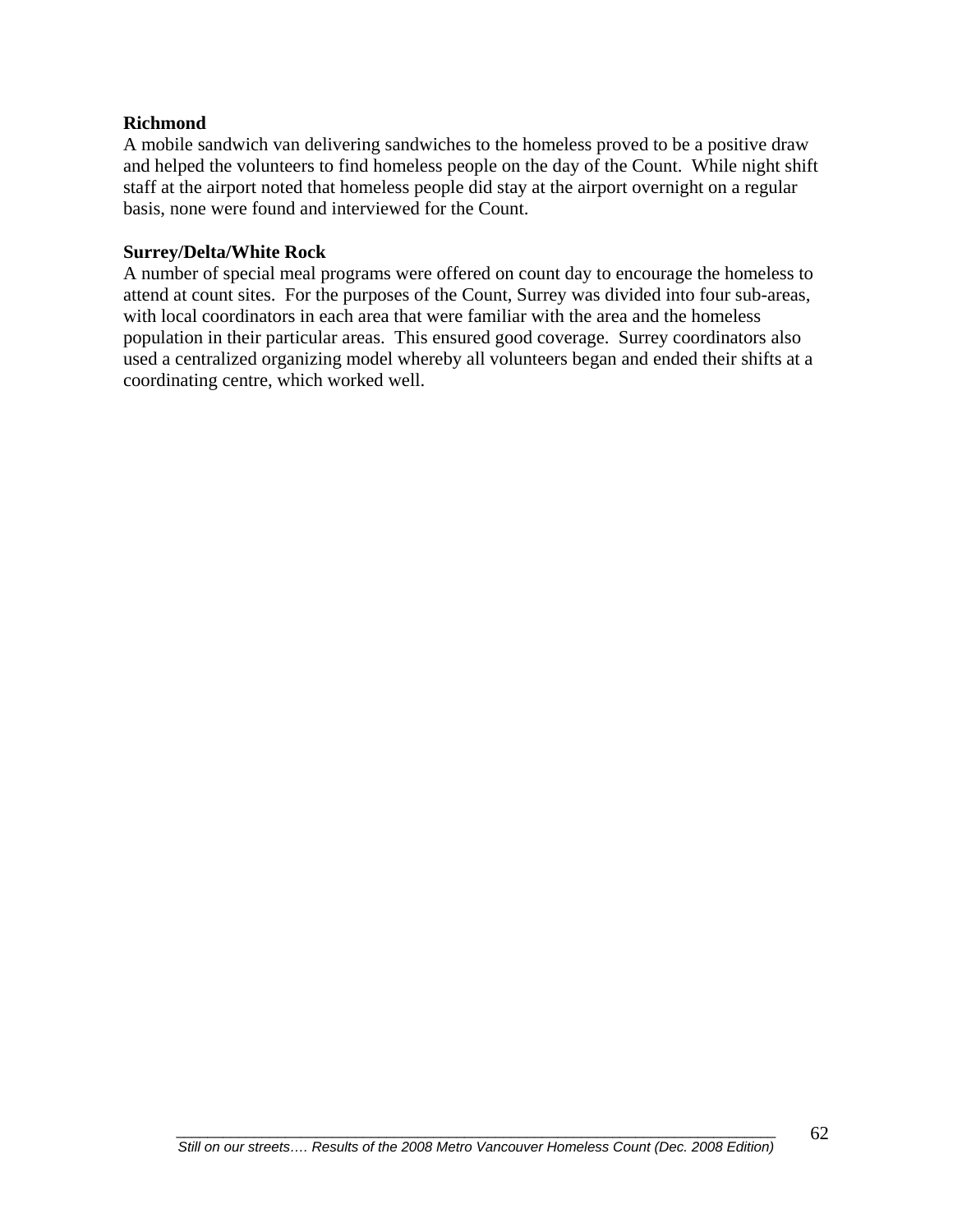**Richmond**
A mobile sandwich van delivering sandwiches to the homeless proved to be a positive draw and helped the volunteers to find homeless people on the day of the Count. While night shift staff at the airport noted that homeless people did stay at the airport overnight on a regular basis, none were found and interviewed for the Count.

**Surrey/Delta/White Rock**
A number of special meal programs were offered on count day to encourage the homeless to attend at count sites. For the purposes of the Count, Surrey was divided into four sub-areas, with local coordinators in each area that were familiar with the area and the homeless population in their particular areas. This ensured good coverage. Surrey coordinators also used a centralized organizing model whereby all volunteers began and ended their shifts at a coordinating centre, which worked well.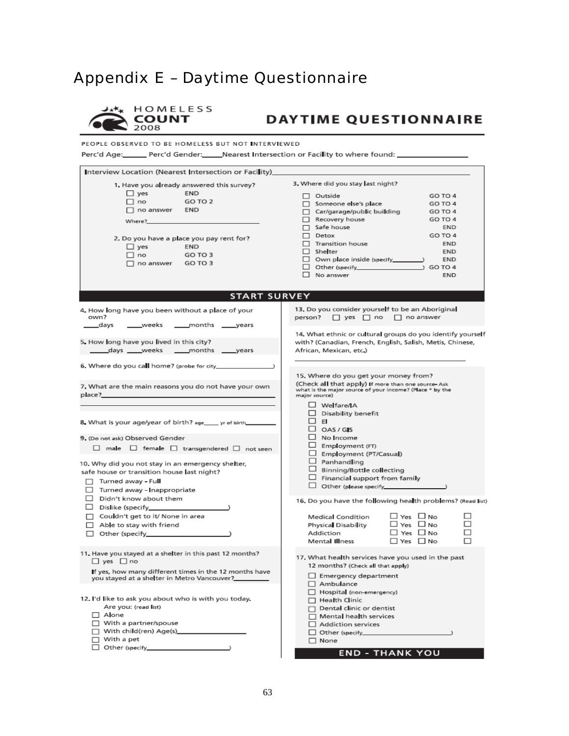# Appendix E – Daytime Questionnaire

**HOMELESS COUNT 2008**

## DAYTIME QUESTIONNAIRE

PEOPLE OBSERVED TO BE HOMELESS BUT NOT INTERVIEWED

Perc'd Age:______ Perc'd Gender:_____Nearest Intersection or Facility to where found: ________________

Interview Location (Nearest Intersection or Facility)________________________________________

1. Have you already answered this survey?

| | |
|---|---|
| ☐ yes | END |
| ☐ no | GO TO 2 |
| ☐ no answer | END |

Where?________________________________

2. Do you have a place you pay rent for?

| | |
|---|---|
| ☐ yes | END |
| ☐ no | GO TO 3 |
| ☐ no answer | GO TO 3 |

3. Where did you stay last night?

| | |
|---|---|
| ☐ Outside | GO TO 4 |
| ☐ Someone else's place | GO TO 4 |
| ☐ Car/garage/public building | GO TO 4 |
| ☐ Recovery house | GO TO 4 |
| ☐ Safe house | END |
| ☐ Detox | GO TO 4 |
| ☐ Transition house | END |
| ☐ Shelter | END |
| ☐ Own place inside (specify________) | END |
| ☐ Other (specify________________) | GO TO 4 |
| ☐ No answer | END |

**START SURVEY**

4. How long have you been without a place of your own?
____days ____weeks ____months ____years

5. How long have you lived in this city?
_____days ____weeks ____months ____years

6. Where do you call home? (probe for city_______________)

7. What are the main reasons you do not have your own place?________________________________________

8. What is your age/year of birth? age_____ yr of birth_________

9. (Do not ask) Observed Gender
☐ male ☐ female ☐ transgendered ☐ not seen

10. Why did you not stay in an emergency shelter, safe house or transition house last night?
- ☐ Turned away - Full
- ☐ Turned away – Inappropriate
- ☐ Didn't know about them
- ☐ Dislike (specify___________________)
- ☐ Couldn't get to it/ None in area
- ☐ Able to stay with friend
- ☐ Other (specify___________________)

11. Have you stayed at a shelter in this past 12 months?
☐ yes ☐ no
If yes, how many different times in the 12 months have you stayed at a shelter in Metro Vancouver?_________

12. I'd like to ask you about who is with you today.
Are you: (read list)
- ☐ Alone
- ☐ With a partner/spouse
- ☐ With child(ren) Age(s)________________
- ☐ With a pet
- ☐ Other (specify___________________)

13. Do you consider yourself to be an Aboriginal person? ☐ yes ☐ no ☐ no answer

14. What ethnic or cultural groups do you identify yourself with? (Canadian, French, English, Salish, Metis, Chinese, African, Mexican, etc.)
________________________________________

15. Where do you get your money from?
(Check all that apply) If more than one source- Ask what is the major source of your income? (Place * by the major source)
- ☐ Welfare/IA
- ☐ Disability benefit
- ☐ EI
- ☐ OAS / GIS
- ☐ No Income
- ☐ Employment (FT)
- ☐ Employment (PT/Casual)
- ☐ Panhandling
- ☐ Binning/Bottle collecting
- ☐ Financial support from family
- ☐ Other (please specify________________)

16. Do you have the following health problems? (Read list)

| | | | |
|---|---|---|---|
| Medical Condition | ☐ Yes | ☐ No | ☐ |
| Physical Disability | ☐ Yes | ☐ No | ☐ |
| Addiction | ☐ Yes | ☐ No | ☐ |
| Mental Illness | ☐ Yes | ☐ No | ☐ |

17. What health services have you used in the past 12 months? (Check all that apply)
- ☐ Emergency department
- ☐ Ambulance
- ☐ Hospital (non-emergency)
- ☐ Health Clinic
- ☐ Dental clinic or dentist
- ☐ Mental health services
- ☐ Addiction services
- ☐ Other (specify______________________)
- ☐ None

**END - THANK YOU**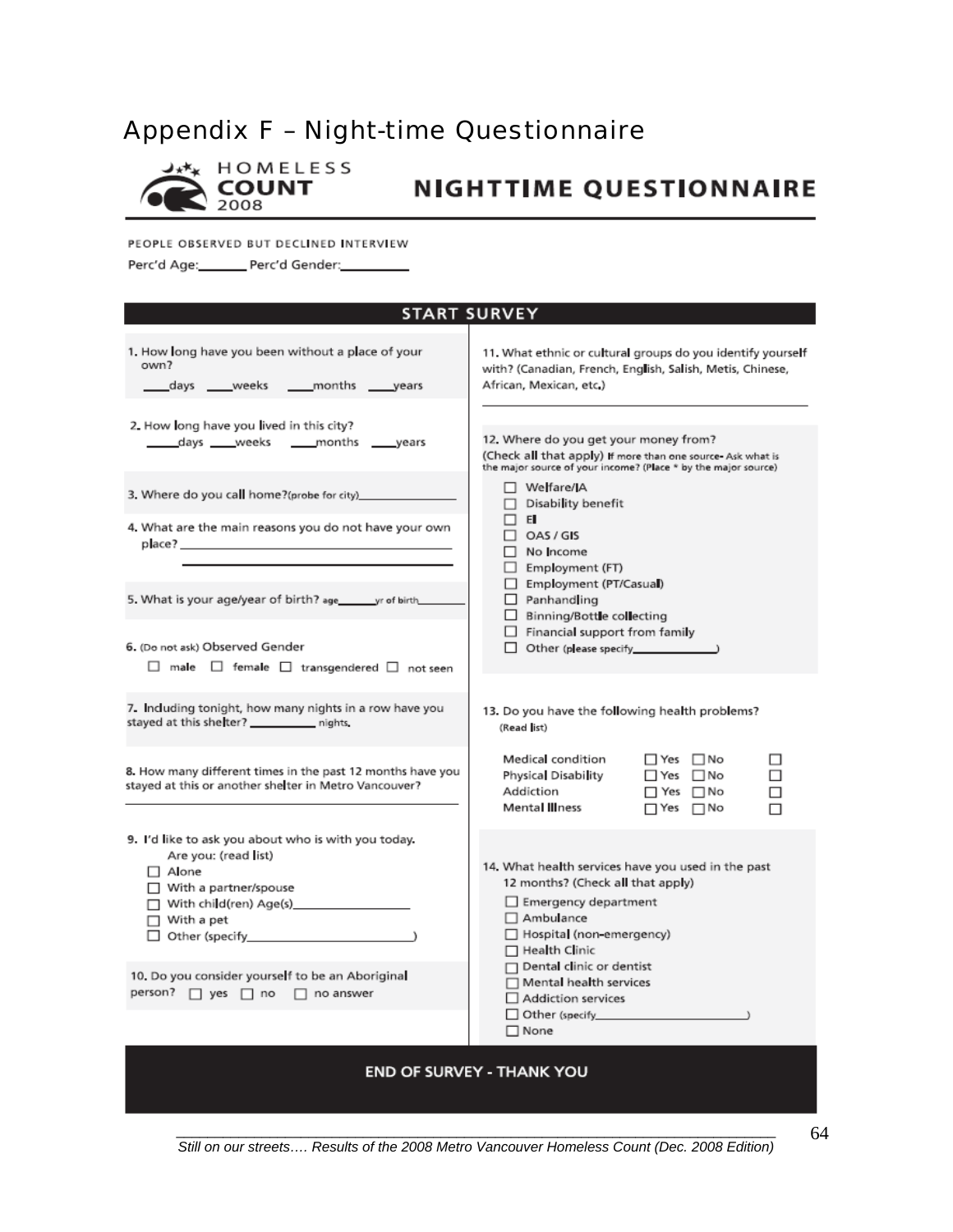# Appendix F – Night-time Questionnaire

HOMELESS COUNT 2008

## NIGHTTIME QUESTIONNAIRE

PEOPLE OBSERVED BUT DECLINED INTERVIEW

Perc'd Age:_______ Perc'd Gender:__________

### START SURVEY

1. How long have you been without a place of your own?
____days ____weeks ____months ____years

2. How long have you lived in this city?
_____days ____weeks ____months ____years

3. Where do you call home?(probe for city)________________

4. What are the main reasons you do not have your own place? ________________________________________

5. What is your age/year of birth? age______ yr of birth________

6. (Do not ask) Observed Gender
☐ male ☐ female ☐ transgendered ☐ not seen

7. Including tonight, how many nights in a row have you stayed at this shelter? __________ nights.

8. How many different times in the past 12 months have you stayed at this or another shelter in Metro Vancouver?
________________________________________

9. I'd like to ask you about who is with you today.
Are you: (read list)
☐ Alone
☐ With a partner/spouse
☐ With child(ren) Age(s)_________________
☐ With a pet
☐ Other (specify________________________)

10. Do you consider yourself to be an Aboriginal person? ☐ yes ☐ no ☐ no answer

11. What ethnic or cultural groups do you identify yourself with? (Canadian, French, English, Salish, Metis, Chinese, African, Mexican, etc.)
________________________________________

12. Where do you get your money from?
(Check all that apply) If more than one source- Ask what is the major source of your income? (Place * by the major source)
☐ Welfare/IA
☐ Disability benefit
☐ EI
☐ OAS / GIS
☐ No Income
☐ Employment (FT)
☐ Employment (PT/Casual)
☐ Panhandling
☐ Binning/Bottle collecting
☐ Financial support from family
☐ Other (please specify_____________)

13. Do you have the following health problems?
(Read list)

| | | | |
|---|---|---|---|
| Medical condition | ☐ Yes | ☐ No | ☐ |
| Physical Disability | ☐ Yes | ☐ No | ☐ |
| Addiction | ☐ Yes | ☐ No | ☐ |
| Mental Illness | ☐ Yes | ☐ No | ☐ |

14. What health services have you used in the past 12 months? (Check all that apply)
☐ Emergency department
☐ Ambulance
☐ Hospital (non-emergency)
☐ Health Clinic
☐ Dental clinic or dentist
☐ Mental health services
☐ Addiction services
☐ Other (specify_______________________)
☐ None

### END OF SURVEY - THANK YOU